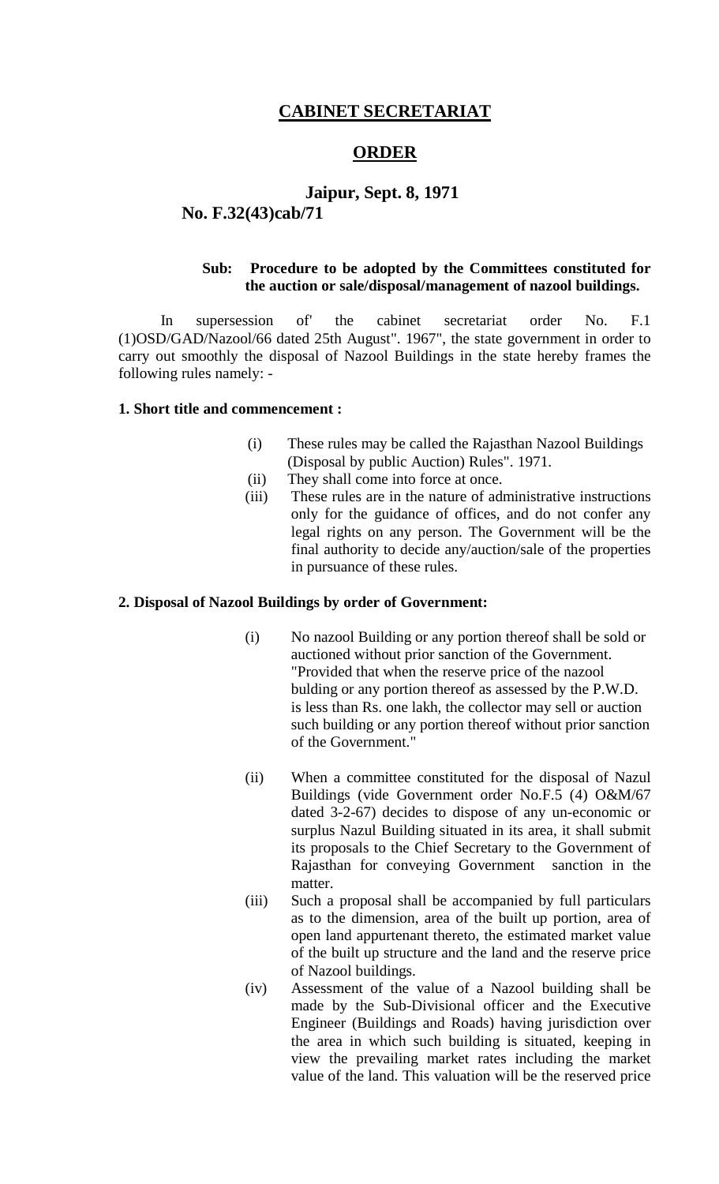# CABINET SECRETARIAT

## ORDER

**Jaipur, Sept. 8, 1971**

**No. F.32(43)cab/71**

**Sub: Procedure to be adopted by the Committees constituted for the auction or sale/disposal/management of nazool buildings.**

In supersession of' the cabinet secretariat order No. F.1 (1)OSD/GAD/Nazool/66 dated 25th August". 1967", the state government in order to carry out smoothly the disposal of Nazool Buildings in the state hereby frames the following rules namely: -

**1. Short title and commencement :**

(i) These rules may be called the Rajasthan Nazool Buildings (Disposal by public Auction) Rules". 1971.

(ii) They shall come into force at once.

(iii) These rules are in the nature of administrative instructions only for the guidance of offices, and do not confer any legal rights on any person. The Government will be the final authority to decide any/auction/sale of the properties in pursuance of these rules.

**2. Disposal of Nazool Buildings by order of Government:**

(i) No nazool Building or any portion thereof shall be sold or auctioned without prior sanction of the Government. "Provided that when the reserve price of the nazool bulding or any portion thereof as assessed by the P.W.D. is less than Rs. one lakh, the collector may sell or auction such building or any portion thereof without prior sanction of the Government."

(ii) When a committee constituted for the disposal of Nazul Buildings (vide Government order No.F.5 (4) O&M/67 dated 3-2-67) decides to dispose of any un-economic or surplus Nazul Building situated in its area, it shall submit its proposals to the Chief Secretary to the Government of Rajasthan for conveying Government sanction in the matter.

(iii) Such a proposal shall be accompanied by full particulars as to the dimension, area of the built up portion, area of open land appurtenant thereto, the estimated market value of the built up structure and the land and the reserve price of Nazool buildings.

(iv) Assessment of the value of a Nazool building shall be made by the Sub-Divisional officer and the Executive Engineer (Buildings and Roads) having jurisdiction over the area in which such building is situated, keeping in view the prevailing market rates including the market value of the land. This valuation will be the reserved price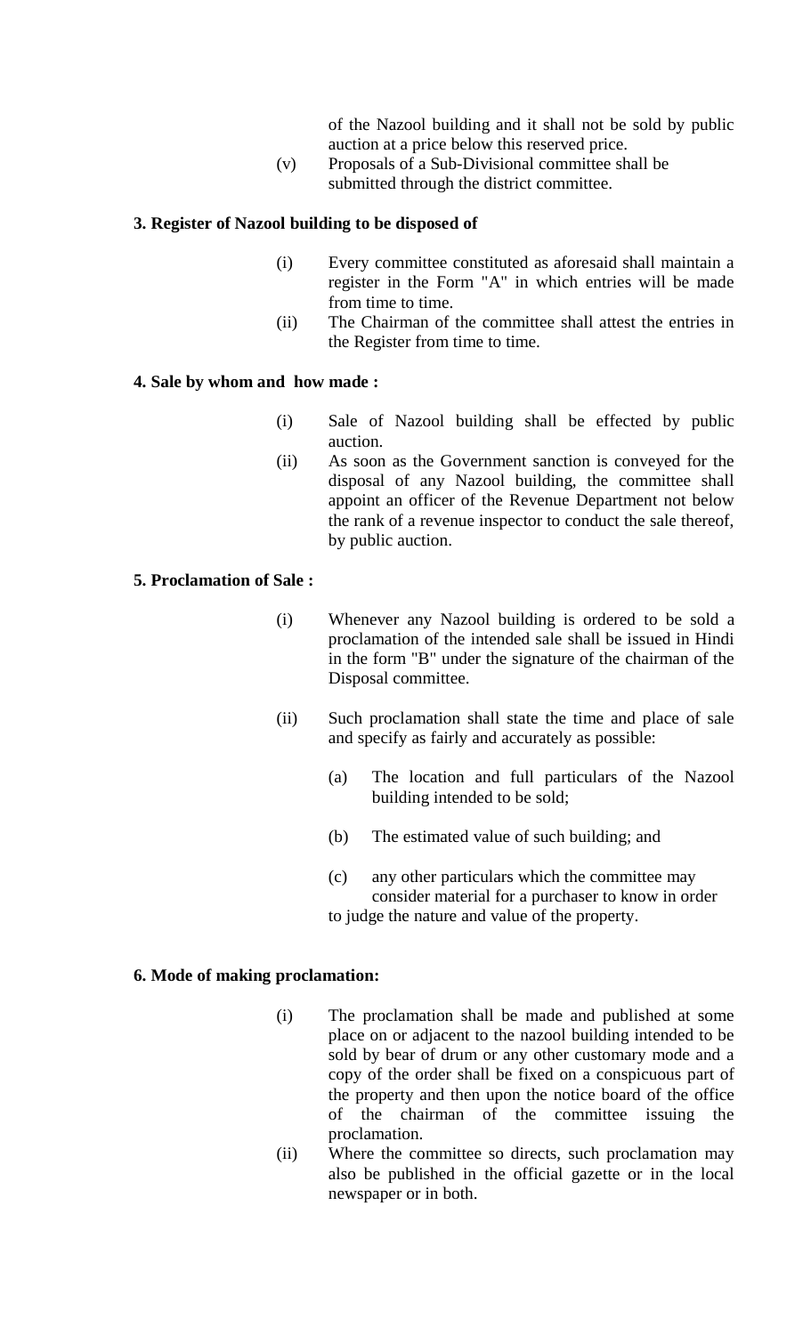of the Nazool building and it shall not be sold by public auction at a price below this reserved price.

(v) Proposals of a Sub-Divisional committee shall be submitted through the district committee.

**3. Register of Nazool building to be disposed of**

(i) Every committee constituted as aforesaid shall maintain a register in the Form "A" in which entries will be made from time to time.

(ii) The Chairman of the committee shall attest the entries in the Register from time to time.

**4. Sale by whom and how made :**

(i) Sale of Nazool building shall be effected by public auction.

(ii) As soon as the Government sanction is conveyed for the disposal of any Nazool building, the committee shall appoint an officer of the Revenue Department not below the rank of a revenue inspector to conduct the sale thereof, by public auction.

**5. Proclamation of Sale :**

(i) Whenever any Nazool building is ordered to be sold a proclamation of the intended sale shall be issued in Hindi in the form "B" under the signature of the chairman of the Disposal committee.

(ii) Such proclamation shall state the time and place of sale and specify as fairly and accurately as possible:

(a) The location and full particulars of the Nazool building intended to be sold;

(b) The estimated value of such building; and

(c) any other particulars which the committee may consider material for a purchaser to know in order to judge the nature and value of the property.

**6. Mode of making proclamation:**

(i) The proclamation shall be made and published at some place on or adjacent to the nazool building intended to be sold by bear of drum or any other customary mode and a copy of the order shall be fixed on a conspicuous part of the property and then upon the notice board of the office of the chairman of the committee issuing the proclamation.

(ii) Where the committee so directs, such proclamation may also be published in the official gazette or in the local newspaper or in both.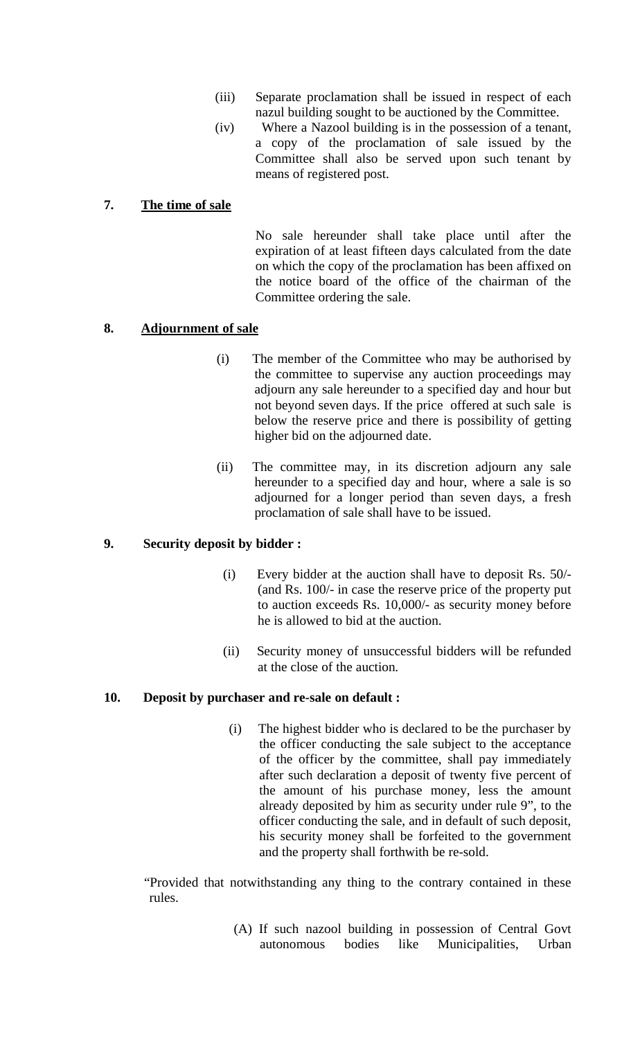(iii) Separate proclamation shall be issued in respect of each nazul building sought to be auctioned by the Committee.

(iv) Where a Nazool building is in the possession of a tenant, a copy of the proclamation of sale issued by the Committee shall also be served upon such tenant by means of registered post.

**7. The time of sale**

No sale hereunder shall take place until after the expiration of at least fifteen days calculated from the date on which the copy of the proclamation has been affixed on the notice board of the office of the chairman of the Committee ordering the sale.

**8. Adjournment of sale**

(i) The member of the Committee who may be authorised by the committee to supervise any auction proceedings may adjourn any sale hereunder to a specified day and hour but not beyond seven days. If the price offered at such sale is below the reserve price and there is possibility of getting higher bid on the adjourned date.

(ii) The committee may, in its discretion adjourn any sale hereunder to a specified day and hour, where a sale is so adjourned for a longer period than seven days, a fresh proclamation of sale shall have to be issued.

**9. Security deposit by bidder :**

(i) Every bidder at the auction shall have to deposit Rs. 50/- (and Rs. 100/- in case the reserve price of the property put to auction exceeds Rs. 10,000/- as security money before he is allowed to bid at the auction.

(ii) Security money of unsuccessful bidders will be refunded at the close of the auction.

**10. Deposit by purchaser and re-sale on default :**

(i) The highest bidder who is declared to be the purchaser by the officer conducting the sale subject to the acceptance of the officer by the committee, shall pay immediately after such declaration a deposit of twenty five percent of the amount of his purchase money, less the amount already deposited by him as security under rule 9", to the officer conducting the sale, and in default of such deposit, his security money shall be forfeited to the government and the property shall forthwith be re-sold.

"Provided that notwithstanding any thing to the contrary contained in these rules.

(A) If such nazool building in possession of Central Govt autonomous bodies like Municipalities, Urban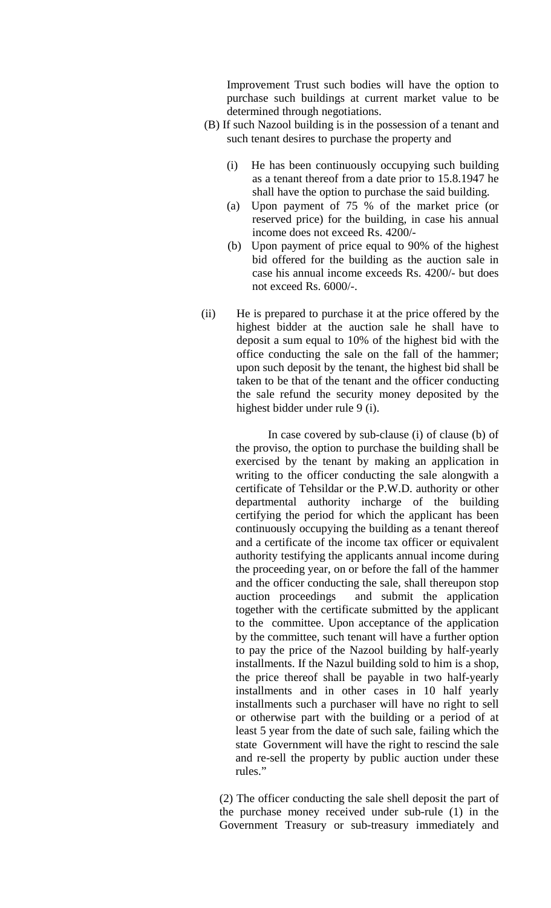Improvement Trust such bodies will have the option to purchase such buildings at current market value to be determined through negotiations.

(B) If such Nazool building is in the possession of a tenant and such tenant desires to purchase the property and

(i) He has been continuously occupying such building as a tenant thereof from a date prior to 15.8.1947 he shall have the option to purchase the said building.

(a) Upon payment of 75 % of the market price (or reserved price) for the building, in case his annual income does not exceed Rs. 4200/-

(b) Upon payment of price equal to 90% of the highest bid offered for the building as the auction sale in case his annual income exceeds Rs. 4200/- but does not exceed Rs. 6000/-.

(ii) He is prepared to purchase it at the price offered by the highest bidder at the auction sale he shall have to deposit a sum equal to 10% of the highest bid with the office conducting the sale on the fall of the hammer; upon such deposit by the tenant, the highest bid shall be taken to be that of the tenant and the officer conducting the sale refund the security money deposited by the highest bidder under rule 9 (i).

In case covered by sub-clause (i) of clause (b) of the proviso, the option to purchase the building shall be exercised by the tenant by making an application in writing to the officer conducting the sale alongwith a certificate of Tehsildar or the P.W.D. authority or other departmental authority incharge of the building certifying the period for which the applicant has been continuously occupying the building as a tenant thereof and a certificate of the income tax officer or equivalent authority testifying the applicants annual income during the proceeding year, on or before the fall of the hammer and the officer conducting the sale, shall thereupon stop auction proceedings and submit the application together with the certificate submitted by the applicant to the committee. Upon acceptance of the application by the committee, such tenant will have a further option to pay the price of the Nazool building by half-yearly installments. If the Nazul building sold to him is a shop, the price thereof shall be payable in two half-yearly installments and in other cases in 10 half yearly installments such a purchaser will have no right to sell or otherwise part with the building or a period of at least 5 year from the date of such sale, failing which the state Government will have the right to rescind the sale and re-sell the property by public auction under these rules."

(2) The officer conducting the sale shell deposit the part of the purchase money received under sub-rule (1) in the Government Treasury or sub-treasury immediately and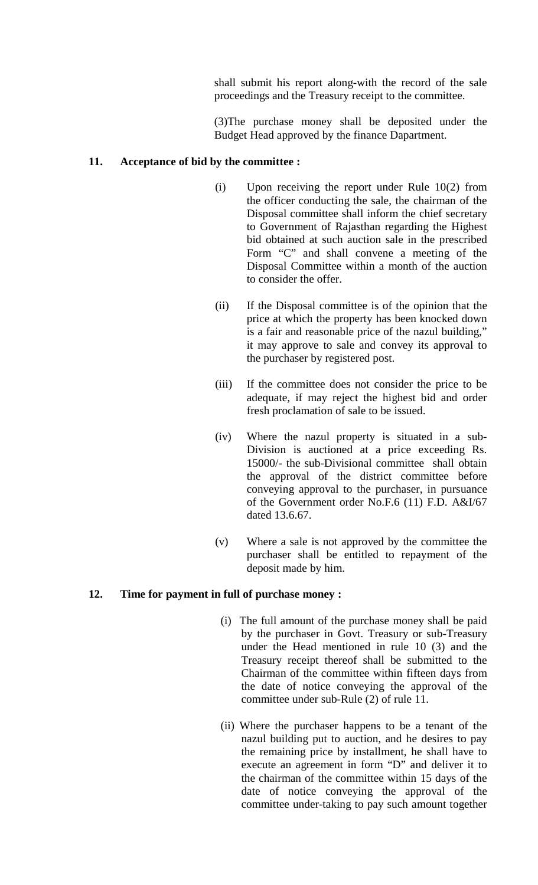shall submit his report along-with the record of the sale proceedings and the Treasury receipt to the committee.

(3)The purchase money shall be deposited under the Budget Head approved by the finance Dapartment.

**11. Acceptance of bid by the committee :**

(i) Upon receiving the report under Rule 10(2) from the officer conducting the sale, the chairman of the Disposal committee shall inform the chief secretary to Government of Rajasthan regarding the Highest bid obtained at such auction sale in the prescribed Form "C" and shall convene a meeting of the Disposal Committee within a month of the auction to consider the offer.

(ii) If the Disposal committee is of the opinion that the price at which the property has been knocked down is a fair and reasonable price of the nazul building," it may approve to sale and convey its approval to the purchaser by registered post.

(iii) If the committee does not consider the price to be adequate, if may reject the highest bid and order fresh proclamation of sale to be issued.

(iv) Where the nazul property is situated in a sub-Division is auctioned at a price exceeding Rs. 15000/- the sub-Divisional committee shall obtain the approval of the district committee before conveying approval to the purchaser, in pursuance of the Government order No.F.6 (11) F.D. A&I/67 dated 13.6.67.

(v) Where a sale is not approved by the committee the purchaser shall be entitled to repayment of the deposit made by him.

**12. Time for payment in full of purchase money :**

(i) The full amount of the purchase money shall be paid by the purchaser in Govt. Treasury or sub-Treasury under the Head mentioned in rule 10 (3) and the Treasury receipt thereof shall be submitted to the Chairman of the committee within fifteen days from the date of notice conveying the approval of the committee under sub-Rule (2) of rule 11.

(ii) Where the purchaser happens to be a tenant of the nazul building put to auction, and he desires to pay the remaining price by installment, he shall have to execute an agreement in form "D" and deliver it to the chairman of the committee within 15 days of the date of notice conveying the approval of the committee under-taking to pay such amount together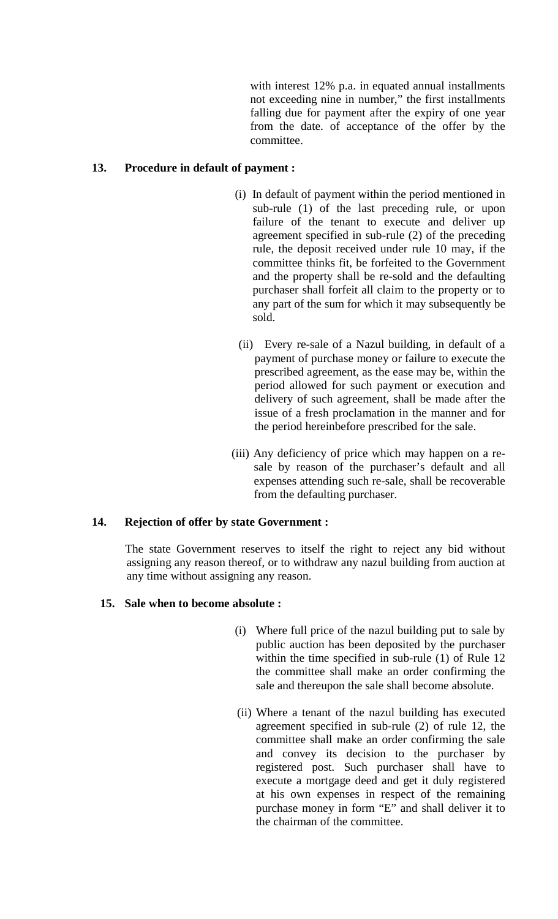with interest 12% p.a. in equated annual installments not exceeding nine in number," the first installments falling due for payment after the expiry of one year from the date. of acceptance of the offer by the committee.

**13. Procedure in default of payment :**

(i) In default of payment within the period mentioned in sub-rule (1) of the last preceding rule, or upon failure of the tenant to execute and deliver up agreement specified in sub-rule (2) of the preceding rule, the deposit received under rule 10 may, if the committee thinks fit, be forfeited to the Government and the property shall be re-sold and the defaulting purchaser shall forfeit all claim to the property or to any part of the sum for which it may subsequently be sold.

(ii) Every re-sale of a Nazul building, in default of a payment of purchase money or failure to execute the prescribed agreement, as the ease may be, within the period allowed for such payment or execution and delivery of such agreement, shall be made after the issue of a fresh proclamation in the manner and for the period hereinbefore prescribed for the sale.

(iii) Any deficiency of price which may happen on a re-sale by reason of the purchaser's default and all expenses attending such re-sale, shall be recoverable from the defaulting purchaser.

**14. Rejection of offer by state Government :**

The state Government reserves to itself the right to reject any bid without assigning any reason thereof, or to withdraw any nazul building from auction at any time without assigning any reason.

**15. Sale when to become absolute :**

(i) Where full price of the nazul building put to sale by public auction has been deposited by the purchaser within the time specified in sub-rule (1) of Rule 12 the committee shall make an order confirming the sale and thereupon the sale shall become absolute.

(ii) Where a tenant of the nazul building has executed agreement specified in sub-rule (2) of rule 12, the committee shall make an order confirming the sale and convey its decision to the purchaser by registered post. Such purchaser shall have to execute a mortgage deed and get it duly registered at his own expenses in respect of the remaining purchase money in form "E" and shall deliver it to the chairman of the committee.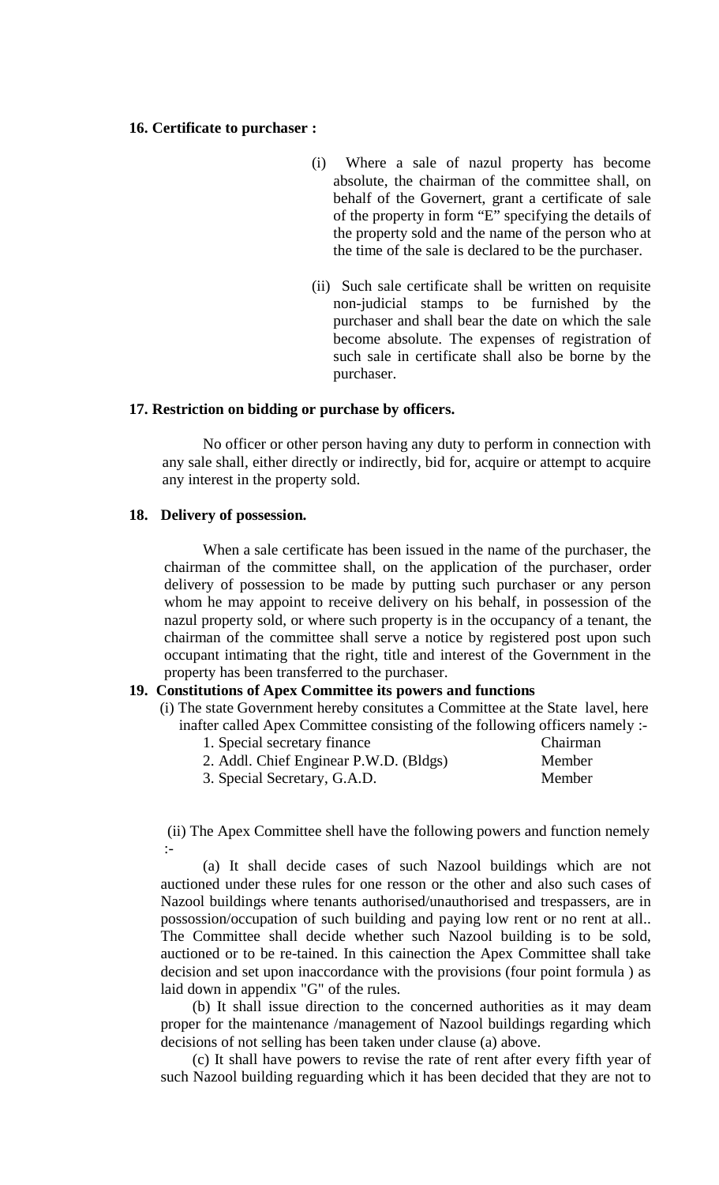**16. Certificate to purchaser :**

(i) Where a sale of nazul property has become absolute, the chairman of the committee shall, on behalf of the Governert, grant a certificate of sale of the property in form "E" specifying the details of the property sold and the name of the person who at the time of the sale is declared to be the purchaser.

(ii) Such sale certificate shall be written on requisite non-judicial stamps to be furnished by the purchaser and shall bear the date on which the sale become absolute. The expenses of registration of such sale in certificate shall also be borne by the purchaser.

**17. Restriction on bidding or purchase by officers.**

No officer or other person having any duty to perform in connection with any sale shall, either directly or indirectly, bid for, acquire or attempt to acquire any interest in the property sold.

**18. Delivery of possession.**

When a sale certificate has been issued in the name of the purchaser, the chairman of the committee shall, on the application of the purchaser, order delivery of possession to be made by putting such purchaser or any person whom he may appoint to receive delivery on his behalf, in possession of the nazul property sold, or where such property is in the occupancy of a tenant, the chairman of the committee shall serve a notice by registered post upon such occupant intimating that the right, title and interest of the Government in the property has been transferred to the purchaser.

**19. Constitutions of Apex Committee its powers and functions**

(i) The state Government hereby consitutes a Committee at the State lavel, here inafter called Apex Committee consisting of the following officers namely :-

| | |
|---|---|
| 1. Special secretary finance | Chairman |
| 2. Addl. Chief Enginear P.W.D. (Bldgs) | Member |
| 3. Special Secretary, G.A.D. | Member |

(ii) The Apex Committee shell have the following powers and function nemely :-

(a) It shall decide cases of such Nazool buildings which are not auctioned under these rules for one resson or the other and also such cases of Nazool buildings where tenants authorised/unauthorised and trespassers, are in possossion/occupation of such building and paying low rent or no rent at all.. The Committee shall decide whether such Nazool building is to be sold, auctioned or to be re-tained. In this cainection the Apex Committee shall take decision and set upon inaccordance with the provisions (four point formula ) as laid down in appendix "G" of the rules.

(b) It shall issue direction to the concerned authorities as it may deam proper for the maintenance /management of Nazool buildings regarding which decisions of not selling has been taken under clause (a) above.

(c) It shall have powers to revise the rate of rent after every fifth year of such Nazool building reguarding which it has been decided that they are not to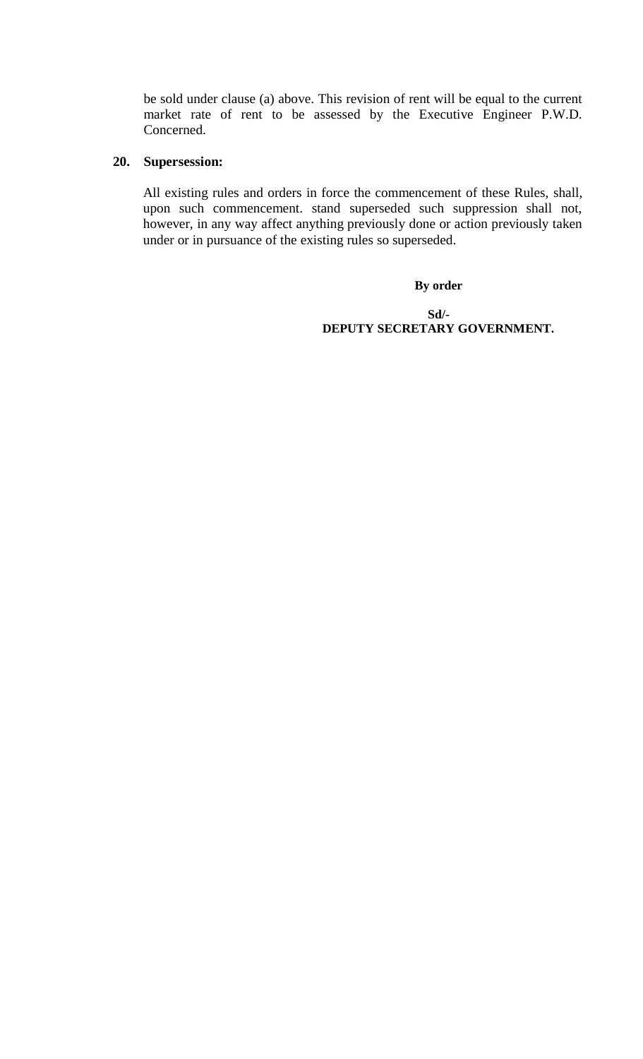be sold under clause (a) above. This revision of rent will be equal to the current market rate of rent to be assessed by the Executive Engineer P.W.D. Concerned.

**20. Supersession:**

All existing rules and orders in force the commencement of these Rules, shall, upon such commencement. stand superseded such suppression shall not, however, in any way affect anything previously done or action previously taken under or in pursuance of the existing rules so superseded.

**By order**

**Sd/-**
**DEPUTY SECRETARY GOVERNMENT.**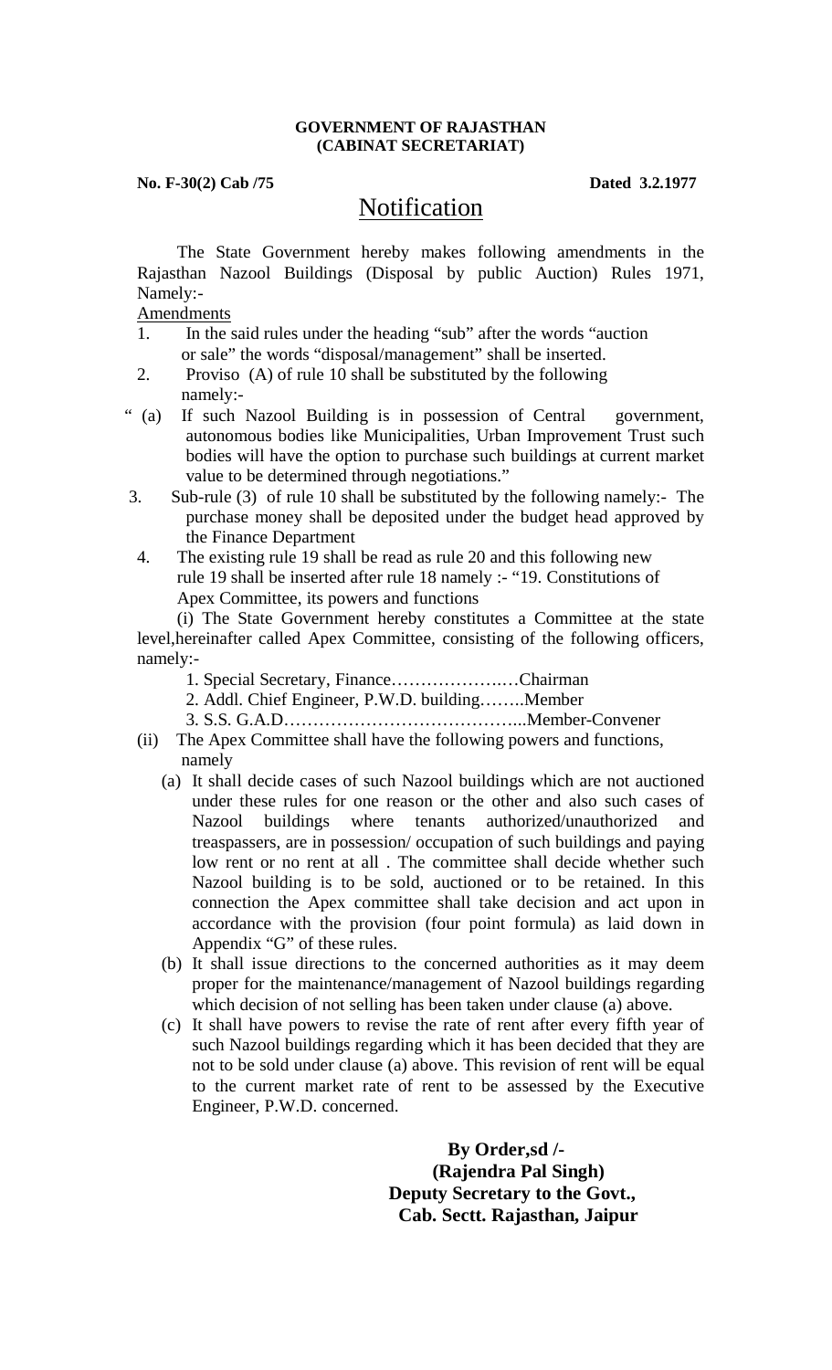**GOVERNMENT OF RAJASTHAN**
**(CABINAT SECRETARIAT)**

**No. F-30(2) Cab /75** **Dated 3.2.1977**

# Notification

The State Government hereby makes following amendments in the Rajasthan Nazool Buildings (Disposal by public Auction) Rules 1971, Namely:-

Amendments

1. In the said rules under the heading "sub" after the words "auction or sale" the words "disposal/management" shall be inserted.
2. Proviso (A) of rule 10 shall be substituted by the following namely:-

" (a) If such Nazool Building is in possession of Central government, autonomous bodies like Municipalities, Urban Improvement Trust such bodies will have the option to purchase such buildings at current market value to be determined through negotiations."

3. Sub-rule (3) of rule 10 shall be substituted by the following namely:- The purchase money shall be deposited under the budget head approved by the Finance Department
4. The existing rule 19 shall be read as rule 20 and this following new rule 19 shall be inserted after rule 18 namely :- "19. Constitutions of Apex Committee, its powers and functions

(i) The State Government hereby constitutes a Committee at the state level,hereinafter called Apex Committee, consisting of the following officers, namely:-

1. Special Secretary, Finance…………………Chairman
2. Addl. Chief Engineer, P.W.D. building……..Member
3. S.S. G.A.D…………………………………...Member-Convener

(ii) The Apex Committee shall have the following powers and functions, namely

(a) It shall decide cases of such Nazool buildings which are not auctioned under these rules for one reason or the other and also such cases of Nazool buildings where tenants authorized/unauthorized and treaspassers, are in possession/ occupation of such buildings and paying low rent or no rent at all . The committee shall decide whether such Nazool building is to be sold, auctioned or to be retained. In this connection the Apex committee shall take decision and act upon in accordance with the provision (four point formula) as laid down in Appendix "G" of these rules.

(b) It shall issue directions to the concerned authorities as it may deem proper for the maintenance/management of Nazool buildings regarding which decision of not selling has been taken under clause (a) above.

(c) It shall have powers to revise the rate of rent after every fifth year of such Nazool buildings regarding which it has been decided that they are not to be sold under clause (a) above. This revision of rent will be equal to the current market rate of rent to be assessed by the Executive Engineer, P.W.D. concerned.

**By Order,sd /-**
**(Rajendra Pal Singh)**
**Deputy Secretary to the Govt.,**
**Cab. Sectt. Rajasthan, Jaipur**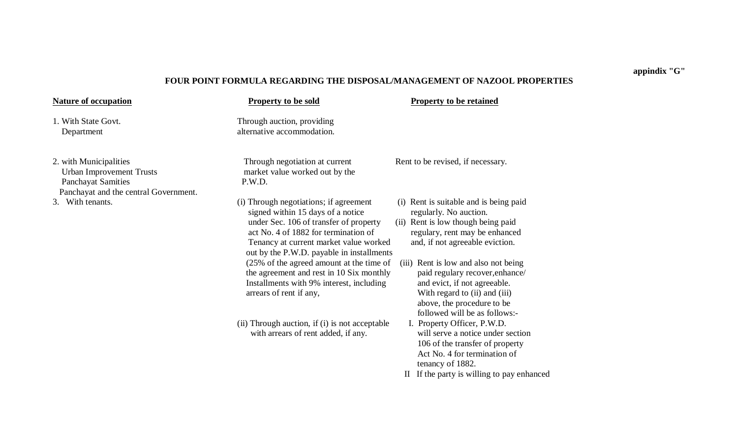**appindix "G"**

**FOUR POINT FORMULA REGARDING THE DISPOSAL/MANAGEMENT OF NAZOOL PROPERTIES**

| Nature of occupation | Property to be sold | Property to be retained |
|---|---|---|
| 1. With State Govt. Department | Through auction, providing alternative accommodation. | |
| 2. with Municipalities Urban Improvement Trusts Panchayat Samities Panchayat and the central Government. | Through negotiation at current market value worked out by the P.W.D. | Rent to be revised, if necessary. |
| 3. With tenants. | (i) Through negotiations; if agreement signed within 15 days of a notice under Sec. 106 of transfer of property act No. 4 of 1882 for termination of Tenancy at current market value worked out by the P.W.D. payable in installments (25% of the agreed amount at the time of the agreement and rest in 10 Six monthly Installments with 9% interest, including arrears of rent if any,<br><br>(ii) Through auction, if (i) is not acceptable with arrears of rent added, if any. | (i) Rent is suitable and is being paid regularly. No auction.<br>(ii) Rent is low though being paid regulary, rent may be enhanced and, if not agreeable eviction.<br>(iii) Rent is low and also not being paid regulary recover,enhance/ and evict, if not agreeable. With regard to (ii) and (iii) above, the procedure to be followed will be as follows:-<br>I. Property Officer, P.W.D. will serve a notice under section 106 of the transfer of property Act No. 4 for termination of tenancy of 1882.<br>II If the party is willing to pay enhanced |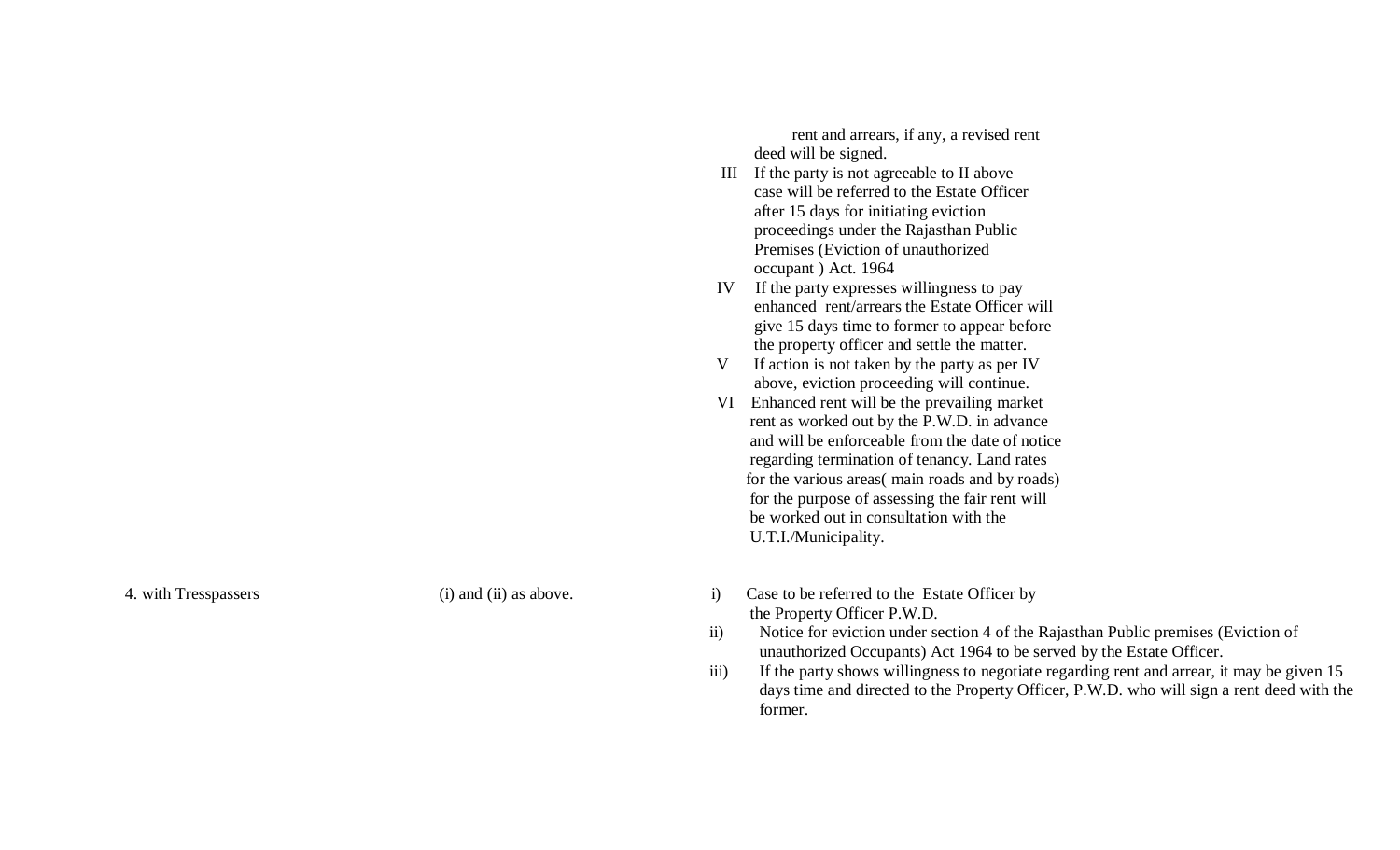| | | |
|---|---|---|
| | | rent and arrears, if any, a revised rent deed will be signed.<br>III If the party is not agreeable to II above case will be referred to the Estate Officer after 15 days for initiating eviction proceedings under the Rajasthan Public Premises (Eviction of unauthorized occupant ) Act. 1964<br>IV If the party expresses willingness to pay enhanced rent/arrears the Estate Officer will give 15 days time to former to appear before the property officer and settle the matter.<br>V If action is not taken by the party as per IV above, eviction proceeding will continue.<br>VI Enhanced rent will be the prevailing market rent as worked out by the P.W.D. in advance and will be enforceable from the date of notice regarding termination of tenancy. Land rates for the various areas( main roads and by roads) for the purpose of assessing the fair rent will be worked out in consultation with the U.T.I./Municipality. |
| 4. with Tresspassers | (i) and (ii) as above. | i) Case to be referred to the Estate Officer by the Property Officer P.W.D.<br>ii) Notice for eviction under section 4 of the Rajasthan Public premises (Eviction of unauthorized Occupants) Act 1964 to be served by the Estate Officer.<br>iii) If the party shows willingness to negotiate regarding rent and arrear, it may be given 15 days time and directed to the Property Officer, P.W.D. who will sign a rent deed with the former. |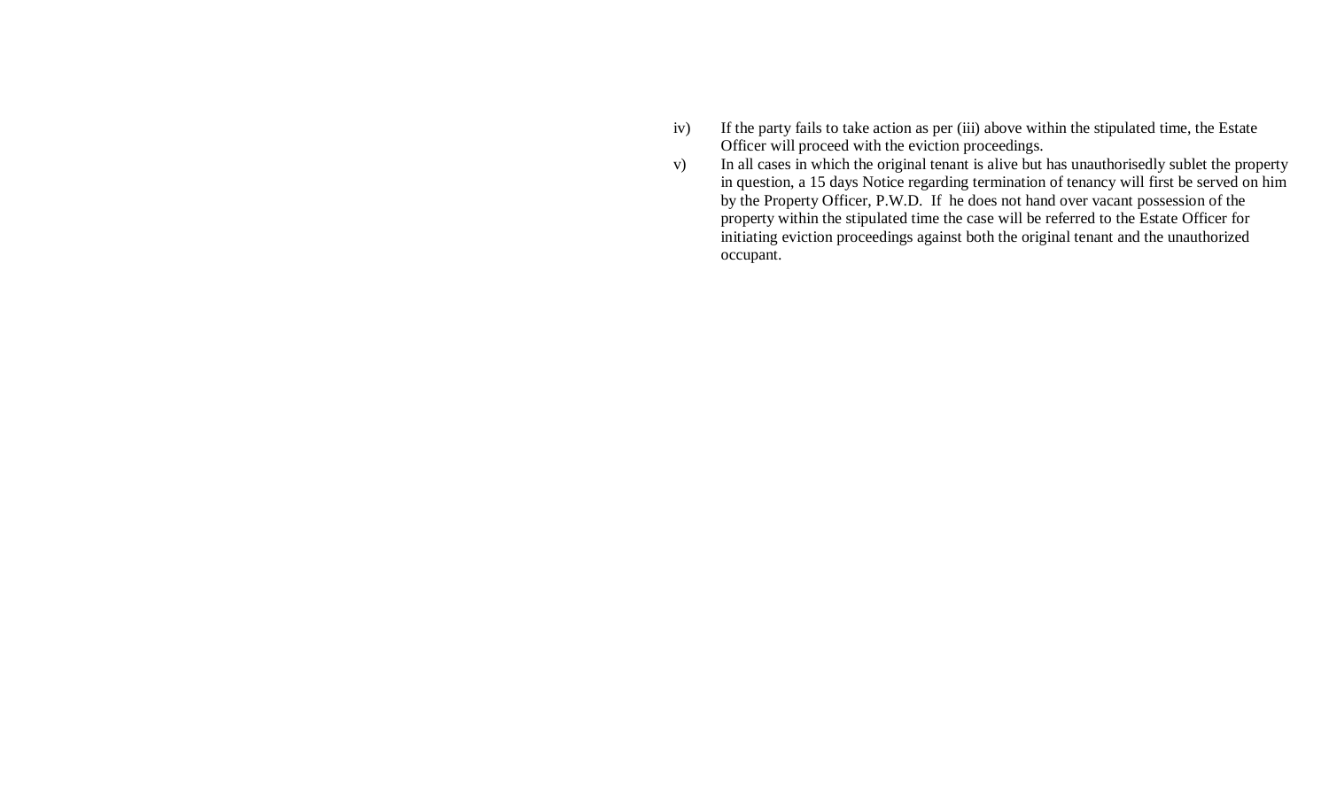iv) If the party fails to take action as per (iii) above within the stipulated time, the Estate Officer will proceed with the eviction proceedings.

v) In all cases in which the original tenant is alive but has unauthorisedly sublet the property in question, a 15 days Notice regarding termination of tenancy will first be served on him by the Property Officer, P.W.D. If he does not hand over vacant possession of the property within the stipulated time the case will be referred to the Estate Officer for initiating eviction proceedings against both the original tenant and the unauthorized occupant.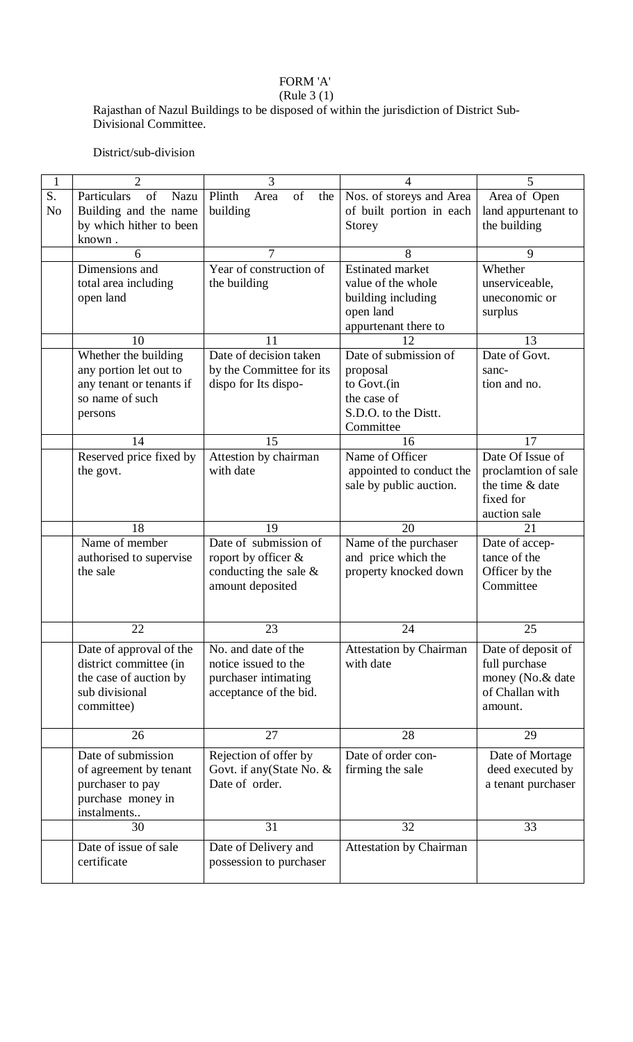FORM 'A'

(Rule 3 (1)

Rajasthan of Nazul Buildings to be disposed of within the jurisdiction of District Sub-Divisional Committee.

District/sub-division

| 1 | 2 | 3 | 4 | 5 |
|---|---|---|---|---|
| S. No | Particulars of Nazu Building and the name by which hither to been known . | Plinth Area of the building | Nos. of storeys and Area of built portion in each Storey | Area of Open land appurtenant to the building |
| | 6 | 7 | 8 | 9 |
| | Dimensions and total area including open land | Year of construction of the building | Estinated market value of the whole building including open land appurtenant there to | Whether unserviceable, uneconomic or surplus |
| | 10 | 11 | 12 | 13 |
| | Whether the building any portion let out to any tenant or tenants if so name of such persons | Date of decision taken by the Committee for its dispo for Its dispo- | Date of submission of proposal to Govt.(in the case of S.D.O. to the Distt. Committee | Date of Govt. sanc- tion and no. |
| | 14 | 15 | 16 | 17 |
| | Reserved price fixed by the govt. | Attestion by chairman with date | Name of Officer appointed to conduct the sale by public auction. | Date Of Issue of proclamtion of sale the time & date fixed for auction sale |
| | 18 | 19 | 20 | 21 |
| | Name of member authorised to supervise the sale | Date of submission of roport by officer & conducting the sale & amount deposited | Name of the purchaser and price which the property knocked down | Date of accep- tance of the Officer by the Committee |
| | 22 | 23 | 24 | 25 |
| | Date of approval of the district committee (in the case of auction by sub divisional committee) | No. and date of the notice issued to the purchaser intimating acceptance of the bid. | Attestation by Chairman with date | Date of deposit of full purchase money (No.& date of Challan with amount. |
| | 26 | 27 | 28 | 29 |
| | Date of submission of agreement by tenant purchaser to pay purchase money in instalments.. | Rejection of offer by Govt. if any(State No. & Date of order. | Date of order con- firming the sale | Date of Mortage deed executed by a tenant purchaser |
| | 30 | 31 | 32 | 33 |
| | Date of issue of sale certificate | Date of Delivery and possession to purchaser | Attestation by Chairman | |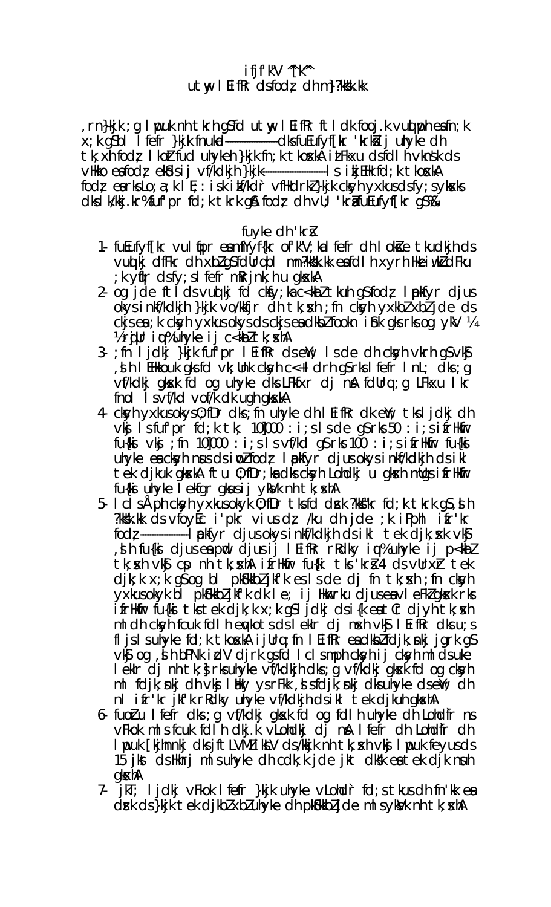ifjf'k"V ^[k^

utyw lEifRr dsfodz dh m}?kks"k.kk

,rn}kjk ;g lpuk nh tkrh gSfd utyw lEifRr ftldk fooj.k vuqlwph esafn;k x;k gSbl lefer }kjk fnukd-----------dksfuEufyf[kr 'krksZ ij uhyke dh tk,xh fodz lkoZ fud uhyke}kjk fn;k tkoxkA itFkxu dsfdlh vkns'k ds vHkko esafodz ekSdsij vf/kdkjh}kjk-----------ls ikjEHkfd;k tkoxkA fodz esarksLo;a;k lE;: isk i`f/kdr vfHkdrkZ}kjk cksyh yxkusdsf;sykxks dksl k/kkj.k tkxj.k% fuf'pr fd;k tkrk gSA fodz dh vU; 'krsafuEufyf[kr gS%&

fuyke dh 'krsZ

1- fuEufyf[kr vulwph esamfYyf{kr of'k"V;ka lefer dh lokZe tkudkjh ds vuqlkj dFkr dh xbZgSfdUrqbl mn?kks"k.kk esafdlh xyrh Hkwy iwdZ dFku ;k yfkr dsfy;slefer mRrjnk;h u gksxkA

2- og jde ftlds vuqlkj fd cksyh;ka c<kbZ tkuh gSfodz lapkfyr djus okysinkf/kdkjh }kjk vo/kfjr dh tk,xh ;fn cksyh yxkbZ xbZ jde ds ckjs esa;k cksyh yxkusokys ds ckjs esadkbZfookn iSnk gksrksog ykV ¼ ½ rqjUr iqu% uhyke ij c<kbZ tk,xhA

3- ;fn ljdkj }kjk fuf'pr lEifRr ds eW; ls de dh cksyh vkrh gS vkS ,slh lEHkouk gksfd vk;Unk cksyh c<+ldrh gSrks lefer lnL; dks;g vf/kdkj gksxk fd og uhyke dks LFkfxr dj nsA fdUrq;g LFkxu lkr fnol lsvf/kd vof/k dk ugha gksxkA

4- cksyh yxkusokys;0;fDr dks;fn uhyke dh lEifRr dk eW; tksljdkj dh vkj lsfuf'pr fd;k tk; 10]000 : i;slsde gSrks 50 : i;s ifrHkfr fu{ki vkj ;fn 10]000 : i;s ls vf/kd gSrks 100 : i;s ifrHkfr fu{ki uhyke esacksyh nsusds iwoZfodz lapkfyr djusokysinkf/kdkjh ds ikl tek djkuk gksxkA ftu 0;fDr;ksadks cksyh Lohdkj u gksxh mUgs ifrHkfr fu{ki uhyke lekfIr gksusij ykSVk nh tk,xhA

5- lclsÅph cksyh yxkusokyk 0;fDr tksfd dszrk ?kkf"kr fd;k tkrk gS,slh ?kks"k.kk ds vfoyEc i'pkr viusdz /ku dh jde ;k iPphl ifr'kr fodz-----------lapkfyr djusokysinkf/kdkjh dsikl tek djk,xk vkS ,slh fu{ki djus esapwd djusij lEifRr rRdky iqu% uhyke ij p<kbZ tk,xh vkS cp nh tk,xhA ifrHkfr fu{ki tks 'krZ 4 ds vUrxr tek djk;k x;k gSog bl pkfkbZ jkf'k esalsde dj fn tk,xh ;fn cksyh yxkusokyk bl pkFkkbZ jkf'k dk le; ij Hkxrku djusesavleFkZ gksrk rks ifrHkfr fu{ki tkstek djk;k x;k gSljdkj dsi{k esatCr djyh tk,xh ml dh cksyh fcuk fdlh euqkots dslekr dj nsxh vkS lEifRr dksu;s fljslsuhyke fd;k tkoxkA ijUrq;fn lEifRr esadkbZfdjk;nkj jgrk gS vkS og ,slh bPNk idV djrk gsfd lclsmPp cksyh ij cksyh ml dsuke lekIr dj nh tk,\$rksuhyke vf/kdkjh dks;g vf/kdkj gksxk fd og cksyh ml fdjk;nkj dh vkj lsHkh ysrFkk ,sslsfdjk;nkj dksuhyke dseY; dh nl ifr'kr jkf'k rRdky uhyke vf/kdkjh dsikl tek djkuh gksxhA

6- fuoZu lefer dks;g vf/kdkj gksxk fd og fdlh uhyke dh Lohdfr ns vFkok mlsfcuk fdlh dkj.k vLohdkj dj nsA lefer dh Lohdfr dh lpuk [kjhnnkj dksjftLVMZ kLV ds/kjk nh tk,xh vkS lpuk feyusds 15 jkt dsHkhrj mlsuhyke dh cdk;k jde jkT dks"k esatek djk nsuh gksxhA

7- jkT; ljdkj vFkok lefer }kjk uhyke vLohdr fd;s tkus dh n'kk esa dzrk ds}kjk tek djkbZ xbZuhyke dh pkSFkkbZ jde mlsykSVk nh tk,xhA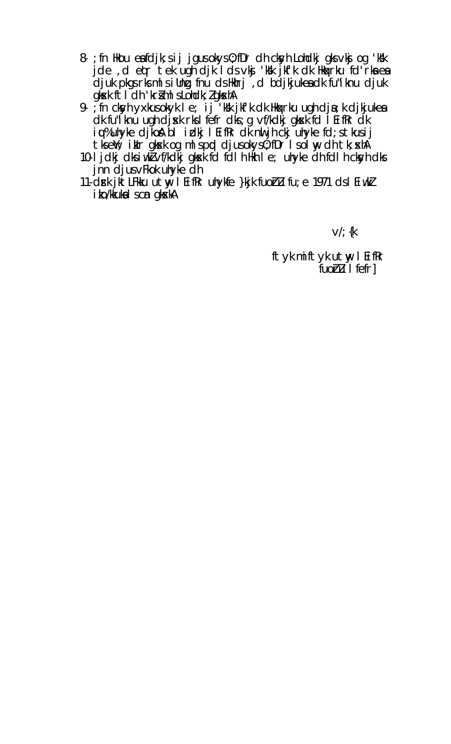8- ;fn Hkou esafdjk;sij jgusokys0;fDr dh cksyh Lohdkj gksvkjs og 'kSk jde ,d eqr tek ugh djk ldsvkjs 'kSk jkf'k dk Hkqxrku fd'rkaea djuk pkgrk gsrksmlsiUnz fnu dsHkhrj ,d bdjkjukeadk fu'iknu djuk gkxsk ftldh 'krZnlsLohdk; ZgkxshA

9- ;fn cksyh yxkusokyk le; ij 'kSk jkf'k dk Hkqxrku ugh djrk;k djkjukesa dk fu'iknu ugh djxsk rksl fefr dks;g vf/kdkj gkxsk fd lEifRr dk iqu%uhyke djkoA bl izdkj lEifRr dk nwljh ckj uhyke fd;stkusij tkseh; ikcr gkxsk og mlspcd djusokys0;fDr lsolwy dh tk;xshA

10- ljdkj dksiwkZvf/kdkj gkxsk fd fdlh Hkh le; uhyke dh fdlh cksyh dks jnn djusvFkok uhyke dh

11- dsk jktLFkku utwy lEifRr uhykeh }kjk fuoZlu fu;e 1971 dslEiwkZ ikcf/kkukalscan gkxsA

v/;{k

ftyk mi ftyk utwy lEifRr
fuoZlu lfefr]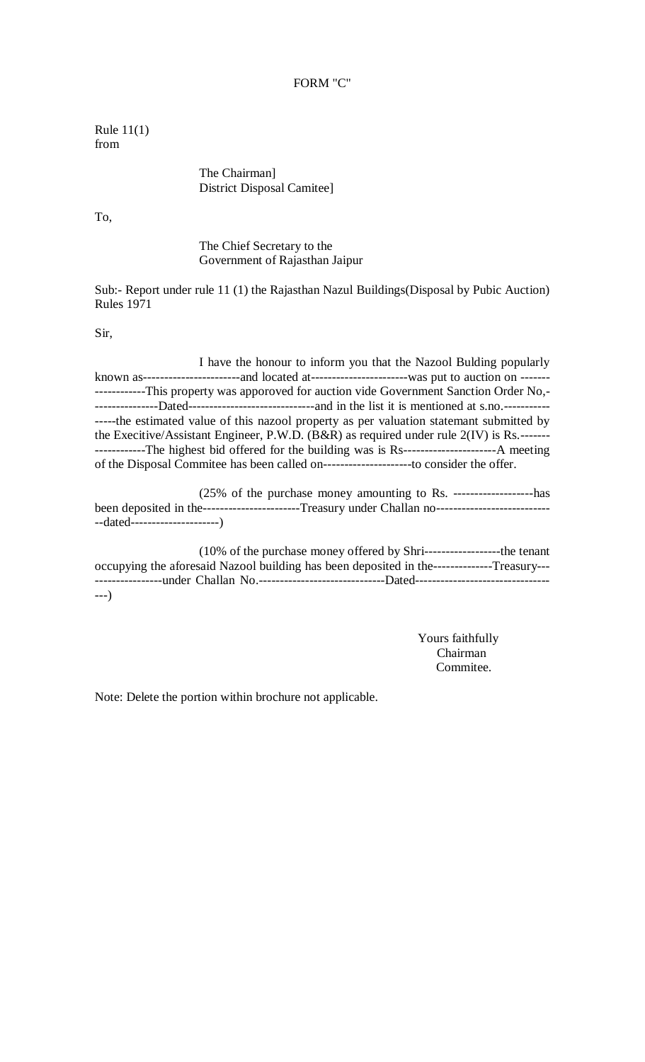FORM "C"

Rule 11(1)
from

The Chairman]
District Disposal Camitee]

To,

The Chief Secretary to the
Government of Rajasthan Jaipur

Sub:- Report under rule 11 (1) the Rajasthan Nazul Buildings(Disposal by Pubic Auction) Rules 1971

Sir,

I have the honour to inform you that the Nazool Bulding popularly known as-----------------------and located at-----------------------was put to auction on -------------------This property was apporoved for auction vide Government Sanction Order No,------------------Dated------------------------------and in the list it is mentioned at s.no.----------------the estimated value of this nazool property as per valuation statemant submitted by the Execitive/Assistant Engineer, P.W.D. (B&R) as required under rule 2(IV) is Rs.-------------------The highest bid offered for the building was is Rs----------------------A meeting of the Disposal Commitee has been called on---------------------to consider the offer.

(25% of the purchase money amounting to Rs. -------------------has been deposited in the-----------------------Treasury under Challan no-----------------------------dated---------------------)

(10% of the purchase money offered by Shri------------------the tenant occupying the aforesaid Nazool building has been deposited in the--------------Treasury-------------------under Challan No.------------------------------Dated----------------------------------)

Yours faithfully
Chairman
Commitee.

Note: Delete the portion within brochure not applicable.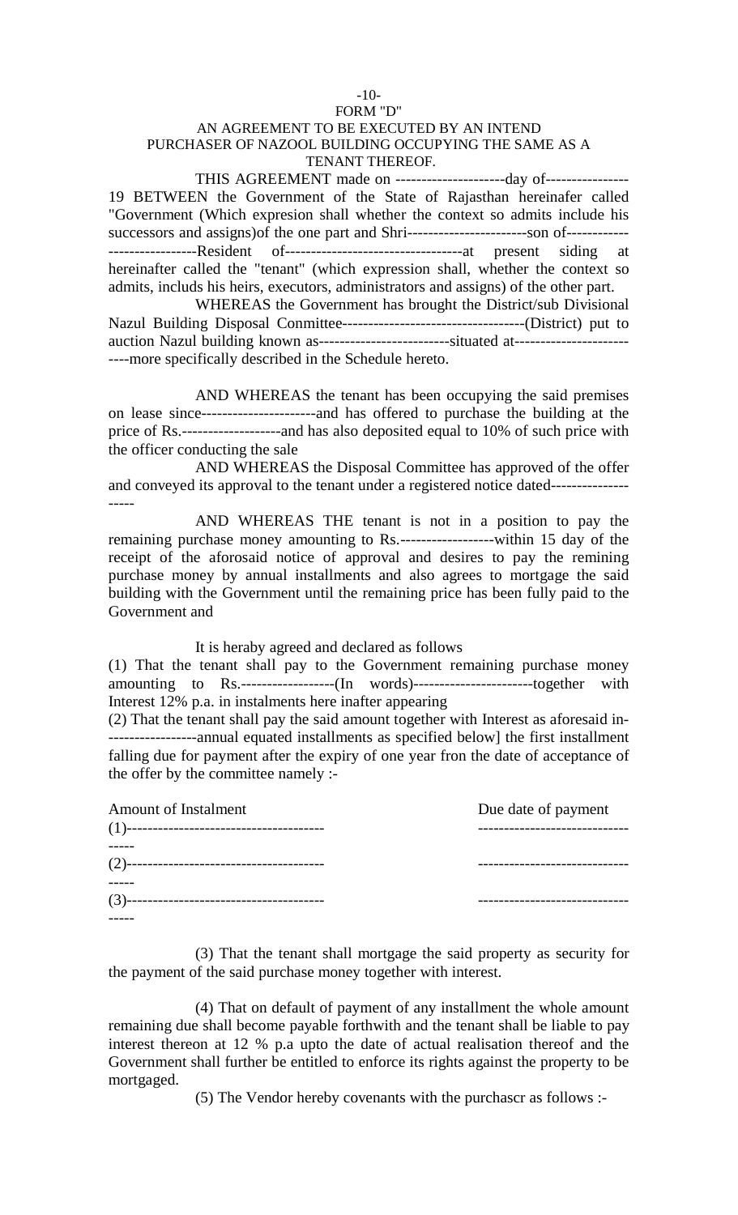FORM "D"

AN AGREEMENT TO BE EXECUTED BY AN INTEND PURCHASER OF NAZOOL BUILDING OCCUPYING THE SAME AS A TENANT THEREOF.

THIS AGREEMENT made on ---------------------day of---------------- 19 BETWEEN the Government of the State of Rajasthan hereinafer called "Government (Which expresion shall whether the context so admits include his successors and assigns)of the one part and Shri-----------------------son of------------ -----------------Resident of----------------------------------at present siding at hereinafter called the "tenant" (which expression shall, whether the context so admits, includs his heirs, executors, administrators and assigns) of the other part.

WHEREAS the Government has brought the District/sub Divisional Nazul Building Disposal Conmittee-----------------------------------(District) put to auction Nazul building known as-------------------------situated at---------------------- ----more specifically described in the Schedule hereto.

AND WHEREAS the tenant has been occupying the said premises on lease since----------------------and has offered to purchase the building at the price of Rs.-------------------and has also deposited equal to 10% of such price with the officer conducting the sale

AND WHEREAS the Disposal Committee has approved of the offer and conveyed its approval to the tenant under a registered notice dated--------------- -----

AND WHEREAS THE tenant is not in a position to pay the remaining purchase money amounting to Rs.------------------within 15 day of the receipt of the aforosaid notice of approval and desires to pay the remining purchase money by annual installments and also agrees to mortgage the said building with the Government until the remaining price has been fully paid to the Government and

It is heraby agreed and declared as follows

(1) That the tenant shall pay to the Government remaining purchase money amounting to Rs.------------------(In words)----------------------together with Interest 12% p.a. in instalments here inafter appearing

(2) That the tenant shall pay the said amount together with Interest as aforesaid in------------------annual equated installments as specified below] the first installment falling due for payment after the expiry of one year fron the date of acceptance of the offer by the committee namely :-

| Amount of Instalment | Due date of payment |
|---|---|
| (1)------------------------------------------ | ---------------------------- |
| (2)------------------------------------------ | ---------------------------- |
| (3)------------------------------------------ | ---------------------------- |

(3) That the tenant shall mortgage the said property as security for the payment of the said purchase money together with interest.

(4) That on default of payment of any installment the whole amount remaining due shall become payable forthwith and the tenant shall be liable to pay interest thereon at 12 % p.a upto the date of actual realisation thereof and the Government shall further be entitled to enforce its rights against the property to be mortgaged.

(5) The Vendor hereby covenants with the purchascr as follows :-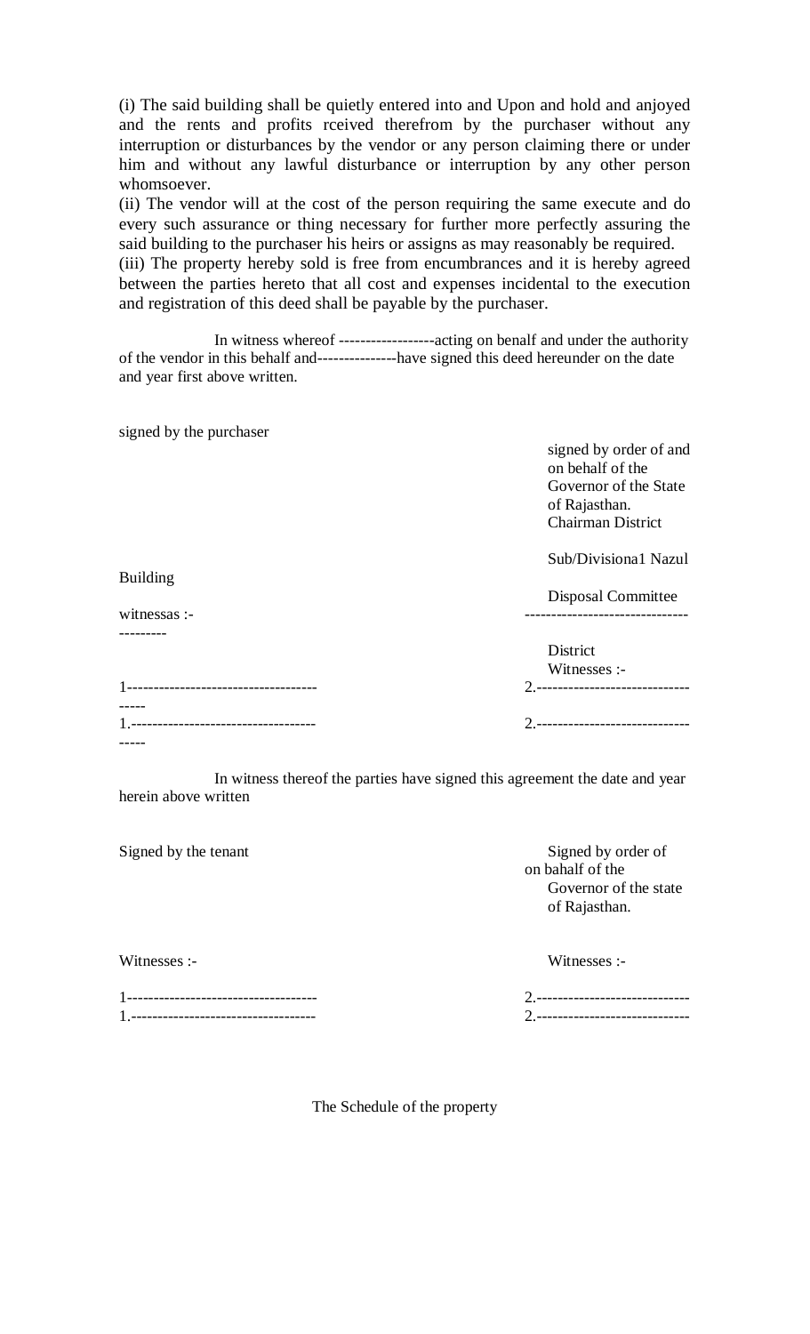(i) The said building shall be quietly entered into and Upon and hold and anjoyed and the rents and profits rceived therefrom by the purchaser without any interruption or disturbances by the vendor or any person claiming there or under him and without any lawful disturbance or interruption by any other person whomsoever.

(ii) The vendor will at the cost of the person requiring the same execute and do every such assurance or thing necessary for further more perfectly assuring the said building to the purchaser his heirs or assigns as may reasonably be required.

(iii) The property hereby sold is free from encumbrances and it is hereby agreed between the parties hereto that all cost and expenses incidental to the execution and registration of this deed shall be payable by the purchaser.

In witness whereof ------------------acting on benalf and under the authority of the vendor in this behalf and---------------have signed this deed hereunder on the date and year first above written.

signed by the purchaser

signed by order of and on behalf of the Governor of the State of Rajasthan.
Chairman District

Sub/Divisiona1 Nazul

Building

Disposal Committee

witnessas :-
---------

-------------------------------

District
Witnesses :-

1------------------------------------
-----
1.-----------------------------------
-----

2.-----------------------------
2.-----------------------------

In witness thereof the parties have signed this agreement the date and year herein above written

Signed by the tenant

Signed by order of
on bahalf of the
Governor of the state
of Rajasthan.

Witnesses :-

1------------------------------------
1.-----------------------------------

Witnesses :-

2.-----------------------------
2.-----------------------------

The Schedule of the property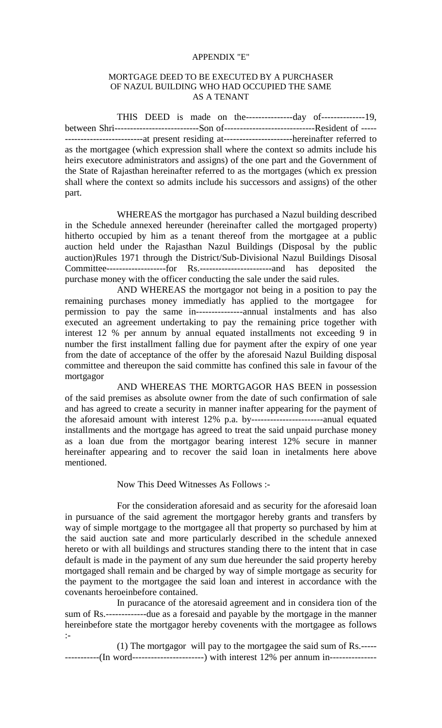APPENDIX "E"

MORTGAGE DEED TO BE EXECUTED BY A PURCHASER OF NAZUL BUILDING WHO HAD OCCUPIED THE SAME AS A TENANT

THIS DEED is made on the---------------day of--------------19, between Shri---------------------------Son of-----------------------------Resident of ------------------------------at present residing at----------------------hereinafter referred to as the mortgagee (which expression shall where the context so admits include his heirs executore administrators and assigns) of the one part and the Government of the State of Rajasthan hereinafter referred to as the mortgages (which ex pression shall where the context so admits include his successors and assigns) of the other part.

WHEREAS the mortgagor has purchased a Nazul building described in the Schedule annexed hereunder (hereinafter called the mortgaged property) hitherto occupied by him as a tenant thereof from the mortgagee at a public auction held under the Rajasthan Nazul Buildings (Disposal by the public auction)Rules 1971 through the District/Sub-Divisional Nazul Buildings Disosal Committee-------------------for Rs.-----------------------and has deposited the purchase money with the officer conducting the sale under the said rules.

AND WHEREAS the mortgagor not being in a position to pay the remaining purchases money immediatly has applied to the mortgagee for permission to pay the same in---------------annual instalments and has also executed an agreement undertaking to pay the remaining price together with interest 12 % per annum by annual equated installments not exceeding 9 in number the first installment falling due for payment after the expiry of one year from the date of acceptance of the offer by the aforesaid Nazul Building disposal committee and thereupon the said committe has confined this sale in favour of the mortgagor

AND WHEREAS THE MORTGAGOR HAS BEEN in possession of the said premises as absolute owner from the date of such confirmation of sale and has agreed to create a security in manner inafter appearing for the payment of the aforesaid amount with interest 12% p.a. by-----------------------anual equated installments and the mortgage has agreed to treat the said unpaid purchase money as a loan due from the mortgagor bearing interest 12% secure in manner hereinafter appearing and to recover the said loan in inetalments here above mentioned.

Now This Deed Witnesses As Follows :-

For the consideration aforesaid and as security for the aforesaid loan in pursuance of the said agrement the mortgagor hereby grants and transfers by way of simple mortgage to the mortgagee all that property so purchased by him at the said auction sate and more particularly described in the schedule annexed hereto or with all buildings and structures standing there to the intent that in case default is made in the payment of any sum due hereunder the said property hereby mortgaged shall remain and be charged by way of simple mortgage as security for the payment to the mortgagee the said loan and interest in accordance with the covenants heroeinbefore contained.

In puracance of the atoresaid agreement and in considera tion of the sum of Rs.-------------due as a foresaid and payable by the mortgage in the manner hereinbefore state the mortgagor hereby covenents with the mortgagee as follows :-

(1) The mortgagor will pay to the mortgagee the said sum of Rs.----------------(In word-----------------------) with interest 12% per annum in---------------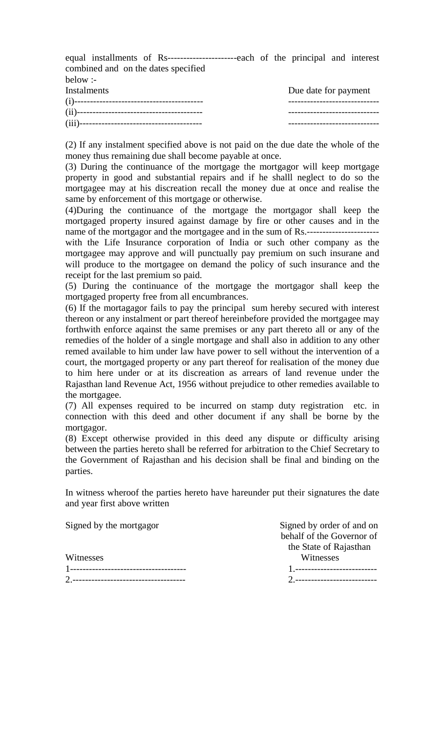equal installments of Rs---------------------each of the principal and interest combined and on the dates specified below :-

| Instalments | Due date for payment |
|---|---|
| (i)----------------------------------------- | ---------------------------- |
| (ii)---------------------------------------- | ---------------------------- |
| (iii)--------------------------------------- | ---------------------------- |

(2) If any instalment specified above is not paid on the due date the whole of the money thus remaining due shall become payable at once.

(3) During the continuance of the mortgage the mortgagor will keep mortgage property in good and substantial repairs and if he shalll neglect to do so the mortgagee may at his discreation recall the money due at once and realise the same by enforcement of this mortgage or otherwise.

(4)During the continuance of the mortgage the mortgagor shall keep the mortgaged property insured against damage by fire or other causes and in the name of the mortgagor and the mortgagee and in the sum of Rs.----------------------- with the Life Insurance corporation of India or such other company as the mortgagee may approve and will punctually pay premium on such insurane and will produce to the mortgagee on demand the policy of such insurance and the receipt for the last premium so paid.

(5) During the continuance of the mortgage the mortgagor shall keep the mortgaged property free from all encumbrances.

(6) If the mortagagor fails to pay the principal sum hereby secured with interest thereon or any instalment or part thereof hereinbefore provided the mortgagee may forthwith enforce aqainst the same premises or any part thereto all or any of the remedies of the holder of a single mortgage and shall also in addition to any other remed available to him under law have power to sell without the intervention of a court, the mortgaged property or any part thereof for realisation of the money due to him here under or at its discreation as arrears of land revenue under the Rajasthan land Revenue Act, 1956 without prejudice to other remedies available to the mortgagee.

(7) All expenses required to be incurred on stamp duty registration etc. in connection with this deed and other document if any shall be borne by the mortgagor.

(8) Except otherwise provided in this deed any dispute or difficulty arising between the parties hereto shall be referred for arbitration to the Chief Secretary to the Government of Rajasthan and his decision shall be final and binding on the parties.

In witness wheroof the parties hereto have hareunder put their signatures the date and year first above written

Signed by the mortgagor

Witnesses

1-------------------------------------

2.-----------------------------------

Signed by order of and on behalf of the Governor of the State of Rajasthan

Witnesses

1.--------------------------

2.--------------------------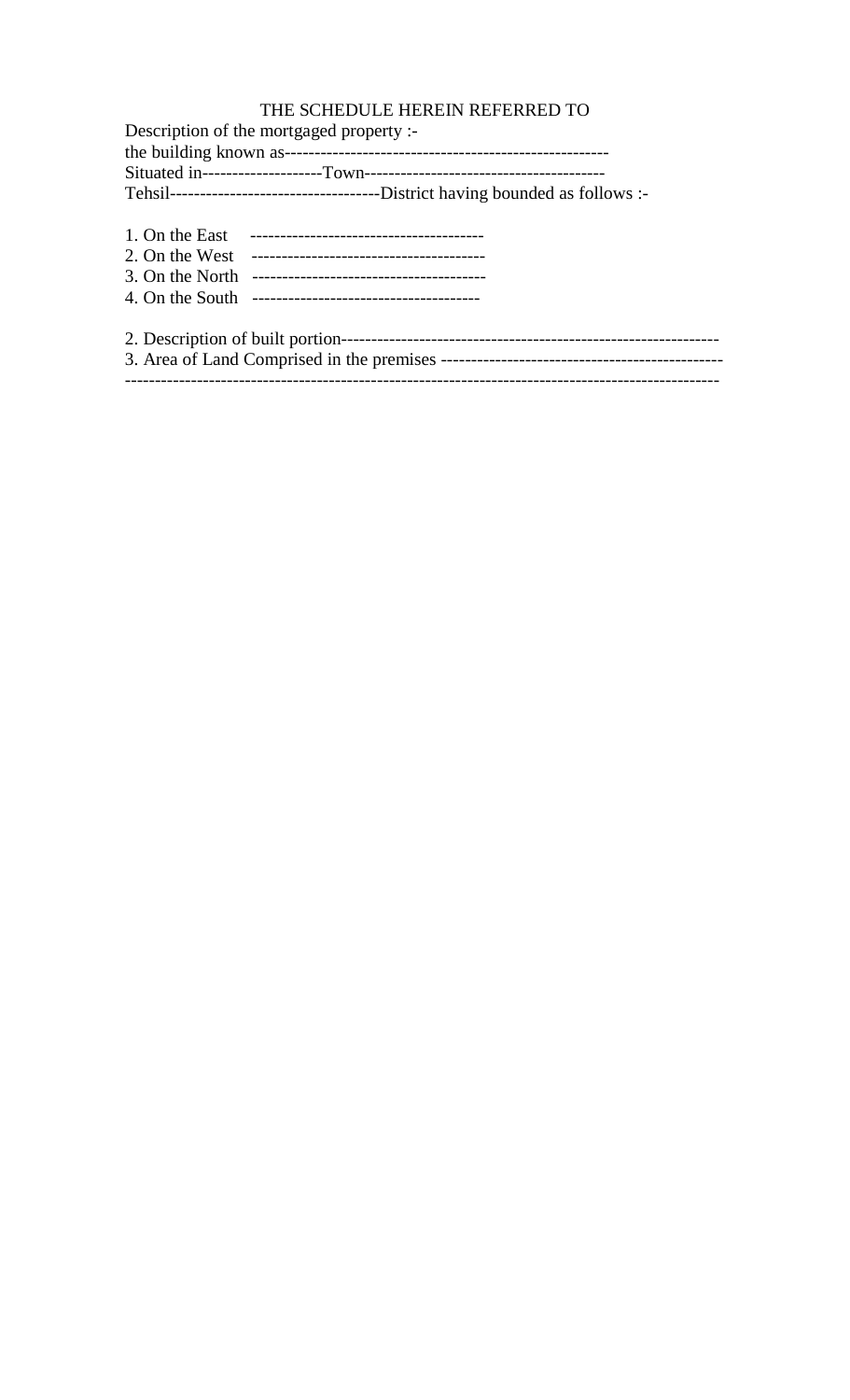THE SCHEDULE HEREIN REFERRED TO

Description of the mortgaged property :-

the building known as-----------------------------------------------------

Situated in--------------------Town---------------------------------------

Tehsil-----------------------------------District having bounded as follows :-

1. On the East ---------------------------------------
2. On the West ---------------------------------------
3. On the North ---------------------------------------
4. On the South -------------------------------------

2. Description of built portion---------------------------------------------------------------

3. Area of Land Comprised in the premises ----------------------------------------------

-----------------------------------------------------------------------------------------------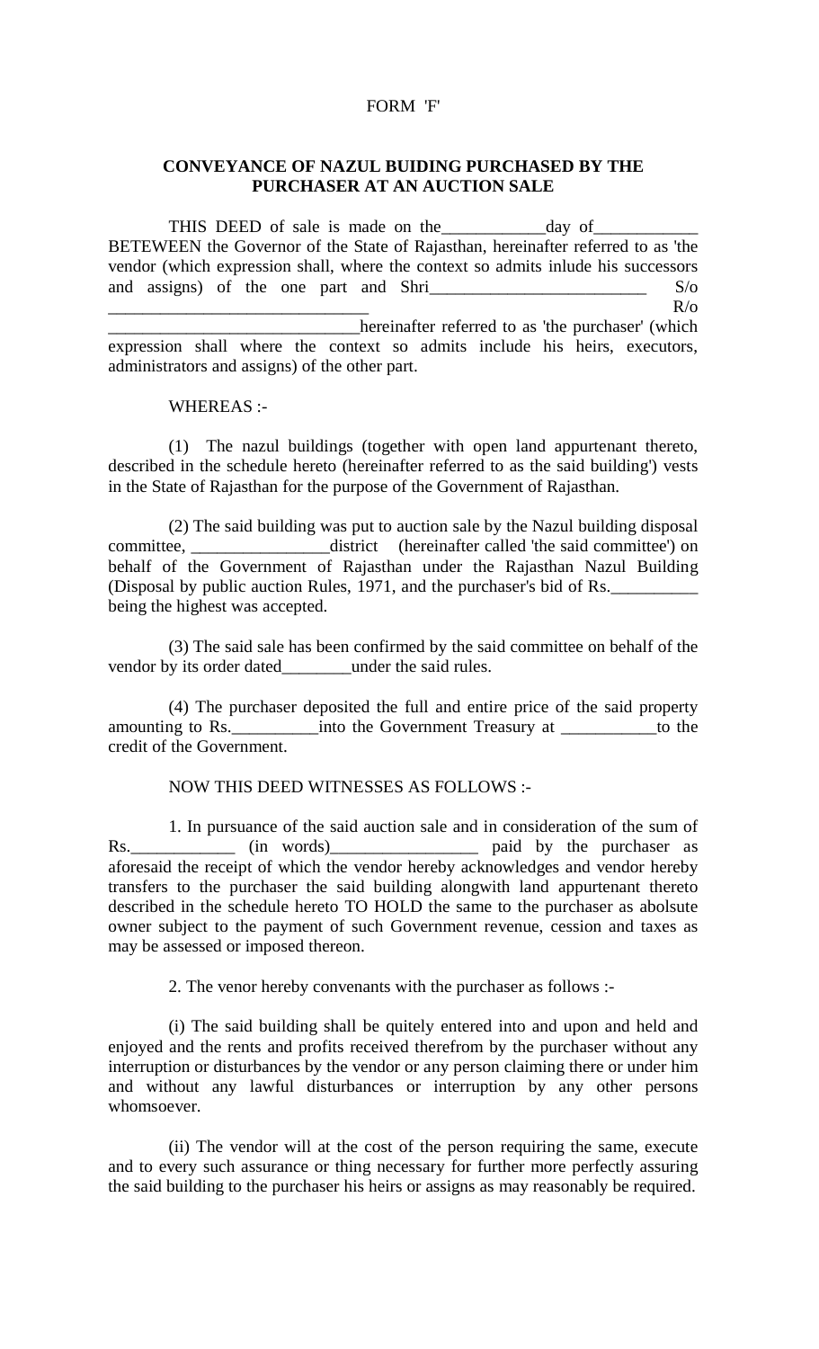FORM 'F'

**CONVEYANCE OF NAZUL BUIDING PURCHASED BY THE PURCHASER AT AN AUCTION SALE**

THIS DEED of sale is made on the____________day of____________ BETEWEEN the Governor of the State of Rajasthan, hereinafter referred to as 'the vendor (which expression shall, where the context so admits inlude his successors and assigns) of the one part and Shri_________________________ S/o ______________________________ R/o ______________________________hereinafter referred to as 'the purchaser' (which expression shall where the context so admits include his heirs, executors, administrators and assigns) of the other part.

WHEREAS :-

(1) The nazul buildings (together with open land appurtenant thereto, described in the schedule hereto (hereinafter referred to as the said building') vests in the State of Rajasthan for the purpose of the Government of Rajasthan.

(2) The said building was put to auction sale by the Nazul building disposal committee, ________________district (hereinafter called 'the said committee') on behalf of the Government of Rajasthan under the Rajasthan Nazul Building (Disposal by public auction Rules, 1971, and the purchaser's bid of Rs.__________ being the highest was accepted.

(3) The said sale has been confirmed by the said committee on behalf of the vendor by its order dated________under the said rules.

(4) The purchaser deposited the full and entire price of the said property amounting to Rs.__________into the Government Treasury at ___________to the credit of the Government.

NOW THIS DEED WITNESSES AS FOLLOWS :-

1. In pursuance of the said auction sale and in consideration of the sum of Rs.____________ (in words)_________________ paid by the purchaser as aforesaid the receipt of which the vendor hereby acknowledges and vendor hereby transfers to the purchaser the said building alongwith land appurtenant thereto described in the schedule hereto TO HOLD the same to the purchaser as abolsute owner subject to the payment of such Government revenue, cession and taxes as may be assessed or imposed thereon.

2. The venor hereby convenants with the purchaser as follows :-

(i) The said building shall be quitely entered into and upon and held and enjoyed and the rents and profits received therefrom by the purchaser without any interruption or disturbances by the vendor or any person claiming there or under him and without any lawful disturbances or interruption by any other persons whomsoever.

(ii) The vendor will at the cost of the person requiring the same, execute and to every such assurance or thing necessary for further more perfectly assuring the said building to the purchaser his heirs or assigns as may reasonably be required.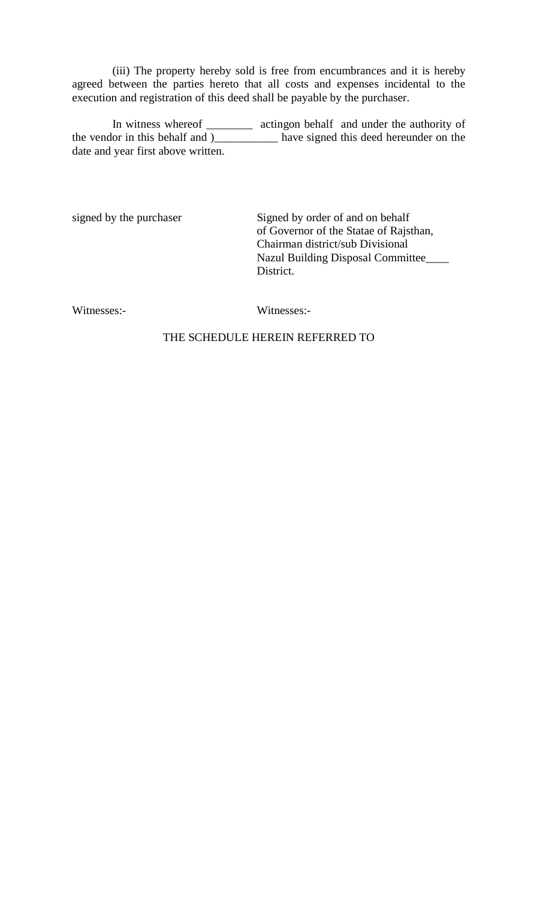(iii) The property hereby sold is free from encumbrances and it is hereby agreed between the parties hereto that all costs and expenses incidental to the execution and registration of this deed shall be payable by the purchaser.

In witness whereof ________ actingon behalf and under the authority of the vendor in this behalf and )___________ have signed this deed hereunder on the date and year first above written.

signed by the purchaser

Signed by order of and on behalf
of Governor of the Statae of Rajsthan,
Chairman district/sub Divisional
Nazul Building Disposal Committee____
District.

Witnesses:-

Witnesses:-

THE SCHEDULE HEREIN REFERRED TO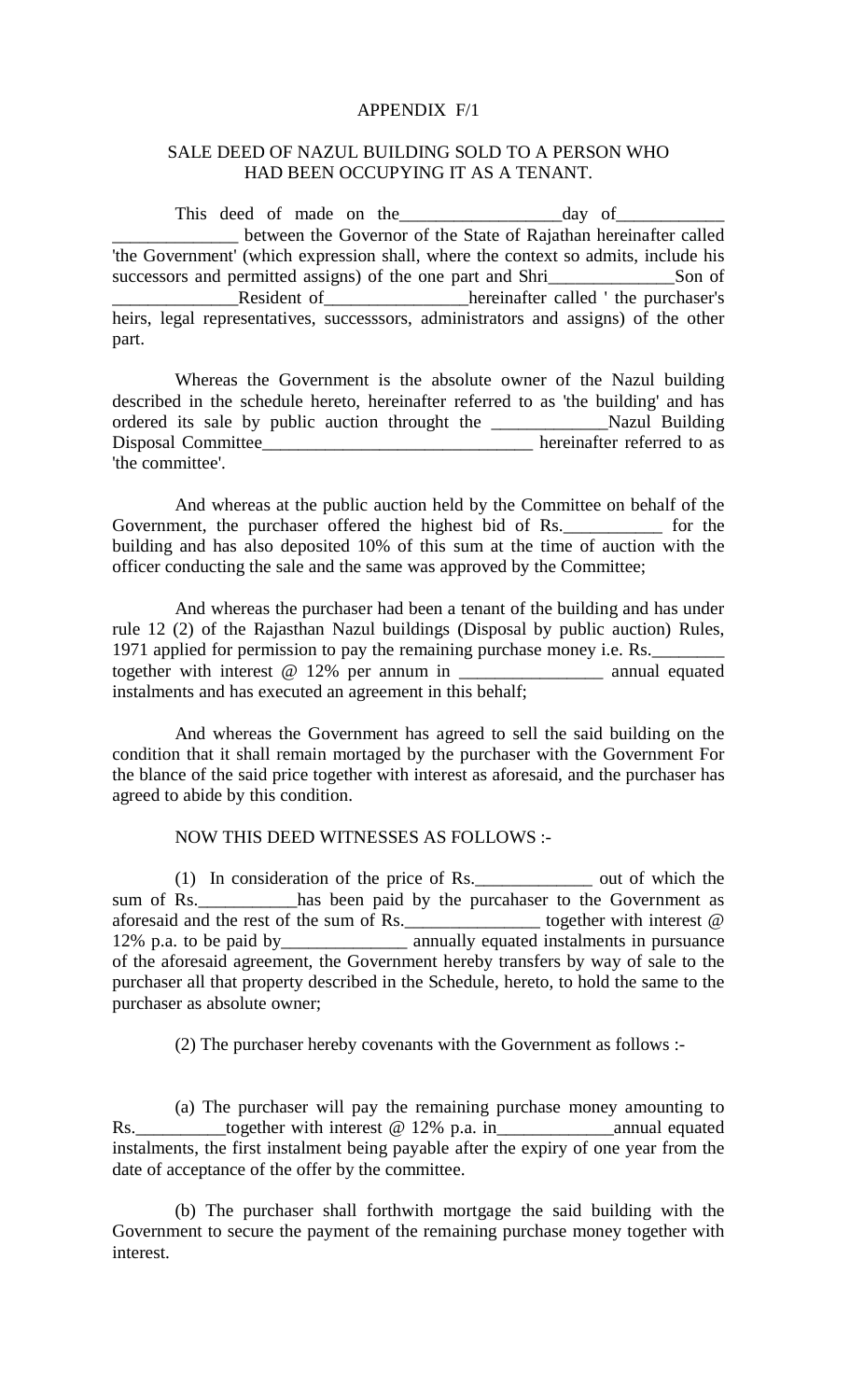APPENDIX F/1

SALE DEED OF NAZUL BUILDING SOLD TO A PERSON WHO HAD BEEN OCCUPYING IT AS A TENANT.

This deed of made on the__________________day of____________ ______________ between the Governor of the State of Rajathan hereinafter called 'the Government' (which expression shall, where the context so admits, include his successors and permitted assigns) of the one part and Shri______________Son of ______________Resident of________________hereinafter called ' the purchaser's heirs, legal representatives, successsors, administrators and assigns) of the other part.

Whereas the Government is the absolute owner of the Nazul building described in the schedule hereto, hereinafter referred to as 'the building' and has ordered its sale by public auction throught the _____________Nazul Building Disposal Committee______________________________ hereinafter referred to as 'the committee'.

And whereas at the public auction held by the Committee on behalf of the Government, the purchaser offered the highest bid of Rs.___________ for the building and has also deposited 10% of this sum at the time of auction with the officer conducting the sale and the same was approved by the Committee;

And whereas the purchaser had been a tenant of the building and has under rule 12 (2) of the Rajasthan Nazul buildings (Disposal by public auction) Rules, 1971 applied for permission to pay the remaining purchase money i.e. Rs.________ together with interest @ 12% per annum in ________________ annual equated instalments and has executed an agreement in this behalf;

And whereas the Government has agreed to sell the said building on the condition that it shall remain mortaged by the purchaser with the Government For the blance of the said price together with interest as aforesaid, and the purchaser has agreed to abide by this condition.

NOW THIS DEED WITNESSES AS FOLLOWS :-

(1) In consideration of the price of Rs._____________ out of which the sum of Rs.___________has been paid by the purcahaser to the Government as aforesaid and the rest of the sum of Rs._______________ together with interest @ 12% p.a. to be paid by______________ annually equated instalments in pursuance of the aforesaid agreement, the Government hereby transfers by way of sale to the purchaser all that property described in the Schedule, hereto, to hold the same to the purchaser as absolute owner;

(2) The purchaser hereby covenants with the Government as follows :-

(a) The purchaser will pay the remaining purchase money amounting to Rs.__________together with interest @ 12% p.a. in_____________annual equated instalments, the first instalment being payable after the expiry of one year from the date of acceptance of the offer by the committee.

(b) The purchaser shall forthwith mortgage the said building with the Government to secure the payment of the remaining purchase money together with interest.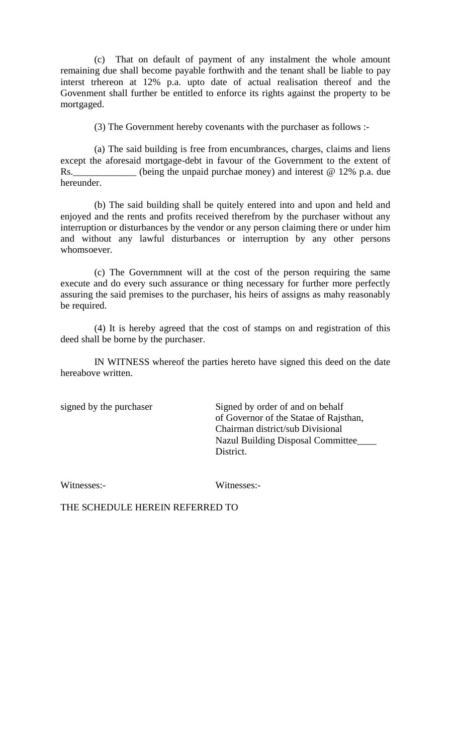(c) That on default of payment of any instalment the whole amount remaining due shall become payable forthwith and the tenant shall be liable to pay interst trhereon at 12% p.a. upto date of actual realisation thereof and the Govenment shall further be entitled to enforce its rights against the property to be mortgaged.

(3) The Government hereby covenants with the purchaser as follows :-

(a) The said building is free from encumbrances, charges, claims and liens except the aforesaid mortgage-debt in favour of the Government to the extent of Rs.____________ (being the unpaid purchae money) and interest @ 12% p.a. due hereunder.

(b) The said building shall be quitely entered into and upon and held and enjoyed and the rents and profits received therefrom by the purchaser without any interruption or disturbances by the vendor or any person claiming there or under him and without any lawful disturbances or interruption by any other persons whomsoever.

(c) The Governmnent will at the cost of the person requiring the same execute and do every such assurance or thing necessary for further more perfectly assuring the said premises to the purchaser, his heirs of assigns as mahy reasonably be required.

(4) It is hereby agreed that the cost of stamps on and registration of this deed shall be borne by the purchaser.

IN WITNESS whereof the parties hereto have signed this deed on the date hereabove written.

signed by the purchaser

Signed by order of and on behalf of Governor of the Statae of Rajsthan, Chairman district/sub Divisional Nazul Building Disposal Committee____ District.

Witnesses:-

Witnesses:-

THE SCHEDULE HEREIN REFERRED TO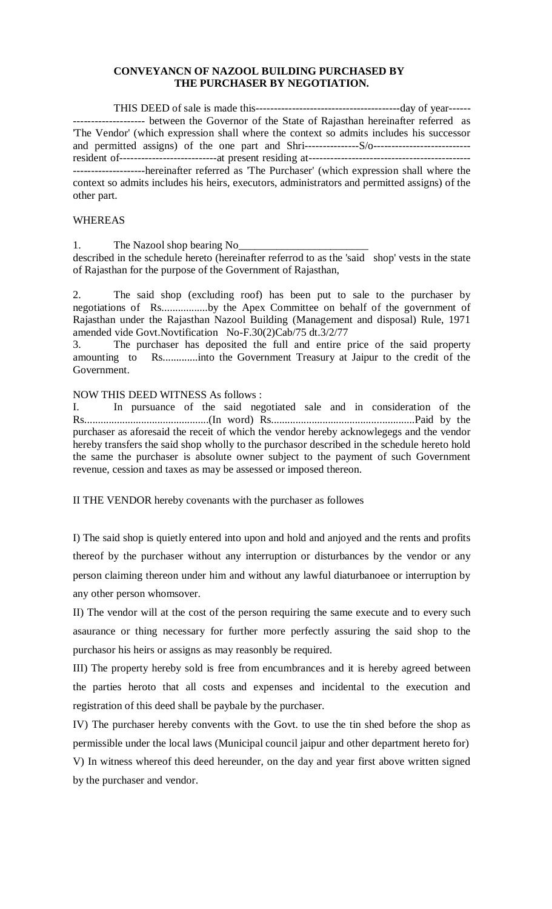**CONVEYANCN OF NAZOOL BUILDING PURCHASED BY THE PURCHASER BY NEGOTIATION.**

THIS DEED of sale is made this----------------------------------------day of year-------------------------- between the Governor of the State of Rajasthan hereinafter referred as 'The Vendor' (which expression shall where the context so admits includes his successor and permitted assigns) of the one part and Shri---------------S/o--------------------------- resident of---------------------------at present residing at----------------------------------------------------------------hereinafter referred as 'The Purchaser' (which expression shall where the context so admits includes his heirs, executors, administrators and permitted assigns) of the other part.

WHEREAS

1. The Nazool shop bearing No________________________ described in the schedule hereto (hereinafter referrod to as the 'said shop' vests in the state of Rajasthan for the purpose of the Government of Rajasthan,

2. The said shop (excluding roof) has been put to sale to the purchaser by negotiations of Rs.................by the Apex Committee on behalf of the government of Rajasthan under the Rajasthan Nazool Building (Management and disposal) Rule, 1971 amended vide Govt.Novtification No-F.30(2)Cab/75 dt.3/2/77

3. The purchaser has deposited the full and entire price of the said property amounting to Rs.............into the Government Treasury at Jaipur to the credit of the Government.

NOW THIS DEED WITNESS As follows :

I. In pursuance of the said negotiated sale and in consideration of the Rs.............................................(In word) Rs....................................................Paid by the purchaser as aforesaid the receit of which the vendor hereby acknowlegegs and the vendor hereby transfers the said shop wholly to the purchasor described in the schedule hereto hold the same the purchaser is absolute owner subject to the payment of such Government revenue, cession and taxes as may be assessed or imposed thereon.

II THE VENDOR hereby covenants with the purchaser as followes

I) The said shop is quietly entered into upon and hold and anjoyed and the rents and profits thereof by the purchaser without any interruption or disturbances by the vendor or any person claiming thereon under him and without any lawful diaturbanoee or interruption by any other person whomsover.

II) The vendor will at the cost of the person requiring the same execute and to every such asaurance or thing necessary for further more perfectly assuring the said shop to the purchasor his heirs or assigns as may reasonbly be required.

III) The property hereby sold is free from encumbrances and it is hereby agreed between the parties heroto that all costs and expenses and incidental to the execution and registration of this deed shall be paybale by the purchaser.

IV) The purchaser hereby convents with the Govt. to use the tin shed before the shop as permissible under the local laws (Municipal council jaipur and other department hereto for)

V) In witness whereof this deed hereunder, on the day and year first above written signed by the purchaser and vendor.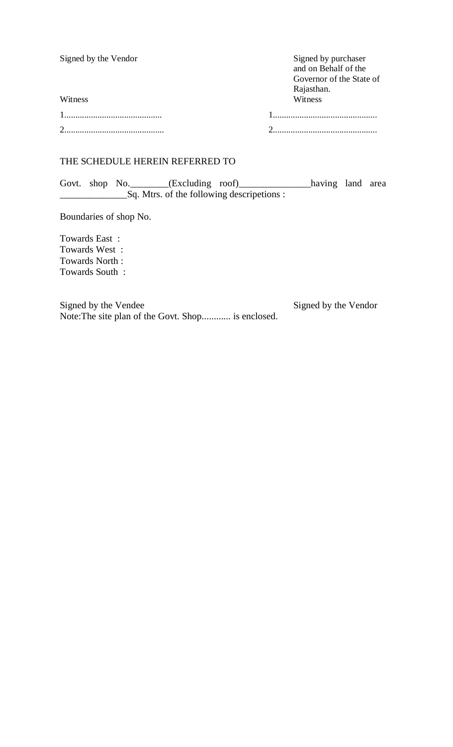| Signed by the Vendor | Signed by purchaser and on Behalf of the Governor of the State of Rajasthan. |
|---|---|
| Witness | Witness |
| 1........................................... | 1.............................................. |
| 2............................................ | 2.............................................. |

THE SCHEDULE HEREIN REFERRED TO

Govt. shop No.________(Excluding roof)______________having land area ______________Sq. Mtrs. of the following descripetions :

Boundaries of shop No.

Towards East :
Towards West :
Towards North :
Towards South :

Signed by the Vendee                                                    Signed by the Vendor

Note:The site plan of the Govt. Shop............ is enclosed.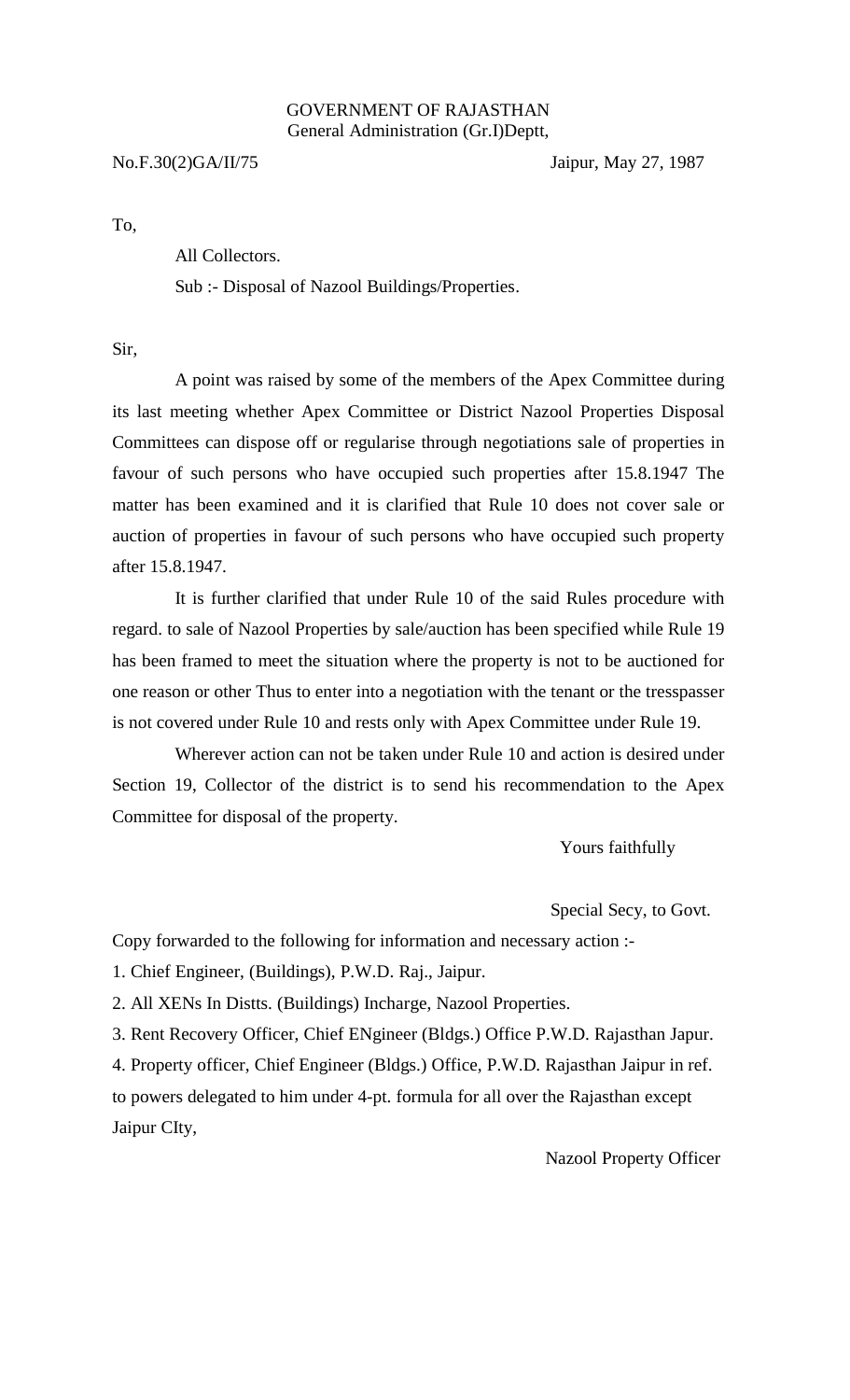GOVERNMENT OF RAJASTHAN
General Administration (Gr.I)Deptt,

No.F.30(2)GA/II/75 Jaipur, May 27, 1987

To,

All Collectors.

Sub :- Disposal of Nazool Buildings/Properties.

Sir,

A point was raised by some of the members of the Apex Committee during its last meeting whether Apex Committee or District Nazool Properties Disposal Committees can dispose off or regularise through negotiations sale of properties in favour of such persons who have occupied such properties after 15.8.1947 The matter has been examined and it is clarified that Rule 10 does not cover sale or auction of properties in favour of such persons who have occupied such property after 15.8.1947.

It is further clarified that under Rule 10 of the said Rules procedure with regard. to sale of Nazool Properties by sale/auction has been specified while Rule 19 has been framed to meet the situation where the property is not to be auctioned for one reason or other Thus to enter into a negotiation with the tenant or the tresspasser is not covered under Rule 10 and rests only with Apex Committee under Rule 19.

Wherever action can not be taken under Rule 10 and action is desired under Section 19, Collector of the district is to send his recommendation to the Apex Committee for disposal of the property.

Yours faithfully

Special Secy, to Govt.

Copy forwarded to the following for information and necessary action :-

1. Chief Engineer, (Buildings), P.W.D. Raj., Jaipur.
2. All XENs In Distts. (Buildings) Incharge, Nazool Properties.
3. Rent Recovery Officer, Chief ENgineer (Bldgs.) Office P.W.D. Rajasthan Japur.
4. Property officer, Chief Engineer (Bldgs.) Office, P.W.D. Rajasthan Jaipur in ref. to powers delegated to him under 4-pt. formula for all over the Rajasthan except Jaipur CIty,

Nazool Property Officer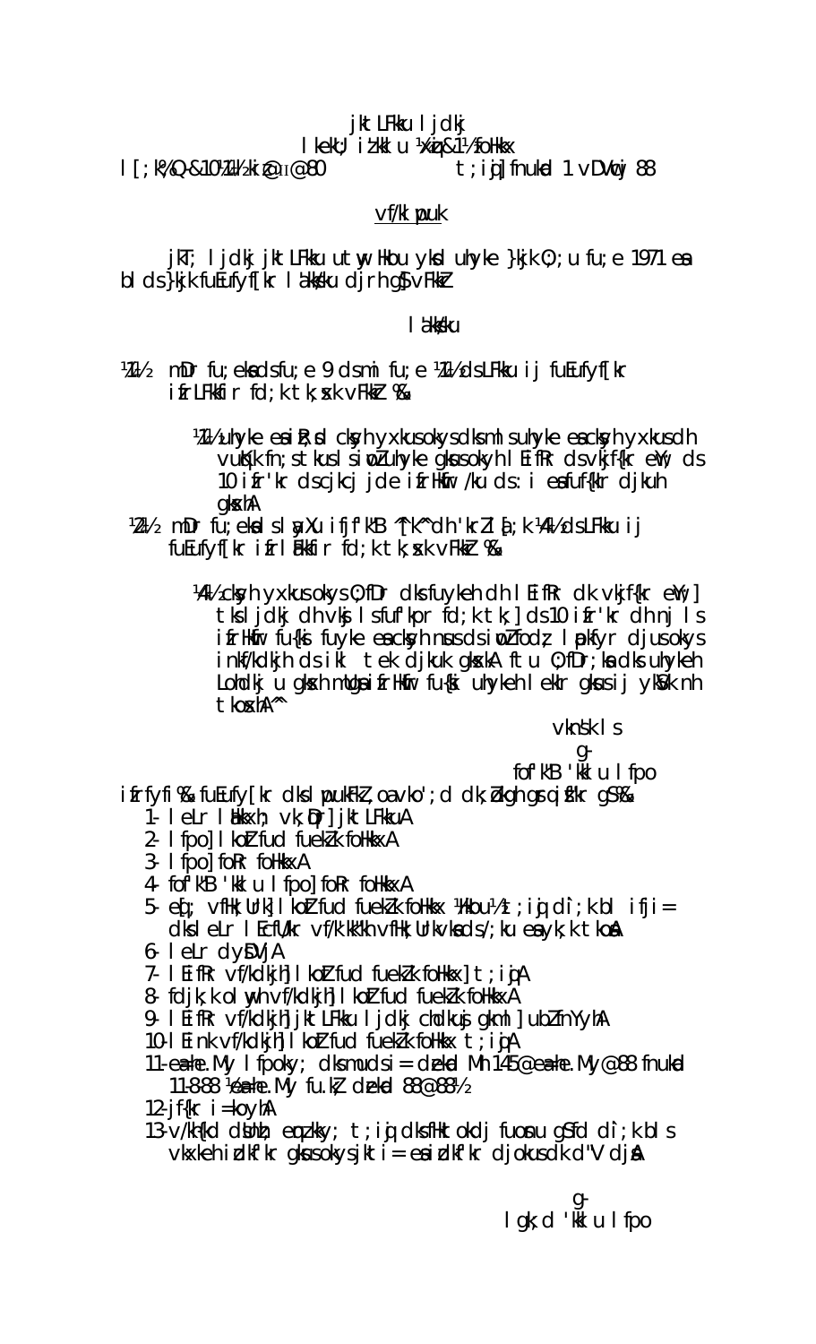jktLFkku ljdkj
lkekU; iz'kklu ¼xzqi&1½ foHkkx

l[;k%Q-&10¼1½iz@xzq-1@80 t;iqj] fnukad 1 vDVwcj 88

vf/klwpuk

jkT; ljdkj jktLFkku utwy Hkwfe yhad uhyke }kjk 0;u fu;e 1971 esa bl ds }kjk fuEufyf[kr la'kks/ku djrh gS vFkkZr

la'kks/ku

¼1½ mDr fu;eksa ds fu;e 9 ds mi fu;e ¼1½ ds LFkku ij fuEufyf[kr ifrLFkkfir fd;k tk;sxk vFkkZr %&

¼1½ uhyke esa iR;sd cksyh yxkus okys dks mlsu uhyke esa cksyh yxkus dh vuqefr fn;s tkus ls iwoZ uhyke gksus okyh lEifRr ds vkjf{kr eWy ds 10 ifr'kr ds cjkcj jde ifrHkwfr /ku ds :i esa fuf{kIr djkuh gksxhA

¼2½ mDr fu;eksa ls layXu ifjf'k"B ^[k^ dh 'krZ la[;k ¼4½ ds LFkku ij fuEufyf[kr ifrLFkkfir fd;k tk;sxk vFkkZr %&

¼4½ cksyh yxkus okys 0;fDr dks fuyeh dh lEifRr dk vkjf{kr eWy] tks ljdkj dh vksj ls fuf'kpr fd;k tk;] ds 10 ifr'kr dh nj ls ifrHkwfr fu{ksi fuyke esa cksyh nsus ds iwoZ fodz; lapkfyr djus okys inkf/kdkjh ds ikl tek djkuk gksxkA ftu 0;fDr;ksa dks uhykeh Lohdkj u gksxh mudh ifrHkwfr fu{ksi uhykeh lekIr gksus ij ykSVk nh tkosxhA**

vkns'k ls
g-
fof'k"B 'kklu lfpo

ifrfyfi %& fuEufyf[kr dks lwpukFkZ ,oa vko';d dk;Zokgh gsrq izsf"kr gS%&

1- lekLr lEHkkxh; vk;qDr] jktLFkkuA
2- lfpo] lkoZtfud fuekZ.k foHkkxA
3- lfpo] foRr foHkkxA
4- fof'k"B 'kklu lfpo] foRr foHkkxA
5- eq[; vfHk;Urk] lkoZtfud fuekZ.k foHkkx ¼Hkou½ t;iqj dks i;kZ bl ifji= dks lekLr lEcfU/kr vf/k'kk"kh vfHk;Urkvksa ds /;ku esa yk;k tkosA
6- lekLr dysDVjA
7- lEifRr vf/kdkjh] lkoZtfud fuekZ.k foHkkx] t;iqjA
8- fdjk;k olwyh vf/kdkjh] lkoZtfud fuekZ.k foHkkxA
9- lEifRr vf/kdkjh] jktLFkku ljdkj cEcbZ ,oa gkml] ubZ fnYyhA
10- lEink vf/kdkjh] lkoZtfud fuekZ.k foHkkx t;iqjA
11- eaf=e.My lfpoky; dks mudsa i= dzekad Mh 145@eaf=e.My@88 fnukad 11-8-88 ¼eaf=e.My fu.kZ; dzekad 88@88½
12- jf{kr i=koyhA
13- v/kh{kd dsUnzh; emzkky; t;iqj dks fHktokdj fuosnu gS fd i;kZ bl s vkxkeh izdk'kr gksus okys jkt i= esa izdkf'kr djokus dk d"V djsaA

g-
lgk;d 'kklu lfpo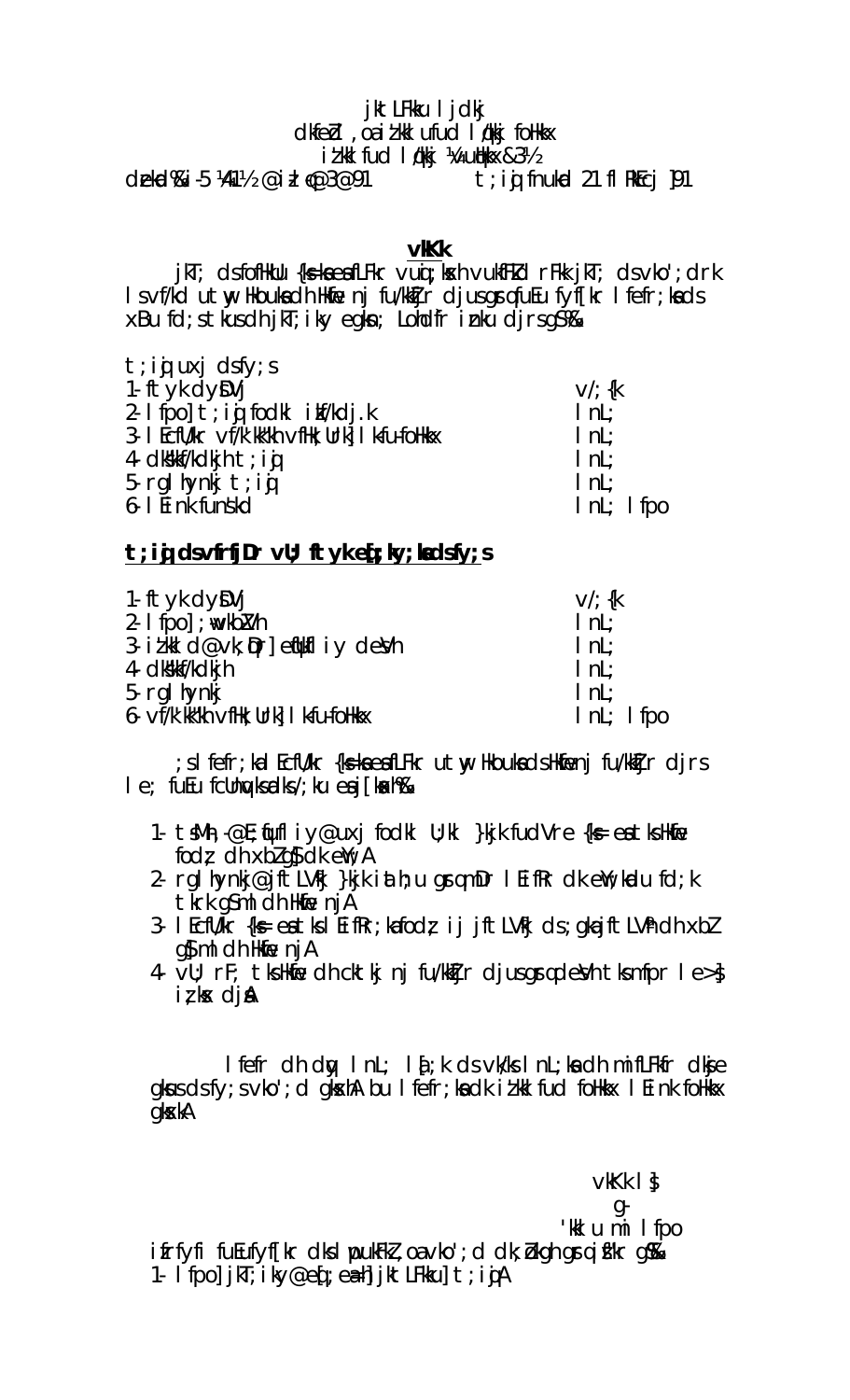jktLFkku ljdkj
dkfeZd ,oa iz'kklfud lq/kkj foHkkx
iz'kklfud lq/kkj ¼vuqHkkx&3½

dzekad%i-5 ¼41½@iz'k@3@91 t;iqj fnukad 21 flrEcj] 91

## vkKk

jkT; ds foHkkxu {ks=k esa fLFkr vuqi;ksxh vukfFkZd rFkk jkT; ds vko';drk ls vf/kd ut;wy Hkouksa dh Hkwfe nj fu/kkZfjr djus gsrq fuEu fyf[kr lfefr;ksa ds xBu fd;s tkus dh jkT;iky egksn; Lohd`fr iznku djrs gS%&

| t;iqj uxj ds fy;s | |
|---|---|
| 1- ftyk dyDVj | v/;{k |
| 2- lfpo] t;iqj fodkl izkf/kdj.k | lnL; |
| 3- lEcfU/kr vf/k'kk"kh vfHk;Urk] lkfu-foHkkx | lnL; |
| 4- dks"kk/kdkjh t;iqj | lnL; |
| 5- rglhynkj t;iqj | lnL; |
| 6- lEink funs'kd | lnL; lfpo |

**t;iqj ds vfrfjDr vU; ftyk eq[;ky;ksa ds fy;s**

| | |
|---|---|
| 1- ftyk dyDVj | v/;{k |
| 2- lfpo] ;wvkbZVh | lnL; |
| 3- iz'kkld@vk;qDr] eqfufliy desVh | lnL; |
| 4- dks"kk/kdkjh | lnL; |
| 5- rglhynkj | lnL; |
| 6- vf/k'kk"kh vfHk;Urk] lkfu-foHkkx | lnL; lfpo |

;s lfefr;ka lEcfU/kr {ks=k esa fLFkr ut;wy Hkouksa ds Hkwfe nj fu/kkZfjr djrs le; fuEu fcUnqvksa dks /;ku esa j[ksaxh%&

1. tSlh ,-@E;qfufliy@uxj fodkl U;kl }kjk fu/kkZfjr {ks= esa tks Hkwfe fodz; dh xbZ gS dk egRoA
2. rglhynkj@jftLVªh }kjk ia:hu gsrq mDr lEifRr dk egRo dks u fd;k tkrk gS mldh Hkwfe njA
3. lEcfU/kr {ks= esa tks lEifRr;ka fodz; ij jftLVªh ds ;gka jftLVªh dh xbZ gS mldh Hkwfe njA
4. vU; rF; tks Hkwfe dh cktkj nj fu/kkZfjr djus gsrq desVh tks mfpr le>s iz;ksx djsA

lfefr dh cSBd lnL; lfpo ds vkns'k ls lnL;ksa dh mifLFkfr dk;e gksus ds fy;s vko';d gksxhA bu lfefr;ksa dk iz'kklfud foHkkx lEink foHkkx gksxkA

vkKk ls]
g-
'kklu mi lfpo

izfrfyfi fuEufyf[kr dks lwpukFkZ ,oa vko';d dk;Zokgh gsrq izsf"kr gS%&

1- lfpo] jkT;iky@eq[; ea=h] jktLFkku] t;iqjA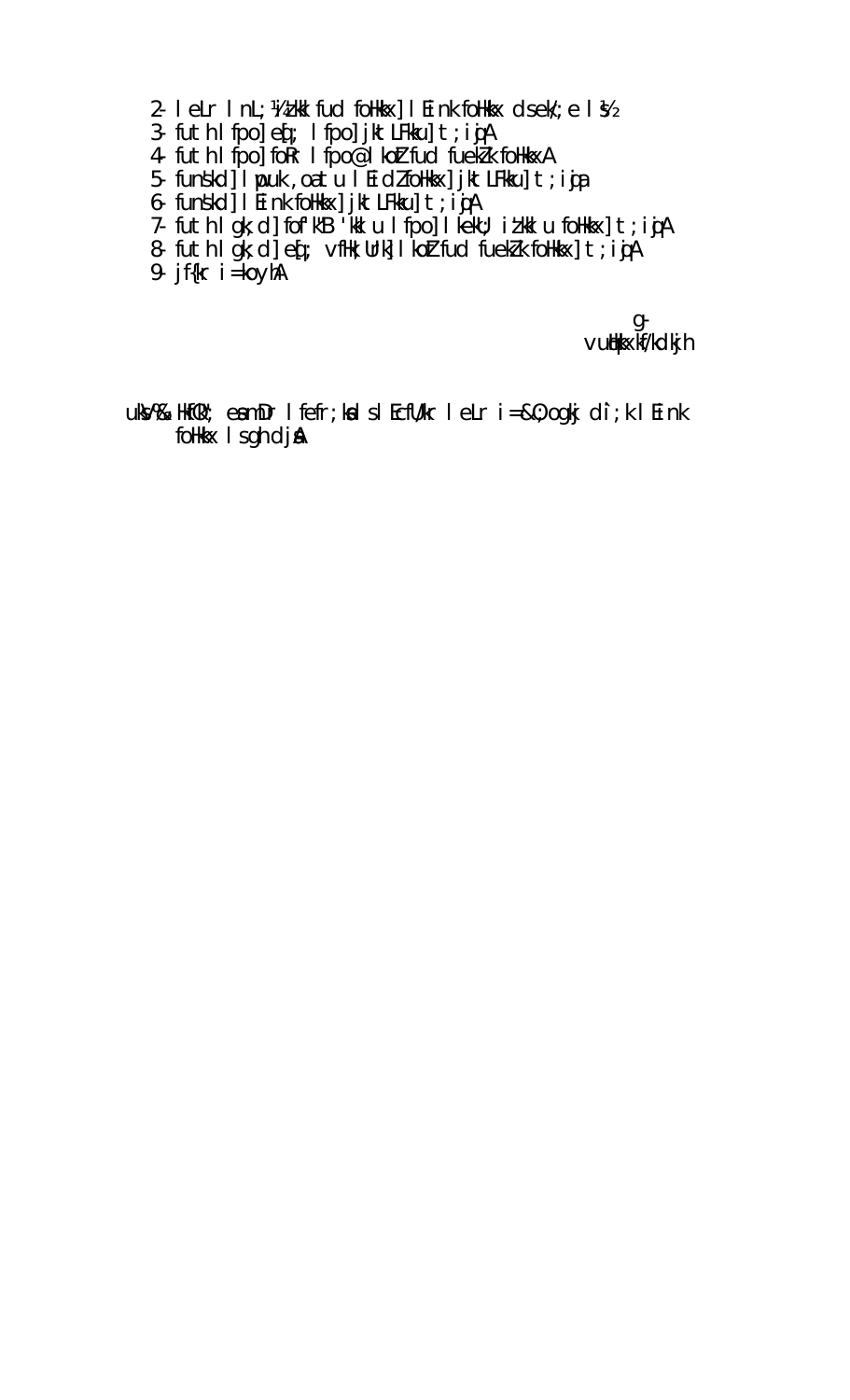2- leLr lnL;¼'kk fud foHkkx] lEink foHkkx dsek/;e ls½
3- futh lfpo] eq[; lfpo] jkT; LFkkiu] t;iqjA
4- futh lfpo] foRr lfpo@lkoZ fud fuekZ.k foHkkxA
5- funs'kd] lwpuk ,oa tu lEidZ foHkkx] jkT; LFkkiu] t;iqj
6- funs'kd] lEink foHkkx] jkT; LFkkiu] t;iqjA
7- futh lgk;d] fof'k"B 'kklu lfpo] lkekU; iz'kklu foHkkx] t;iqjA
8- futh lgk;d] eq[; vfHk;Urk] lkoZ fud fuekZ.k foHkkx] t;iqjA
9- jf{kr i=koyhA

g-
vuqHkkxkf/kdkjh

uksV%& Hkfo"; esa mDr lfefr;ksa ls lEcfU/kr leLr i=&O;ogkj dì;k lEink foHkkx lsgh djsaA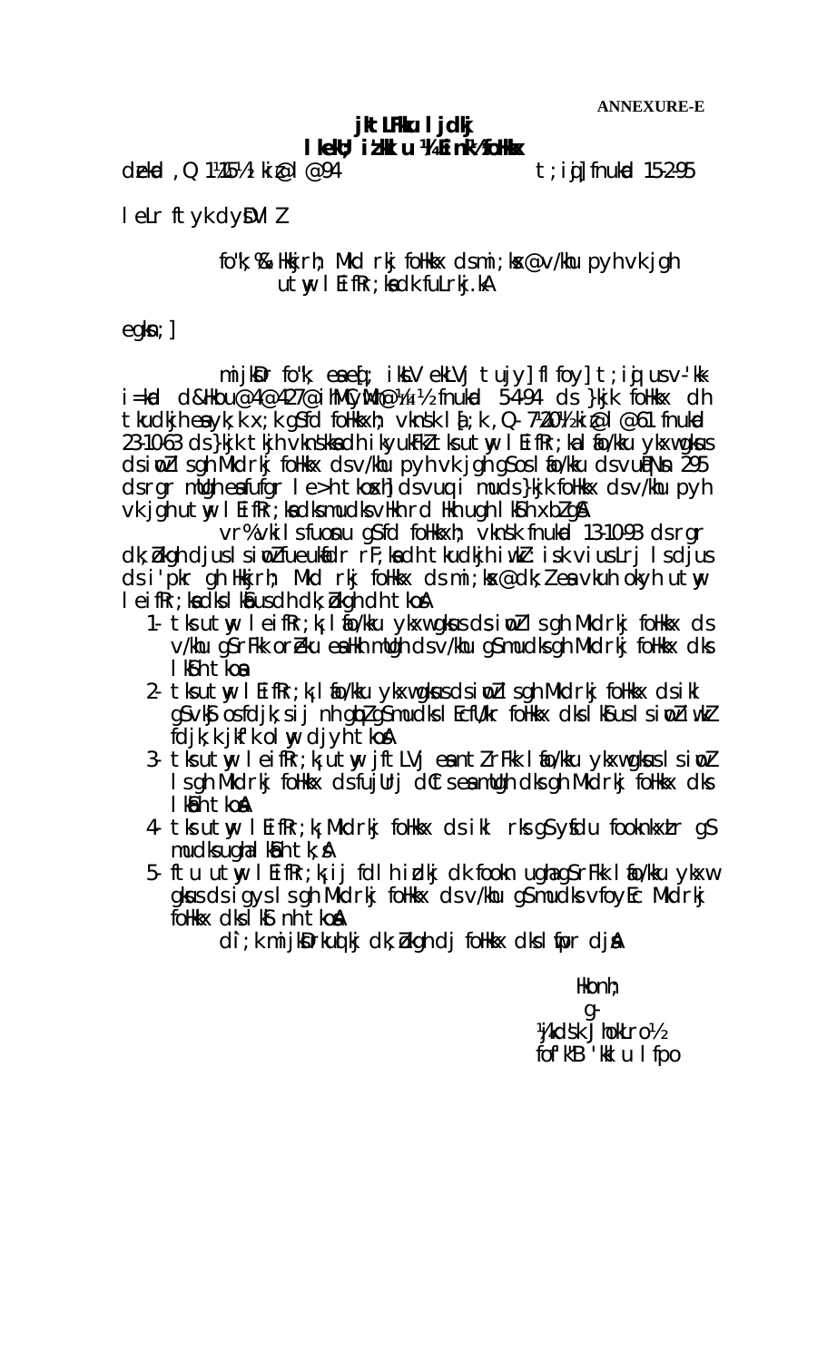**ANNEXURE-E**

**jktLFkku ljdkj**
**lkekU; iz'kklu ¼Ekfr½ foHkkx**

dzekad ,Q 1¼5½ k¼2½@l@94 t;iqj] fnukad 15-2-95

lEkLr ftyk dysDVlZ

fo'k;% & Hkkjrh; Mkd rkj foHkkx ds mi;ksx@v/khu pyh vk jgh
uTkwy lEifRr;ksa dk fuLrkj.kA

egksn;]

mijksDr fo'k; esa eq[; iksLV ekLVj tujy] fl foy] t;iqj us v-'kk- i=kad d&Hkou@4@427@ih0Mh0bZ0@½4½ fnukad 5-4-94 ds }kjk foHkkx dh tkudkjh esa yk;k x;k gS fd foHkkxh; vkns'k la[;k ,Q-7¼20½k¼2½@l@61 fnukad 23-10-63 ds }kjk tkjh vkns'kksa dh ikyukFkZ tks uTkwy lEifRr;ka lafo/kku ykxw gksus ds iwoZ l sgh Mkd rkj foHkkx ds v/khu pyh vk jgh gS os lafo/kku ds vuqPNsn 295 ds rgr mudh esa fufgr l e>h tkosxh] ds vuqlkj mu ds }kjk foHkkx ds v/khu pyh vk jgh uTkwy lEifRr;ksa dk mudks vHkh rd Hkh ugh lkSih xbZ gSA

vr% vkils fuosnu gS fd foHkkxh; vkns'k fnukad 13-10-93 ds rgr dk;Zokgh djus l s iwoZ fuEukafdr rF;ksa dh tkudkjh iwoZ :i s vius Lrj l s djus ds i'pkr gh Hkkjrh; Mkd rkj foHkkx ds mi;ksx@dk;Z esa vkuh okyh uTkwy lEifRr;ksa dks lkSius dh dk;Zokgh dh tkosA

1- tks uTkwy lEifRr;k¡ lafo/kku ykxw gksus ds iwoZ l s gh Mkd rkj foHkkx ds v/khu gS rFkk orZeku esa Hkh mudh ds v/khu gS mudks gh Mkd rkj foHkkx dks lkSih tkosa
2- tks uTkwy lEifRr;k¡ lafo/kku ykxw gksus ds iwoZ l s gh Mkd rkj foHkkx ds ikl gS vkSj os fdjk;s ij nh gqbZ gS mudks lEcfU/kr foHkkx dks lkSius l s iwoZ iwoZ fdjk;k jkf'k olwy djyh tkosA
3- tks uTkwy lEifRr;k¡ uTkwy jftLVj esa ntZ rFkk lafo/kku ykxw gksus ls iwoZ l s gh Mkd rkj foHkkx ds fujUrj dCts esa mudh dks gh Mkd rkj foHkkx dks lkSih tkosA
4- tks uTkwy lEifRr;k¡ Mkd rkj foHkkx ds ikl rks gS ysfdu fookn xzLr gS mudks ugha lkSih tk;sA
5- ftu uTkwy lEifRr;ksa ij fdlh izdkj dk fookn ugha gS rFkk lafo/kku ykxw gksus ds igys l s gh Mkd rkj foHkkx ds v/khu gS mudks vfoyEc Mkd rkj foHkkx dks lkSi nh tkosA

d`i;k mijksDrkuqlkj dk;Zokgh dj foHkkx dks lwfpr djsaA

Hkonh;
g-
¼v'kksd JhokLro½
fof'k"B 'kklu lfpo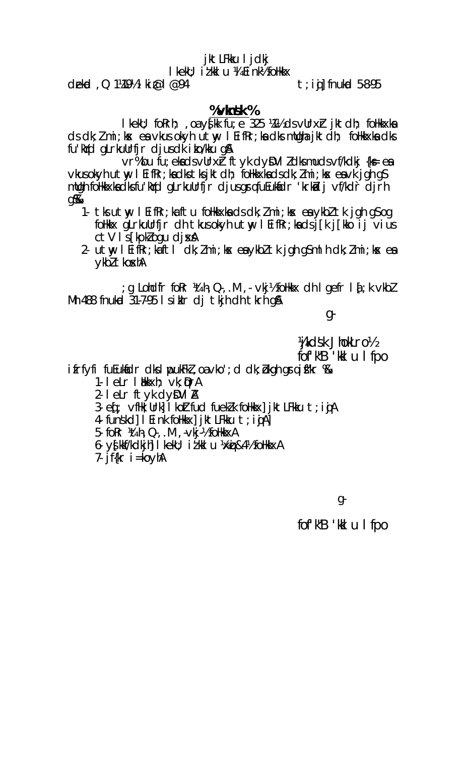jktLFkku ljdkj

lkekU; iz'kklu ¼Einkª½ foHkkx

dzekad ,Q 1¼19½ kiz@1@94 t;iqj] fnukad 5-8-95

**%vkns'k%**

lkekU; foRrh; ,oa ys[kk fu;e 325 ¼1½ ds vUrxZr jktdh; foHkkxksa ds dk;Zmi;ksx esa vkus okyh utwy lEifRr;ksa dks mudh jktdh; foHkkxksa dks fu'kqYd gLrkUrfjr djus dk izko/kku gSA

vr% bu fu;eksa ds vUrxZr ftyk dysDVj dks mu ds vf/kdkj {ks= esa vkus okyh utwy lEifRr;ksa dks tks jktdh; foHkkxksa ds dk;Zmi;ksx esa vk jgh gS mudh foHkkxksa dks fu'kqYd gLrkUrfjr djus gsrq fuEukafdr 'krksZa ij vf/kd`r djrh gS%&

1- tks utwy lEifRr;ka ftu foHkkxksa ds dk;Zmi;ksx esa ykbZ tk jgh gS og foHkkx gLrkUrfjr dh tkus okyh utwy lEifRr;ksa ds j[k j[kko ij vius ctV ls [kpkZ ogu djsxsA
2- utwy lEifRr;ka ftl dk;Zmi;ksx esa ykbZ tk jgh gS mlh dk;Zmi;ksx esa ykbZ tkosxhA

;g Lohd`fr foRr ¼O;; ,.M ,-vkj-½ foHkkx dh lgefr lañ;k vkbZ Mh 488 fnukad 31-7-95 ls iznRr dj tkjh dh tkrh gSA

g-

¼jkds'k JhokLro½
fof'k"B 'kklu lfpo

izfrfyfi fuEukafdr dks lwpukFkZ ,oa vko';d dk;Zokgh gsrq izsf"kr %&

1- lelr laHkkxh; vk;qDrA
2- lelr ftyk dysDVlZA
3- eq[; vfHk;Urk] lkoZtfud fuekZ.k foHkkx] jktLFkku t;iqjA
4- funs'kd] lEink foHkkx] jktLFkku t;iqjA]
5- foRr ¼O;; ,.M ,-vkj-½ foHkkxA
6- ys[kkf/kdkjh] lkekU; iz'kklu ¼xzqi&4½ foHkkxA
7- jf{kr i=koyhA

g-

fof'k"B 'kklu lfpo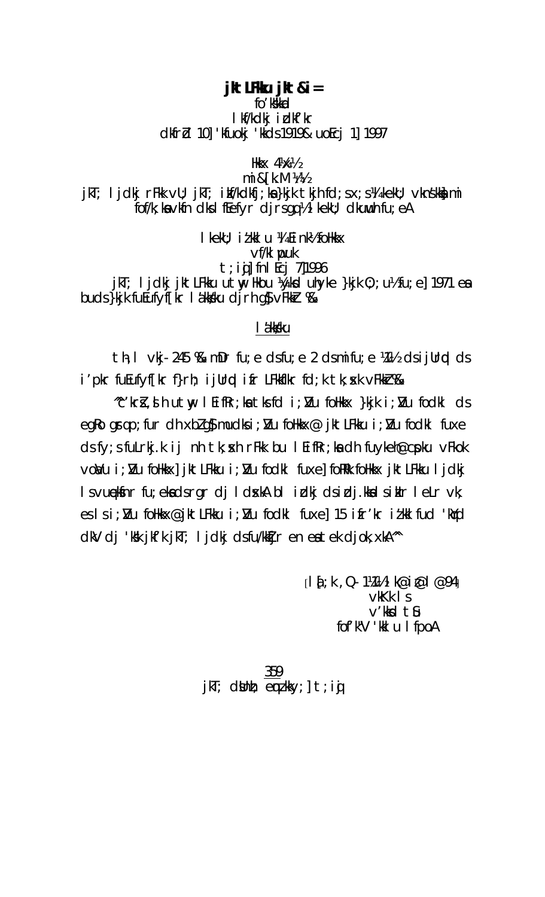**jkt LFkku jkt &i=**

fo'kskkad

lkf/kdkj izdkf'kr

dkfrZd 10] 'kfuokj 'kkds 1919& uoEcj 1] 1997

Hkkx 4¼x½

mi&[k.M ¼I½

jkT; ljdkj rFkk vU; jkT; izkf/kdkfj;ksa}kjk tkjh fd;sx;s¼lkekU; vkns'kks} mi fof/k;ksa vkfn dks lfEefyr djrsgq½ lkekU; dkuwuh fu;eA

lkekU; iz'kklu ¼Ein'k½ foHkkx

vf/klwpuk

t;iqj] fnlEcj 7] 1996

jkT; ljdkj jktLFkku ulty Hkou ¼{ksa uhyke }kjk O;;u½fu;e] 1971 esa buds }kjk fuEufyf[kr la'kks/ku djrh gS vFkkZr %&

la'kks/ku

th;l vkj- 245 %& mDr fu;e dsfu;e 2 dsmifu;e ¼1½ ds ijUrqd ds i'pkr fuEufyf[kr f}rh; ijUrqd ifr LFkkfIkr fd;k tk;sxk vFkkZr %&

^^c'krsZ,sh utw lEifRr;ksa tks fd i;ZVu foHkkx }kjk i;ZVu fodkl ds egRo gsrq p;fur dh xbZ gS mudks i;ZVu foHkkx@jktLFkku i;ZVu fodkl fuxe dsfy;s fuLrj.k ij nh tk;sxh rFkk bu lEifRr;ksa dh fuykeh@cspku vFkok vkoaVu i;ZVu foHkkx] jktLFkku i;ZVu fodkl fuxe] foRRk foHkkx jktLFkku ljdkj lsvuqeksfnr fu;eksa dsrgr dj ldsxkA bl izdkj dsizdj.kksa sikIr leLr vk; esa ls i;ZVu foHkkx@jktLFkku i;ZVu fodkl fuxe] 15 ifr'kr iz'kkl fud 'kqYd dkV dj 'ks"k jkf'k jkT; ljdkj dsfu/kkZfjr en esa tek djok;xkA**

[la[;k ,Q-1¼14½ k@iz@l@94]

vkKk ls

v'kksd tSu

fof'k"V 'kklu lfpoA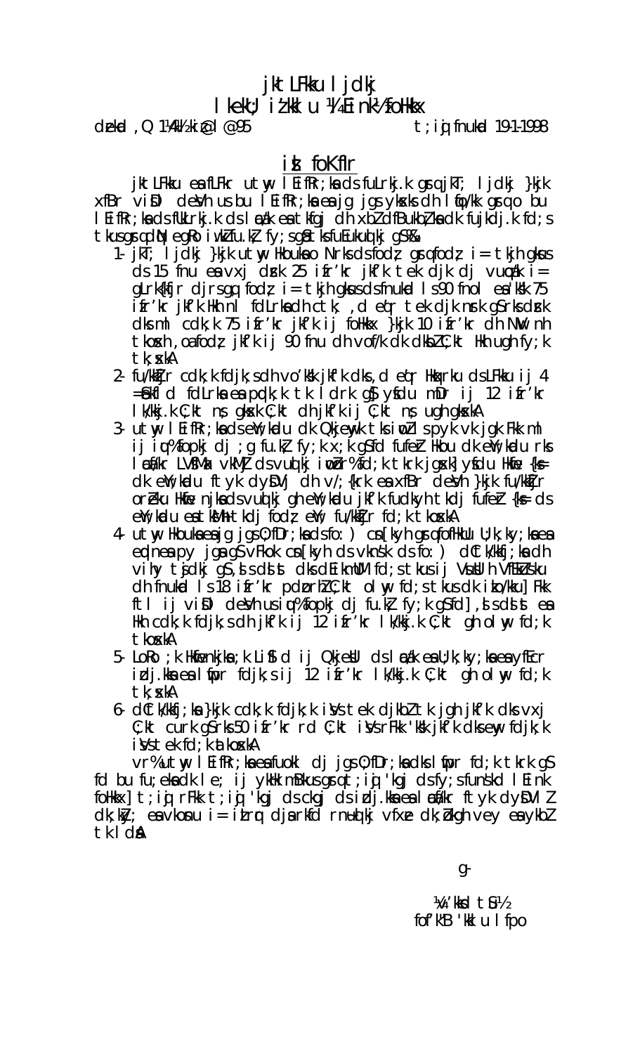# jktLFkku ljdkj

## lkekU; iz'kklu ¼Ebn½ foHkkx

dzekad ,Q 1¼4½ iz@l@95                    t;iqj fnukad 19-1-1998

### i= foKfIr

jktLFkku esa fLFkr utwy lEifRr;ksa ds fuLrkj.k gsrq jkT; ljdkj }kjk xfBr viD deSVh us bu lEifRr;ksa esa jg jgs yksxksa dh lqfo/kk gsrq o bu lEifRr;ksa ds fuLrkj.k ds lEcU/k esa tkfgj dh xbZ dfBukbZ;ksa dk fujkdj.k fd;s tkus gsrq dqN egRoiw.kZ fu.kZ; fy;s gSa tks fuEukuqlkj gS%&

1. jkT; ljdkj }kjk utwy Hkouksa o Nrksa ds fodz; gsrq fodz; i= tkjh gksus ds 15 fnu esa vxz dzsrk 25 izfr'kr jkf'k tek djk dj vuqcU/k i= gLrk{kfjr djrs gq, fodz; i= tkjh gksus ds fnukad ls 90 fnol esa 'ks"k 75 izfr'kr jkf'k Hkh nl fdLrksa dh ctk; ,d eq'r tek djk nsrk gS rks dzsrk dks ml cdk;k 75 izfr'kr jkf'k ij foHkkx }kjk 10 izfr'kr dh NwV nh tkosxh ,oa fodz; jkf'k ij 90 fnu dh vof/k dk dksbZ C;kt Hkh ugh fy;k tk;sxkA
2. fu/kkZfjr cdk;k fdjk;s dh vo'ks"k jkf'k dks ,d eq'r Hkqxrku ds LFkku ij 4 =Sekfld fdLrksa esa pqdk;k tk ldrk gS ysfdu mDr ij 12 izfr'kr lk/kkj.k C;kt ns; gksxk C;kt dh jkf'k ij C;kt ns; ugh gksxkA
3. utwy lEifRr;ksa ds eSV;wdsu dk Qkjeyk tks iwoZ ls pyk vk jgk Fkk ml ij iqu% fopkj dj ;g fu.kZ; fy;k x;k gS fd fufeZr Hkou dk eSV;wdsu rks lEcfU/kr LVsaMMZ vkMZj ds vuqlkj iwoZor~ fd;k tkrk jgsxk] ysfdu Hkwfe {ks= dk eSV;wdsu ftyk dysDVj dh v/;{krk esa xfBr deSVh }kjk fu/kkZfjr orZeku Hkwfe njksa ds vuqlkj gh eSV;wdsu jkf'k fudkyh tkdj fufeZr {ks= ds eSV;wdsu esa tksM+h tkdj fodz; eSV;w fu/kkZfjr fd;k tkosxkA
4. utwy Hkouksa esa jg jgs O;fDr;ksa ds fo:) cn[kyh gsrq fofHkUu U;k;ky;ksa esa eqdnesa py jgs gSa vFkok cn[kyh ds vkns'k ds fo:) dCt/kkfj;ksa dh vihy tsjdkj gS ,sls dsls dks dEikmUM fd;s tkus ij VsuSUV VkbZVsYQsu dh fnukad ls 18 izfr'kr pdzo`f) C;kt olwy fd;s tkus dk izko/kku] Fkk ftl ij viD deSVh us iqu% fopkj dj fu.kZ; fy;k gS fd ] ,sls dsls esa Hkh cdk;k fdjk;s dh jkf'k ij 12 izfr'kr lk/kkj.k C;kt gh olwy fd;k tkosxkA
5. LoRo ;k Hkwfe njksa ;k Lif"Vd ij Qkjewys ds lEcU/k esa U;k;ky;ksa esa yfEcr izdj.kksa esa lqfor fdjk;s ij 12 izfr'kr lk/kkj.k C;kt gh olwy fd;k tk;sxkA
6. dCt/kkfj;ksa }kjk cdk;k fdjk;s i'sV tek djkbZ tk jgh jkf'k dks vxj C;kt curk gS rks 50 izfr'kr rd C;kt i'sV rFkk 'ks"k jkf'k dks ewy fdjk;k i'sV tek fd;k tkosxkA

vr% utwy lEifRr;ksa esa fuokl dj jgs O;fDr;ksa dks lwfpr fd;k tkrk gS fd bu fu;eksa dk le; ij ykHk mBkus gsrq t;iqj 'kgj ds fy;s funs'kd lEink foHkkx] t;iqj rFkk t;iqj 'kgj ds ckgj ds izdj.kksa esa lEcfU/kr ftyk dysDVj Z dk;kZy; esa vkosnu i= izLrqr djsa rkfd rnuqlkj vfxze dk;Zokgh vey esa ykbZ tk ldsA

g-

¼'kkfd tSu½

fof'k"B 'kklu lfpo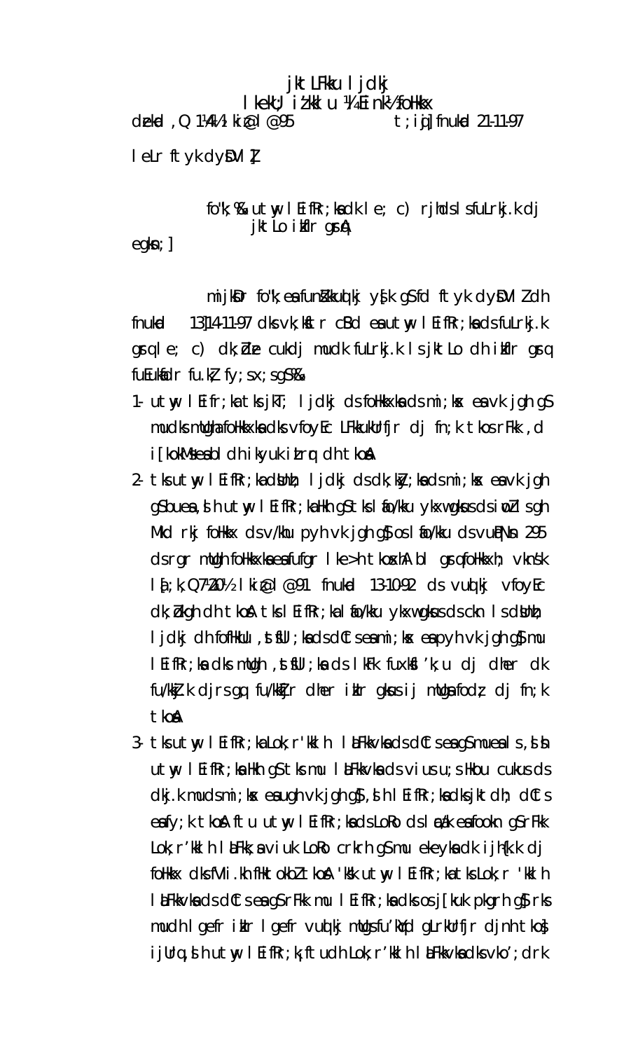jktLFkku ljdkj
lkekU; iz'kklu ¼Einkl½ foHkkx
dzekad ,Q 1¼4½ ki@l @95                t;iqj] fnukad 21-11-97

leLr ftyk dyDVlZ

fo"k;%& utwy lEifRr;ksa dk le; c) rjhds ls fuLrkj.k dj jktLo ikIr gsrqA

egksn;]

mijksDr fo"k; esa funsZ'kkuqlkj ys[k gS fd ftyk dyDVlZ dh fnukad 13]14-11-97 dks vk;ksftr cBd esa utwy lEifRr;ksa ds fuLrkj.k gsrq le; c) dk;Zdze cukdj mudk fuLrkj.k ls jktLo dh ikIr gsrq fuEukafdr fu.kZ; fy;s x;s gS%&

1- utwy lEifr;ka tks jkT; ljdkj ds foHkkxksa ds mi;ksx esa vk jgh gS mudks mUgh foHkkxksa dks vfoyEc LFkkukUrfjr dj fn;k tkos rFkk ,d i[kokMs esa bl dh ikyuk izrq dh tkosA

2- tks utwy lEifRr;ka dsUnz ljdkj ds dk;kZy;ksa ds mi;ksx esa vk jgh gS buesa ,slh utwy lEifRr;ka Hkh gS tks lafo/kku ykxw gksus ds iwoZ ls gh Mkd rkj foHkkx ds v/khu pyh vk jgh gS os lafo/kku ds vuqPNsn 295 ds rgr mUgh foHkkxksa esa fufgr lEk>h tkosxhA bl gsrq foHkkxh; vkns'k l[;k ,Q7¼20½ lkfe@l @91 fnukad 13-10-92 ds vuqlkj vfoyEc dk;Zokgh dh tkosA tks lEifRr;ka lafo/kku ykxw gksus ds ckn ls dsUnz ljdkj dh fofHkUu ,tsfUl;ksa ds dCts esa mi;ksx esa pyh vk jgh gS mu lEifRr;ksa dks mUgh ,tsfUl;ksa ds lkFk fuxksf'k;s'ku dj dher dk fu/kkZj.k djrs gq fu/kkZfjr dher izkIr gksus ij mUgsa fodz; dj fn;k tkosA

3- tks utwy lEifRr;ka Lok;r'kklh laLFkkvksa ds dCts esa gS mu esa ls ,slh utwy lEifRr;ka Hkh gS tks mu laLFkkvksa ds viusu;s Hkou cukus ds dkj.k mudk mi;ksx esa ugha vk jgh gS] ,slh lEifRr;ksa dks jkT; dh dCts esa fy;k tkosA ftu utwy lEifRr;ksa ds LoRo ds lEcU/k esa fookn gS rFkk Lok;r'kklh laLFkk;sa viuk LoRo crkrh gS mu ekeyksa dk ijh{k.k dj foHkkx dks fVIi.kh fHktokbZ tkosA 'ks"k utwy lEifRr;ka tks Lok;r 'kklh laLFkkvksa ds dCts esa gS rFkk mu lEifRr;ksa dks os j[kuk pkgrh gS rks mudh lgefr izkIr lgefr vuqlkj mUgsa fu'kqYd gLrkUrfjr djnh tkos] ijUrq ,slh utwy lEifRr;k¡ ftudh Lok;r'kklh laLFkkvksa dks vko';drk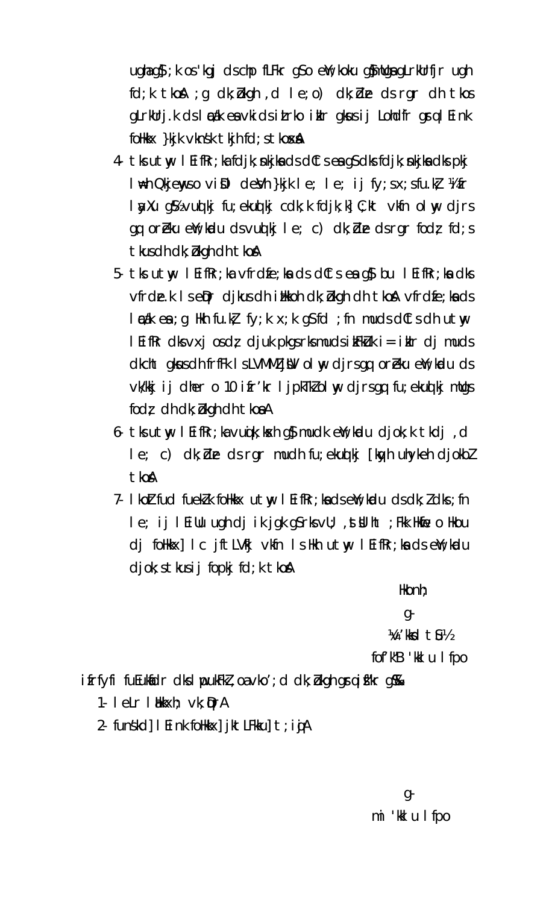ugha gS;k os'kgj dscp fLFkr gSo eN;koku gSmUgsa gLrkUrfjr ugh fd;k tkosA ;g dk;Zokgh ,d le;c) dk;Ze ds rgr dh tkos gLrkUrj.k ds lEcU/k esa vkids izLrko izkIr gksus ij Lohd`fr gsrq lEcfU/kr foHkkx }kjk vkns'k tkjh fd;s tkosxsA

4. tks ujsxk lEifRr;ka fdjk;snkjksa ds dCts esa gSa dks fdjk;snkjksa dks pkj l\*kh Økjeywo vi.kh demksVh }kjk le; le; ij fy;sx;s fu.kZ; ½fr lwpuxu gS½ vuqlkj fu;ekuqlkj cdk;k fdjk;k] C;kt vkfn olwy djrs gq orZeku eN;kdu ds vuqlkj le; c) dk;Ze ds rgr fodz; fd;s tkus dh dk;Zokgh dh tkosA

5. tks ujsxk lEifRr;ka vfrdze;ksa ds dCts esa gS bu lEifRr;ksa dks vfrdze.k ls eqDr djkus dh izHkkoh dk;Zokgh dh tkosA vfrdze;ksa ds lEcU/k esa ;g Hkh fu.kZ; fy;k x;k gS fd ;fn muds dCts dh ujsxk lEifRr dks vxj osdz; djuk pkgs rks muds izFkuk i= izkIr dj muds dkcht gksus dh frfFk lsLVkEi M;wVh olwy djrs gq orZeku eN;kdu ds vk/kkj ij dher o 10 izfr'kr ljpkTkZ olwy djrs gq fu;ekuqlkj mUgs fodz; dh dk;Zokgh dh tkosaA

6. tks ujsxk lEifRr;ka vuqi;ksxh gS mudk eN;kdu djok;k tkdj ,d le; c) dk;Ze ds rgr mudh fu;ekuqlkj [kqyh uhykeh djokbZ tkosA

7. lkoZtfud fuekZ.k foHkkx ujsxk lEifRr;ksa ds eN;kdu ds dk;Z dks ;fn le; ij lEiUu ugh dj ik jgk gS rks vU; ,tsUlht ;Fkk Hkwfe o Hkou dj foHkkx] lc jftLVkj vkfn ls Hkh ujsxk lEifRr;ksa ds eN;kdu djok;s tkus ij fopkj fd;k tkosA

Hkonh;
g-
¼v/'kksd tSu½
foʼkh"B 'kklu lfpo

izfrfyfi fuEukafdr dks lwpukFkZ ,oa vko';d dk;Zokgh gsrq izsf"kr gS%&

1- lEkLr lEHkkxh; vk;qDrA
2- funs'kd] lEink foHkkx] jktLFkku] t;iqjA

g-
mi 'kklu lfpo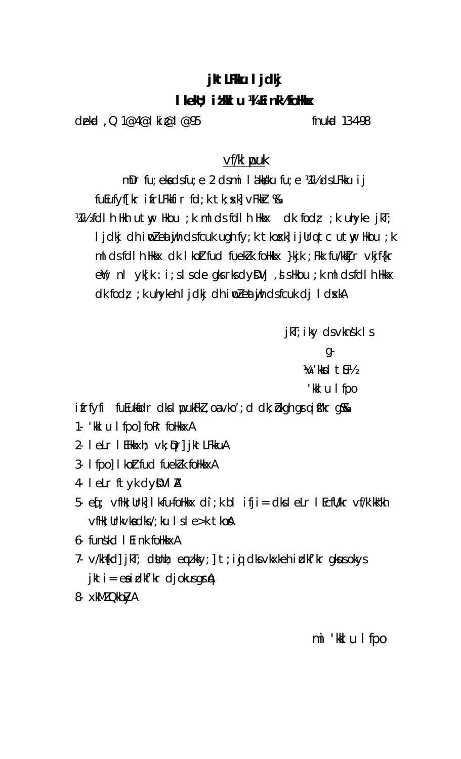# jktLFkku ljdkj

## lkekU; iz'kklu ¼Eink½ foHkkx

dzekad ,Q 1@4@lkiz@l@95 fnukad 13-4-98

<u>vf/klwpuk</u>

mDr fu;eksa ds fu;e 2 ds mi l'akks/ku fu;e ¼1½ ds LFkku ij fuEufyf[kr izfrLFkkfir fd;k tk;sxk] vFkkZr %&

¼1½ fdlh Hkh utwy Hkou ;k ml ds fdlh Hkkx dk fodz; ;k uhyke jkT; ljdkj dh iwoZ eatwjh ds fcuk ugh fy;k tkosxk] ijUrq tc utwy Hkou ;k ml ds fdlh Hkkx dk lkoZtfud fuekZ.k foHkkx }kjk ;Fkk fu/kkZfjr vkjf{kr eWY; nl yk[k :i;s ls de gksrks dyDVj ,sls Hkou ;k ml ds fdlh Hkkx dk fodz; ;k uhyke jkT; ljdkj dh iwoZ eatwjh ds fcuk dj ldsxkA

jkT;iky ds vkns'k ls

g-

¼'kkd tSu½

'kklu lfpo

izfrfyfi fuEukafdr dks lwpukFkZ ,oa vko';d dk;Zokgh gsrq izsf'kr gS%&

1- 'kklu lfpo] foRr foHkkxA
2- leLr lEHkkxh; vk;qDr] jktLFkkuA
3- lfpo] lkoZtfud fuekZ.k foHkkxA
4- leLr ftyk dyDVlZA
5- eq[; vfHk;Urk] lkfu-foHkkx d`i;k bl ifji= dks leLr lEcfU/kr vf/k'kk"kh vfHk;Urkvksa dks /;ku ls le>k tkosA
6- funs'kd lEink foHkkxA
7- v/kh{kd] jkT; dsUnzh; eqnz.kky;] t;iqj dks vkxkeh izdkf'kr gksus okys jktif= esa izdkf'kr djokus gsrqA
8- xkMZ QkbZyA

mi 'kklu lfpo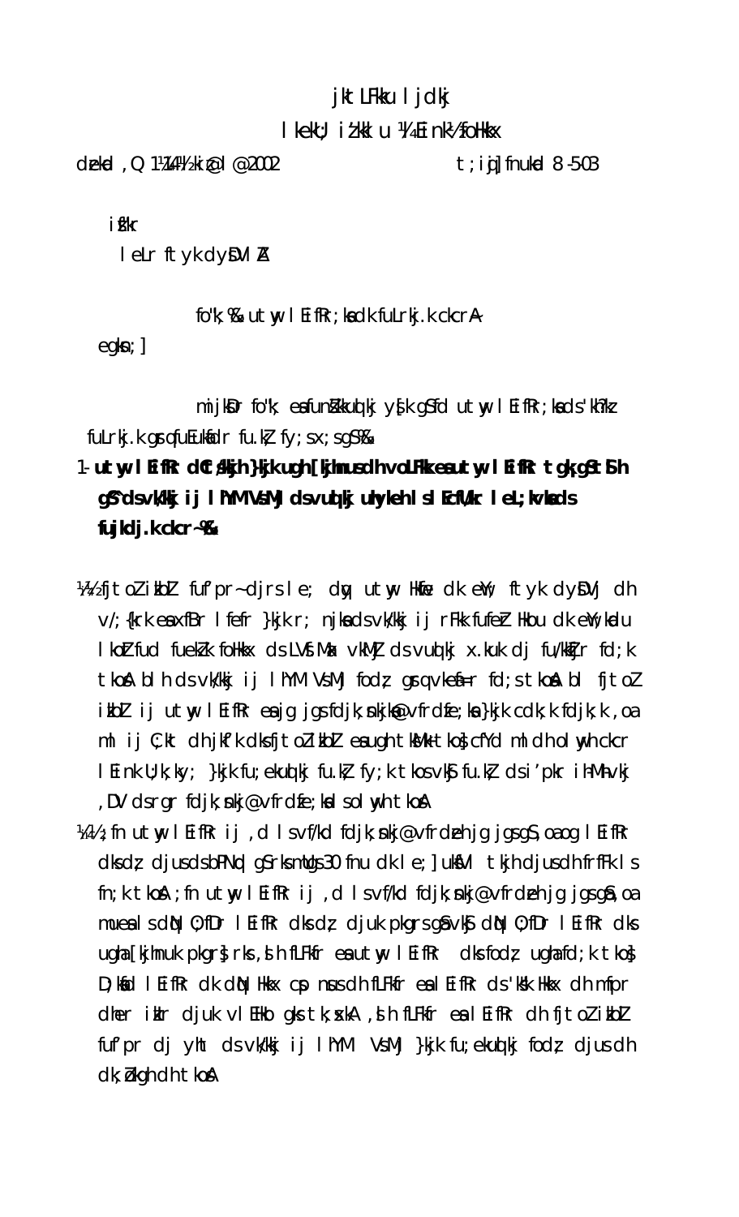jktLFkku ljdkj

lkekU; iz'kklu ¼Ein½foHkkx

dzekad ,Q 1¼4½ki@l@2002                                    t;iqj] fnukad 8-5-03

ifji=

leLr ftyk dyDVlZ

fo'k; %& utwy lEifRr;ksa dk fuLrkj.k ckcrA

egksn;]

mijksDr fo'k; esa funs'kkuqlkj ys[k gS fd utwy lEifRr;ksa ds 'kh?kz fuLrkj.k gsrq fuEukafdr fu.kZ; fy;s x;s gSa%&

**1- utwy lEifRr dCt/kkjh }kjk ugh [kjhnus dh voLFkk esa utwy lEifRr tgk¡ gS tSlh gS^ ds vk/kkj ij lhyM VsaMj ds vuqlkj uhykeh ls lEcfU/kr leL;kvksa ds fujkdj.k ckcr~%&**

¼1½ ftyk ifj"kn~ fuf'pr~ djrs le; dqy utwy Hkwfe dk ewY; ftyk dysDVj dh v/;{krk esa xfBr lfefr }kjk r; njksa ds vk/kkj ij rFkk fufeZr Hkou dk ewY;kadu lkoZtfud fuekZ.k foHkkx ds LVSaMMZ vkMZj ds vuqlkj x.kuk dj fu/kkZfjr fd;k tkosA blh ds vk/kkj ij lhyM VsaMj fodz; gsrq vkefU=r fd;s tkosA bl ftyk ifj"kn~ ij utwy lEifRr esa jg jgs fdjk;snkj@vfrdzfe;ksa }kjk cdk;k fdjk;k ,oa ml ij C;kt dh jkf'k dks ftyk ifj"kn~ esa ugh tek djk;k tkos cfYd ml dh olwyh ckcr lEink U;k;ky; }kjk fu;ekuqlkj fu.kZ; fy;k tkos vkSj fu.kZ; ds i'pkr ih-Mh-vkj ,DV ds rgr fdjk;snkj@vfrdzfe;ksa ls olwyh tkosA

¼2½ ;fn utwy lEifRr ij ,d ls vf/kd fdjk;snkj@vfrdzeh jg jgs gS ,oa og lEifRr dks dz; djus ds bPNqd gS rks mUgs 30 fnu dk le;] uksfVl tkjh djus dh frfFk ls fn;k tkosA ;fn utwy lEifRr ij ,d ls vf/kd fdjk;snkj@vfrdzeh jg jgs gks ,oa mueas ls dqN O;fDr lEifRr dks dz; djuk pkgrs gks vkSj dqN O;fDr lEifRr dks ugha [kjhnuk pkgrs rks ,slh fLFkfr esa utwy lEifRr dks fodz; ugha fd;k tkos D;ksafd lEifRr dk dqN Hkkx cp nsus dh fLFkfr esa lEifRr ds 'ks"k Hkkx dh mfpr dher izkIr djuk vlEHko gks tk;sxkA ,slh fLFkfr esa lEifRr dh ftyk ifj"kn~ fuf'pr dj yh tk ds vk/kkj ij lhyM VsaMj }kjk fu;ekuqlkj fodz; djus dh dk;Zokgh dh tkosA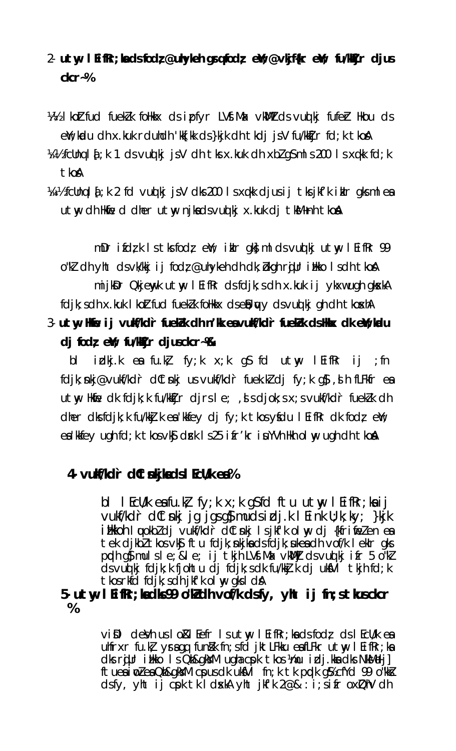**2- utwy lEifRr ;kstukvksa ds fodkl@uhykeh gsrq fodkl eaMy@vkjf{kr eaMy fu/kkZfjr djus ckcr~%**

¼1½ lokZfud fuekZ.k foHkkx ds iz pfyr LVS.MMZ vkbZVe ds vuqlkj fufeZr Hkou ds eaMyksa dh x.kuk rduhdh 'kk[kk ds }kjk dh tkdj jsV fu/kkZfjr fd;k tkosA

¼2½ fcUnq la[;k 1 ds vuqlkj jsV dh tks x.kuk dh xbZ gS mlls 200 ls xq.kk fd;k tkosA

¼3½ fcUnq la[;k 2 fd vuqlkj jsV dks 200 ls xq.kk djus ij tks jkf'k iklr gks ml esa utwy dh Hkwfe dh dher utwy njksa ds vuqlkj x.kuk dj tksM+h tkosA

mDr ifdz;k ls tks fodkl eaMy iklr gks ml ds vuqlkj utwy lEifRr 99 o"kZ dh yht ds vk/kkj ij fodkl@uhykeh dh dk;Zokgh rqjUr izkjEHk dh tkosA

mijksDr Qkjewyk utwy lEifRr ds fdjk;s dh x.kuk ij ykxw ugha gksxkA fdjk;s dh x.kuk lokZfud fuekZ.k foHkkx ds ekinaMksa ds vuqlkj gh dh tkosxhA

**3- utwy Hkwfe ij vuf/kd`r fuekZ.k dh n'kk esa vuf/kd`r fuekZ.k ds Hkkx dk eaMyksa dj fodkl eaMy fu/kkZfjr djus ckcr~%&**

bl izdj.k esa fu.kZ fy;k x;k gS fd utwy lEifRr ij ;fn fdjk;snkj@vuf/kd`r dCtsnkj us vuf/kd`r fuekZ.k dj fy;k gS ,slh fLFkfr esa utwy Hkwfe dk fdjk;k fu/kkZfjr djrs le; ,sls djok;s x;s vuf/kd`r fuekZ.k dh dher dks fdjk;k fu/kkZj.k esa 'kkfey dj fy;k tkos ysfdu lEifRr dk fodkl eaMy esa 'kkfey ugha fd;k tkos vkSj dzek ls 25 izfr'kr isuYVh Hkh olwy ugha dh tkosA

**4- vuf/kd`r dCtsnkjksa ds lEcU/k esa%**

bl lEcU/k esa fu.kZ fy;k x;k gS fd ftu utwy lEifRr;ksa ij vuf/kd`r dCtsnkj jg jgs gS mudh izdj.k lEcfU/kr ;kstuk ys;q }kjk iRkkoh lquokbZ dj vuf/kd`r dCtsnkj ls jkf'k olwy dj {kfriwfrZ en esa tek djkbZ tkos vkSj ftu fdjk;snkjksa ds fdjk;ukekas dh vof/k lekIr gks pqdh gS mu ls le;&le; ij tkjh LVS.MMZ vkbZVe ds vuqlkj izfr 5 o"kZ ds vuqlkj fdjk;k fjohtu dj fdjk;s dk fu/kkZj.k dj ukSfVl tkjh fd;k tkos rFkk fdjk;s dh jkf'k olwy gks ldsA

**5- utwy lEifRr;ksa dks 99 o"kZ dh vof/k ds fy, yht ij fn;s tkus ckcr%**

vi\SD deVh us lo lEefr ls utwy lEifRr;ksa ds fodkl ds lEcU/k esa uhfrxr fu.kZ ysrs gq, funsZ'k fn;s fd jktLFkku esa fLFkr utwy lEifRr;ksa dks rqjUr izkjEHk ls Qzh&gksYM ugha cuk;k tkos ¼mu izdj.kksa dks NksM+dj] ftuesa iwoZ esa Qzh&gksYM cukus dk ukfVl fn;k tk pqdk gS½ cfYd 99 o"kZ ds fy, yht ij cuk;k tk ldsxkA yht jkf'k 2@& : i;s izfr oxZQhV dh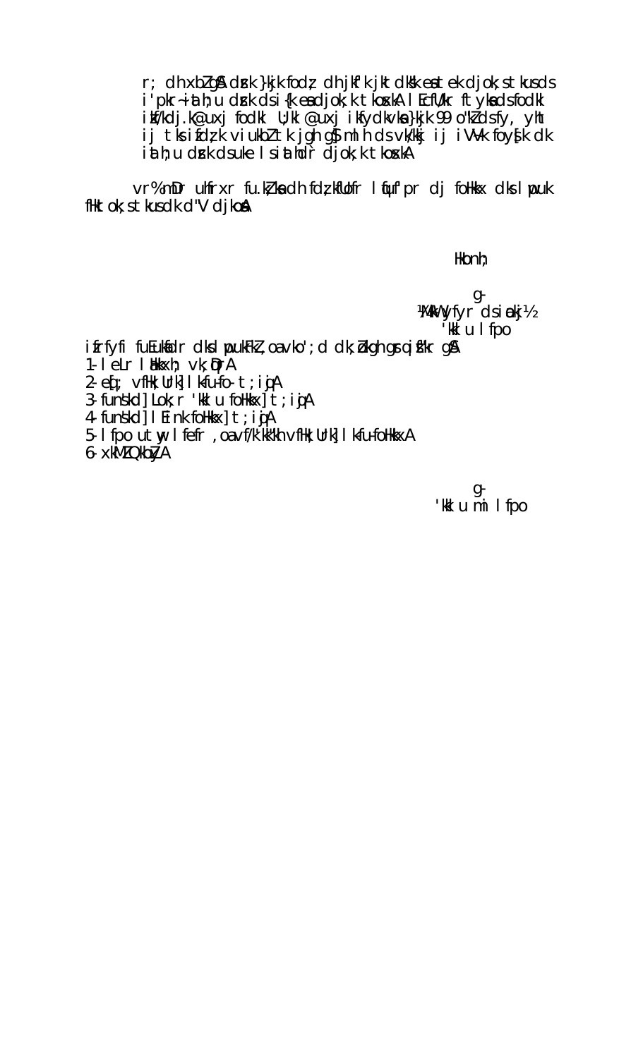r; dh xbZ gSA dsUnz }kjk fodkl dh jkf'k jkT;ksa esa tek djok;s tkus ds i'pkr~ iath;u dsUnz ds i{k esa djok;k tkosxkA lEcfU/kr ftyksa ds fodkl iq/kdj.k@uxj fodkl U;kl@uxj ikfydkvksa }kjk 99 o"kZ ds fy, yht ij tks ifjdYiuk;sa vkcafVr dh tk jgh gS] mlh ds vk/kkj ij iV~Vk foys[k dk iath;u dsUnz ds uke ls iathd`r djok;k tkosxkA

vr% mDr uhfrxr fu.kZ;ksa dh fdz;kfUofr lqfuf'pr dj fo"kkx dks lwpuk fHktok;s tkus dk d"V djkosaA

Hkonh;

g-

¼MkW0 yfyr dsiwdkj½

'kklu lfpo

izfrfyfi fuEufyf[kr dks lwpukFkZ ,oa vko';d dk;Zokgh gsrq izsf"kr gSA

1- lelr lEHkkxh; vk;qDrA
2- eq[; vfHk;Urk] lkfu-fo-t;iqjA
3- funs'kd] Lok;r 'kklu foHkkx] t;iqjA
4- funs'kd] lEink foHkkx] t;iqjA
5- lfpo utyw lefr ,oa vf/k'kk"kh vfHk;Urk] lkfu-foHkkxA
6- xkMZ QkbZyA

g-

'kklu mi lfpo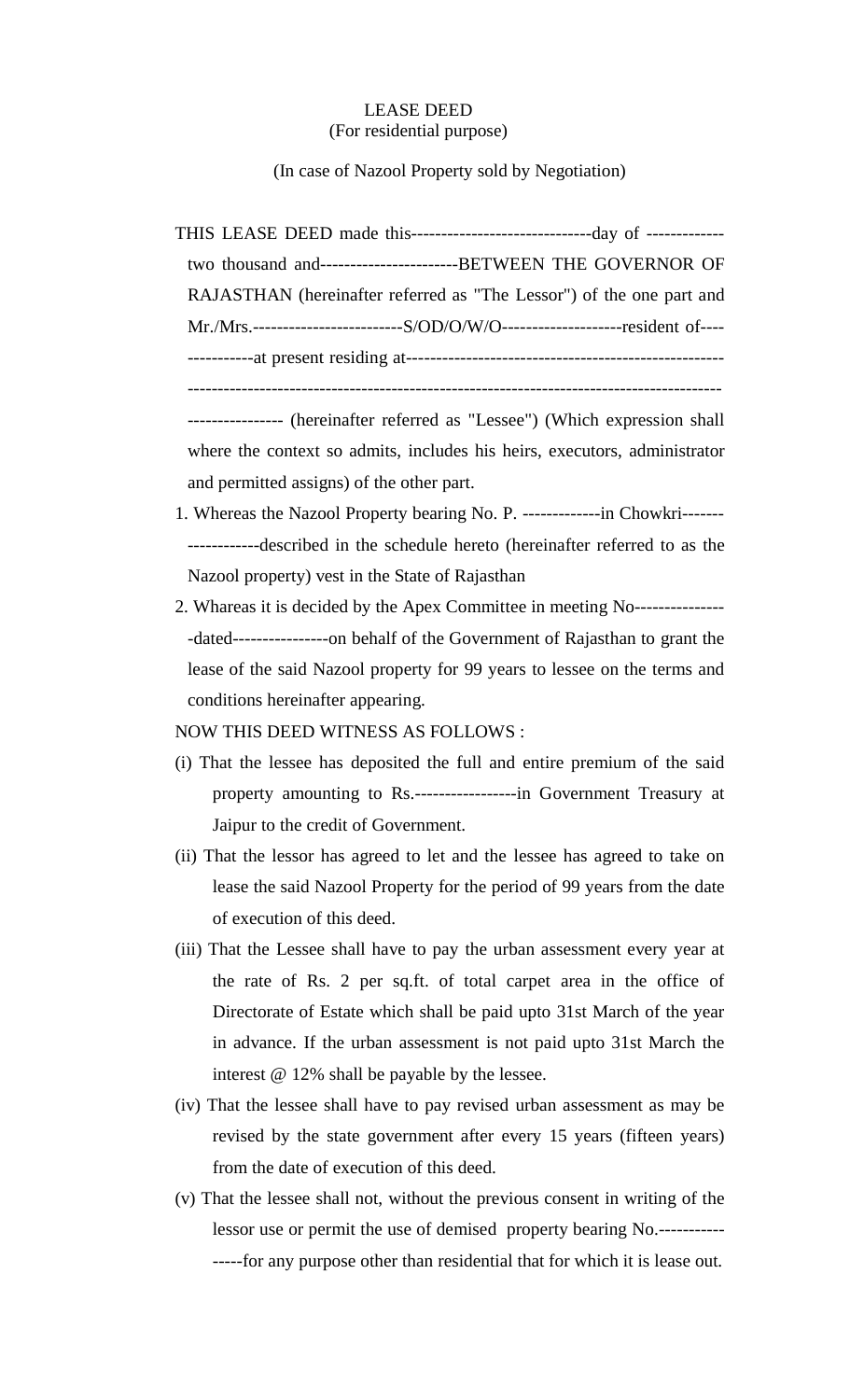LEASE DEED
(For residential purpose)

(In case of Nazool Property sold by Negotiation)

THIS LEASE DEED made this------------------------------day of ------------- two thousand and----------------------BETWEEN THE GOVERNOR OF RAJASTHAN (hereinafter referred as "The Lessor") of the one part and Mr./Mrs.-------------------------S/OD/O/W/O--------------------resident of---- -----------at present residing at----------------------------------------------------- ------------------------------------------------------------------------------------------ --------------- (hereinafter referred as "Lessee") (Which expression shall where the context so admits, includes his heirs, executors, administrator and permitted assigns) of the other part.

1. Whereas the Nazool Property bearing No. P. -------------in Chowkri------- ------------described in the schedule hereto (hereinafter referred to as the Nazool property) vest in the State of Rajasthan
2. Whareas it is decided by the Apex Committee in meeting No--------------- -dated----------------on behalf of the Government of Rajasthan to grant the lease of the said Nazool property for 99 years to lessee on the terms and conditions hereinafter appearing.

NOW THIS DEED WITNESS AS FOLLOWS :

(i) That the lessee has deposited the full and entire premium of the said property amounting to Rs.-----------------in Government Treasury at Jaipur to the credit of Government.

(ii) That the lessor has agreed to let and the lessee has agreed to take on lease the said Nazool Property for the period of 99 years from the date of execution of this deed.

(iii) That the Lessee shall have to pay the urban assessment every year at the rate of Rs. 2 per sq.ft. of total carpet area in the office of Directorate of Estate which shall be paid upto 31st March of the year in advance. If the urban assessment is not paid upto 31st March the interest @ 12% shall be payable by the lessee.

(iv) That the lessee shall have to pay revised urban assessment as may be revised by the state government after every 15 years (fifteen years) from the date of execution of this deed.

(v) That the lessee shall not, without the previous consent in writing of the lessor use or permit the use of demised property bearing No.----------- -----for any purpose other than residential that for which it is lease out.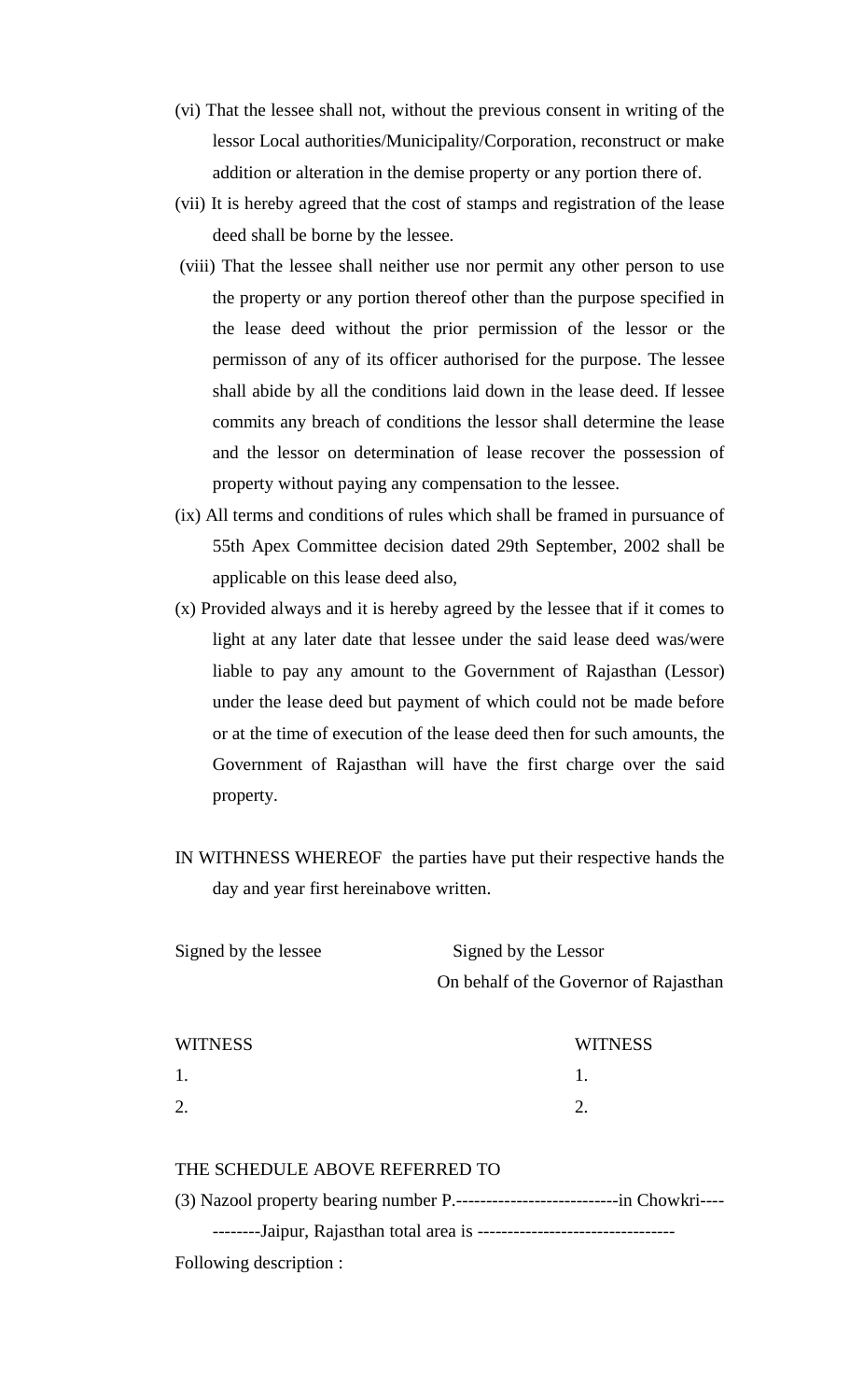(vi) That the lessee shall not, without the previous consent in writing of the lessor Local authorities/Municipality/Corporation, reconstruct or make addition or alteration in the demise property or any portion there of.

(vii) It is hereby agreed that the cost of stamps and registration of the lease deed shall be borne by the lessee.

(viii) That the lessee shall neither use nor permit any other person to use the property or any portion thereof other than the purpose specified in the lease deed without the prior permission of the lessor or the permisson of any of its officer authorised for the purpose. The lessee shall abide by all the conditions laid down in the lease deed. If lessee commits any breach of conditions the lessor shall determine the lease and the lessor on determination of lease recover the possession of property without paying any compensation to the lessee.

(ix) All terms and conditions of rules which shall be framed in pursuance of 55th Apex Committee decision dated 29th September, 2002 shall be applicable on this lease deed also,

(x) Provided always and it is hereby agreed by the lessee that if it comes to light at any later date that lessee under the said lease deed was/were liable to pay any amount to the Government of Rajasthan (Lessor) under the lease deed but payment of which could not be made before or at the time of execution of the lease deed then for such amounts, the Government of Rajasthan will have the first charge over the said property.

IN WITHNESS WHEREOF the parties have put their respective hands the day and year first hereinabove written.

Signed by the lessee

Signed by the Lessor
On behalf of the Governor of Rajasthan

WITNESS
1.
2.

WITNESS
1.
2.

THE SCHEDULE ABOVE REFERRED TO

(3) Nazool property bearing number P.---------------------------in Chowkri------------Jaipur, Rajasthan total area is ---------------------------------

Following description :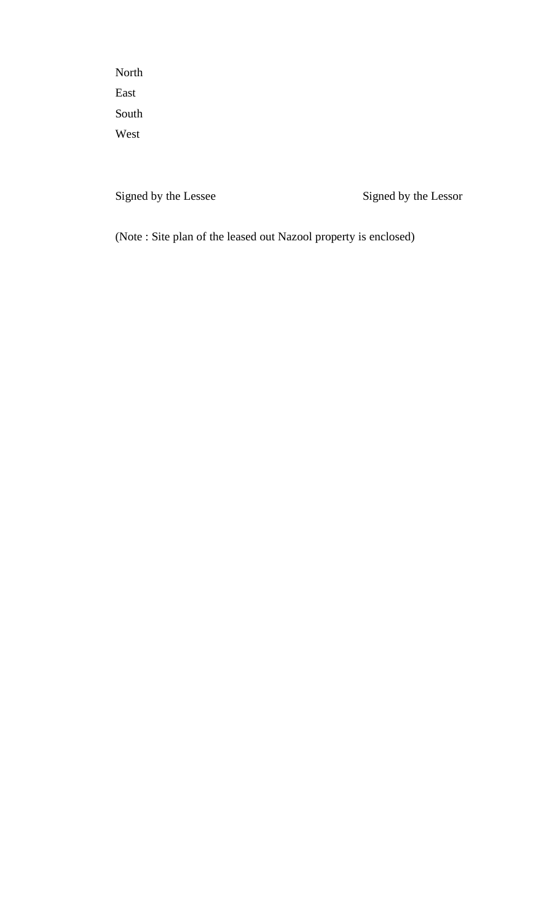North

East

South

West

Signed by the Lessee                                        Signed by the Lessor

(Note : Site plan of the leased out Nazool property is enclosed)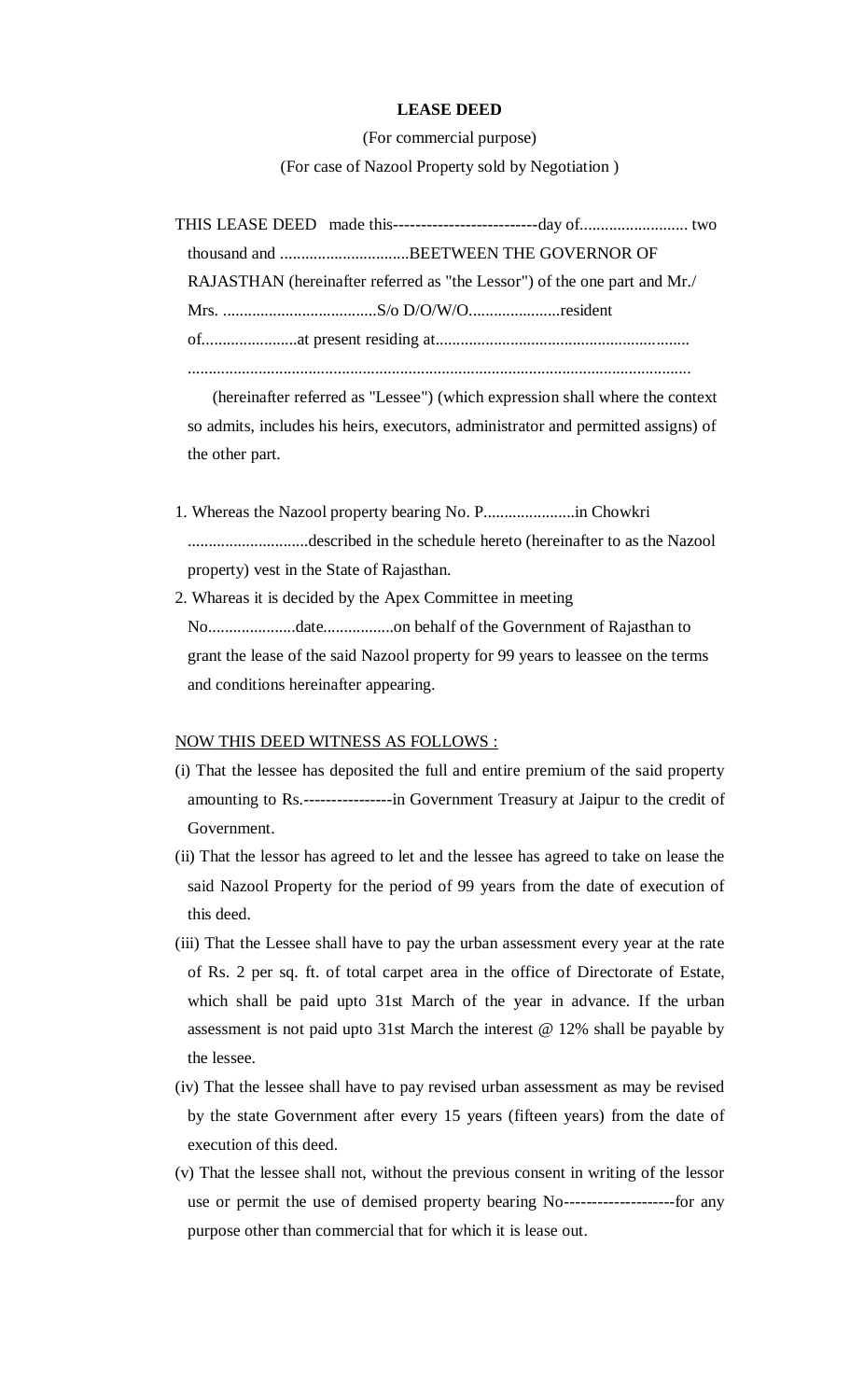**LEASE DEED**

(For commercial purpose)

(For case of Nazool Property sold by Negotiation )

THIS LEASE DEED made this--------------------------day of.......................... two thousand and ...............................BEETWEEN THE GOVERNOR OF RAJASTHAN (hereinafter referred as "the Lessor") of the one part and Mr./ Mrs. .....................................S/o D/O/W/O......................resident of.......................at present residing at............................................................ .........................................................................................................................

(hereinafter referred as "Lessee") (which expression shall where the context so admits, includes his heirs, executors, administrator and permitted assigns) of the other part.

1. Whereas the Nazool property bearing No. P......................in Chowkri .............................described in the schedule hereto (hereinafter to as the Nazool property) vest in the State of Rajasthan.
2. Whareas it is decided by the Apex Committee in meeting No.....................date.................on behalf of the Government of Rajasthan to grant the lease of the said Nazool property for 99 years to leassee on the terms and conditions hereinafter appearing.

NOW THIS DEED WITNESS AS FOLLOWS :

(i) That the lessee has deposited the full and entire premium of the said property amounting to Rs.----------------in Government Treasury at Jaipur to the credit of Government.

(ii) That the lessor has agreed to let and the lessee has agreed to take on lease the said Nazool Property for the period of 99 years from the date of execution of this deed.

(iii) That the Lessee shall have to pay the urban assessment every year at the rate of Rs. 2 per sq. ft. of total carpet area in the office of Directorate of Estate, which shall be paid upto 31st March of the year in advance. If the urban assessment is not paid upto 31st March the interest @ 12% shall be payable by the lessee.

(iv) That the lessee shall have to pay revised urban assessment as may be revised by the state Government after every 15 years (fifteen years) from the date of execution of this deed.

(v) That the lessee shall not, without the previous consent in writing of the lessor use or permit the use of demised property bearing No--------------------for any purpose other than commercial that for which it is lease out.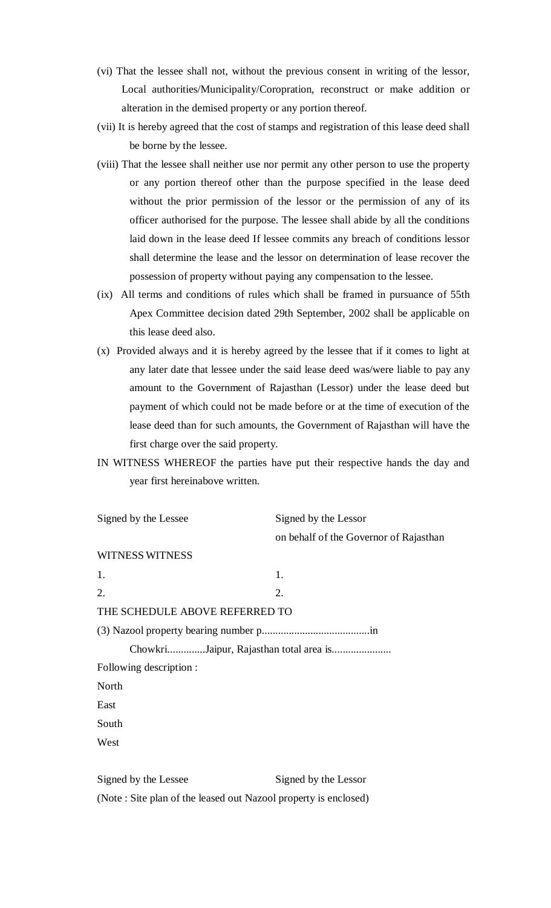(vi) That the lessee shall not, without the previous consent in writing of the lessor, Local authorities/Municipality/Coropration, reconstruct or make addition or alteration in the demised property or any portion thereof.

(vii) It is hereby agreed that the cost of stamps and registration of this lease deed shall be borne by the lessee.

(viii) That the lessee shall neither use nor permit any other person to use the property or any portion thereof other than the purpose specified in the lease deed without the prior permission of the lessor or the permission of any of its officer authorised for the purpose. The lessee shall abide by all the conditions laid down in the lease deed If lessee commits any breach of conditions lessor shall determine the lease and the lessor on determination of lease recover the possession of property without paying any compensation to the lessee.

(ix) All terms and conditions of rules which shall be framed in pursuance of 55th Apex Committee decision dated 29th September, 2002 shall be applicable on this lease deed also.

(x) Provided always and it is hereby agreed by the lessee that if it comes to light at any later date that lessee under the said lease deed was/were liable to pay any amount to the Government of Rajasthan (Lessor) under the lease deed but payment of which could not be made before or at the time of execution of the lease deed than for such amounts, the Government of Rajasthan will have the first charge over the said property.

IN WITNESS WHEREOF the parties have put their respective hands the day and year first hereinabove written.

Signed by the Lessee | Signed by the Lessor on behalf of the Governor of Rajasthan

WITNESS | WITNESS

1. | 1.

2. | 2.

THE SCHEDULE ABOVE REFERRED TO

(3) Nazool property bearing number p........................................in Chowkri..............Jaipur, Rajasthan total area is......................

Following description :

North

East

South

West

Signed by the Lessee | Signed by the Lessor

(Note : Site plan of the leased out Nazool property is enclosed)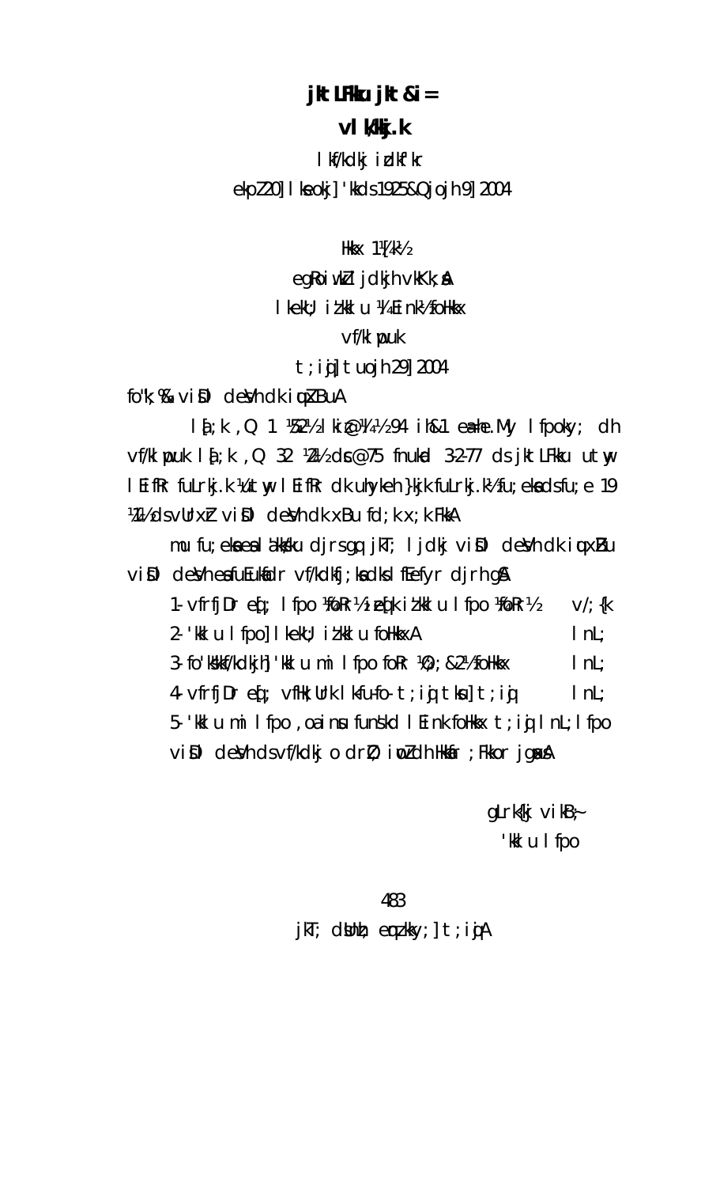# jktLFkku jkt&i=

## vlk/kkj.k

lkf/kdkj izdkf'kr

ekpZ 20] lkseokj] 'kkds 1925&Qjojh 9] 2004

Hkkx 1¼k½

egRoiw.kZ ljdkjh vkKk,¡A

lkekU; iz'kklu ¼Eink½ foHkkx

vf/klwpuk

t;iqj] tuojh 29] 2004

fo'k;%& viSDl desVh dk iquxZBuA

la[;k ,Q 1 ¼52½ lkiz@¼4½ 94 ih&1 ea=hm.My lfpoky; dh vf/klwpuk la[;k ,Q 32 ¼2½ dks@75 fnukad 3-2-77 ds jktLFkku utwy lEifRr fuLrkj.k ¼utwy lEifRr dk uhykeh }kjk fuLrkj.k½ fu;eksa ds fu;e 19 ¼2½ ds vUrxZr viSDl desVh dk xBu fd;k x;k FkkA

mu fu;eksa esa la'kks/ku djrs gq, jkT; ljdkj viSDl desVh dk iquxZBu viSDl desVh esa fuEukafdr vf/kdkfj;ksa dks lfEefyr djrh gSA

1- vfrfjDr eq[; lfpo ¼foRr½@iz[kj iz'kklu lfpo ¼foRr½ — v/;{k
2- 'kklu lfpo] lkekU; iz'kklu foHkkxA — lnL;
3- fo'ks"kkf/kdkjh] 'kklu mi lfpo foRr ¼O;;&2½ foHkkx — lnL;
4- vfrfjDr eq[; vfHk;Urk lkfu-fo- t;iqj tksu] t;iqj — lnL;
5- 'kklu mi lfpo ,oa inus funs'kd lEink foHkkx t;iqj lnL; lfpo

viSDl desVh ds vf/kdkj o drZO; iwoZ dh HkkWfr ;Fkkor jgsaxsA

gLrk{kj vifBr~
'kklu lfpo

jkT; dsUnzh; eqnz.kky;] t;iqjA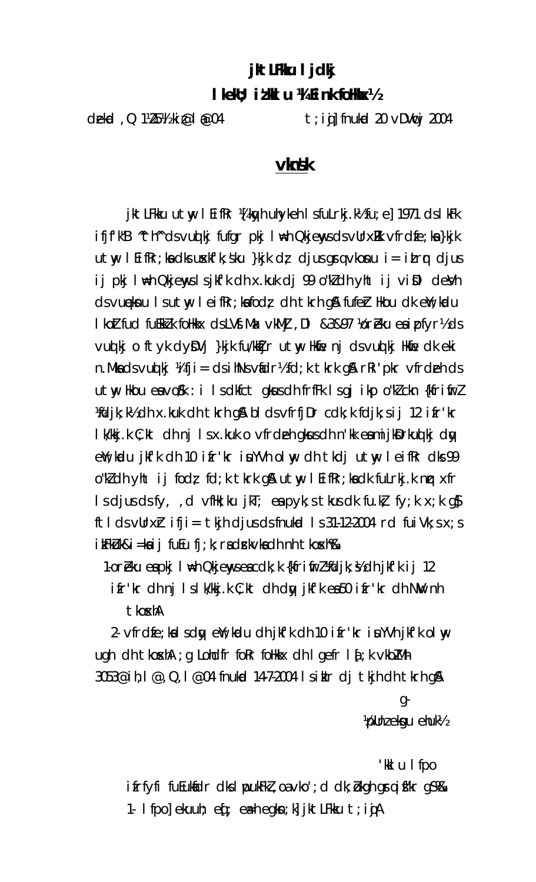**jktLFkku ljdkj**

**lkekU; iz'kklu ¼lEink foHkkx½**

Øekad ,Q 1¼25½iz@l@04                t;iqj] fnukad 20 vDVwcj 2004

## <u>vkns'k</u>

jktLFkku uxj lEifRr ¼[kqyh uhykeh lsfuLrkj.k½fu;e] 1971 ds lkFk ifjf'k"B ^lh^ ds vuqlkj fufgr pkj lw=h Qkjewys ds vUrxZr vfrdzfe;ksa}kjk uxj lEifRr;ksa dks uxkfj'kdks }kjk dz; djus gsrq vkosnu i= izLrqr djus ij pkj lw=h Qkjewys ls jkf'k dh x.kuk dj 99 o"kZ dh yht ij iV~Vs ds vuqeksnu ls uxj lEifRr;ksa dks fodz; dh tkrh gSA fufeZr Hkou dk ewY;kadu lkoZtfud fuekZ.k foHkkx ds LVs.MMZ vkMZj ,Dl &3&97 ¼orZeku esa izpfyr½ ds vuqlkj o ftyk dysDVj }kjk fu/kkZfjr uxj Hkwfe nj ds vuqlkj Hkwfe dk ewY; n.M ds vuqlkj ¼fjiksVZ ds ihNs vafdr½ fd;k tkrk gSA rRi'pkr vfrdzeh ds uxj Hkou esa vo/k : i ls dkfct gksus dh frfFk ls gj ikap o"kZ cknk {kfriwfrZ ¼fdjk;k½ dh x.kuk dh tkrh gSA bl ds vfrfjDr cdk;k fdjk;s ij 12 izfr'kr lk/kkj.k C;kt dh nj ls x.kuk o vfrdzeh gksus dh n'kk esa mijksDrkuqlkj dqy ewY;kadu jkf'k dh 10 izfr'kr isuYVh olwy dh tkdj uxj lEifRr dks 99 o"kZ dh yht ij fodz; fd;k tkrk gSA uxj lEifRr;ksa dk fuLrkj.k mDr xfr ls djus ds fy, ,d vfHk;ku jkT; esa pyk;s tkus dk fu.kZ; fy;k x;k gS] ftlds vUrxZr ifji= tkjh djus ds fnukad ls 31-12-2004 rd fuiVk;s x;s izkFkZuk i=ksa ij fuEu fj;k;rsa dk ykHk nh tkosxh%&

1- orZeku esa pkj lw=h Qkjewys esa cdk;k {kfriwfrZ ¼fdjk;s½ dh jkf'k ij 12 izfr'kr dh nj ls lk/kkj.k C;kt dh dqy jkf'k esa 50 izfr'kr dh NwV nh tkosxhA

2- vfrdzfe;ksa ls dqy ewY;kadu dh jkf'k dh 10 izfr'kr isuYVh jkf'k olwy ugh dh tkosxhA ;g Lohd`fr foRr foHkkx dh lgefr la[;k vkbZ-Mh- 3053@ih;w,l@,Q,l@04 fnukad 14-7-2004 ls izkIr dj tkjh dh tkrh gSA

g-

¼pUnzeksgu ehuk½

'kklu lfpo

izfrfyfi fuEukafdr dks lwpukFkZ ,oa vko';d dk;Zokgh gsrq izsf"kr gS%&

1- lfpo] ekuuh; eq[;ea=h egksn;k] jktLFkku t;iqjA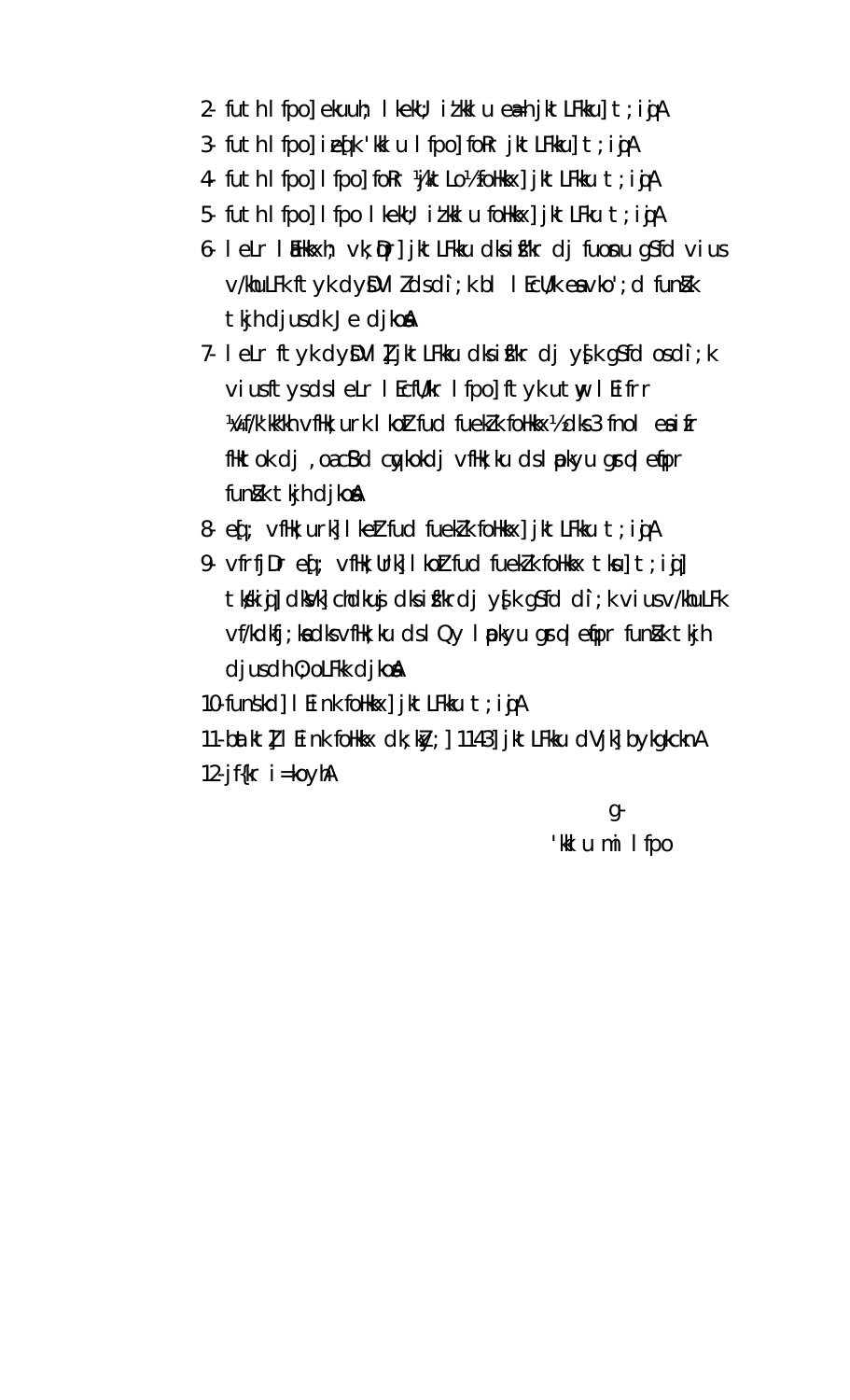2- futh lfpo] ekuuh; lkekU; iz'kklu ea=h jktLFkku] t;iqjA

3- futh lfpo] iz[k 'kklu lfpo] foRr jktLFkku] t;iqjA

4- futh lfpo] lfpo] foRr ¼jktLo½ foHkkx] jktLFkku t;iqjA

5- futh lfpo] lfpo lkekU; iz'kklu foHkkx] jktLFku t;iqjA

6- lelr lEHkkxh; vk;qDr] jktLFkku dks iszf"kr dj fuosnu gS fd vius v/khuLFk ftyk dysDVlZ ds dk;k bl lEcU/k esa vko';d funsZ'k tkjh djus dk Je djkosaA

7- lelr ftyk dysDVlZ] jktLFkku dks iszf"kr dj ys[k gS fd os dk;k vius ftys ds lelr lEcfU/kr lfpo] ftyk utwy lEifRr ¼vf/k'kk"kh vfHk;ark lkoZtfud fuekZ.k foHkkx½ dks 3 fnol esa ifr fHkTkok dj ,oa cSBd cqykokdj vfHk;krkvksa ds lapkyu gsrq lefpr funsZ'k tkjh djkosaA

8- eq[; vfHk;Urk] lkoZtfud fuekZ.k foHkkx] jktLFkku t;iqjA

9- vfrfjDr eq[; vfHk;Urk] lkoZtfud fuekZ.k foHkkx tksu] t;iqj] tks/kiqj] dksVk] chdkusj dks iszf"kr dj ys[k gS fd dk;k vius v/khuLFk vf/kdkfj;ksa dks vfHk;kuk ds lQy lapkyu gsrq lefpr funsZ'k tkjh djus dh O;oLFkk djkosaA

10- funs'kd] lEink foHkkx] jktLFkku t;iqjA

11- bapktZ] lEink foHkkx dk;kZy;] 1143] jktLFkku dVjk] bykgkcknA

12- jf{kr i=koyhA

g-

'kklu mi lfpo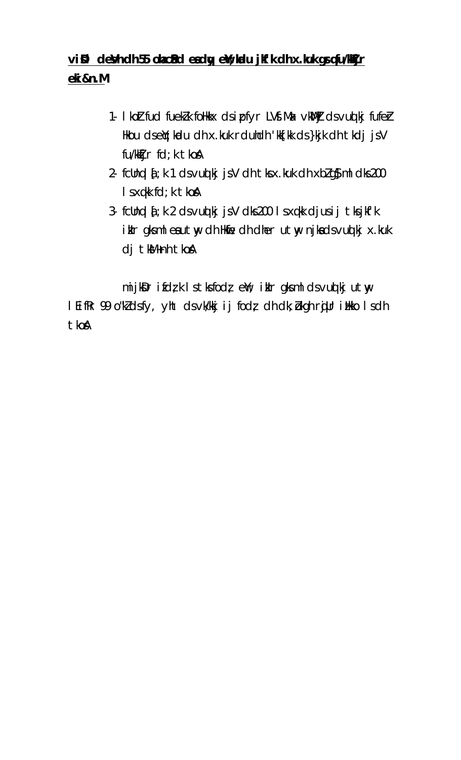**viSD deVh dh 55 okaCSd esa ewY;kadu jkf'k dh x.kuk gsrq fu/kkZfjr eki&n.M**

1- l kozfud fuekZ.k foHkkx ds ipfyr LVS.MZ vkWMZ ds vuqlkj fufeZ.k Hkou ds ewY;kadu dh x.kuk rduhdh 'kk[kk ds }kjk dh tkdj jsV fu/kkZfjr fd;k tkosA
2- fcUnq [a;k 1 ds vuqlkj jsV dh tks x.kuk dh xbZ gS ml dks 200 l sxq.kk fd;k tkosA
3- fcUnq [a;k 2 ds vuqlkj jsV dks 200 l sxq.kk djus ij tks jkf'k iklr gks ml esa tuy dh Hkfe dh dher tuy njks ds vuqlkj x.kuk dj tksMh tkosA

mijksDr ifdz;k l s tks fodz; eY; iklr gks ml ds vuqlkj tuy l EifRr 99 o"kZ ds fy, yht ds vk/kkj ij fodz; dh dk;Zokgh rqjUr iHkko l s dh tkosA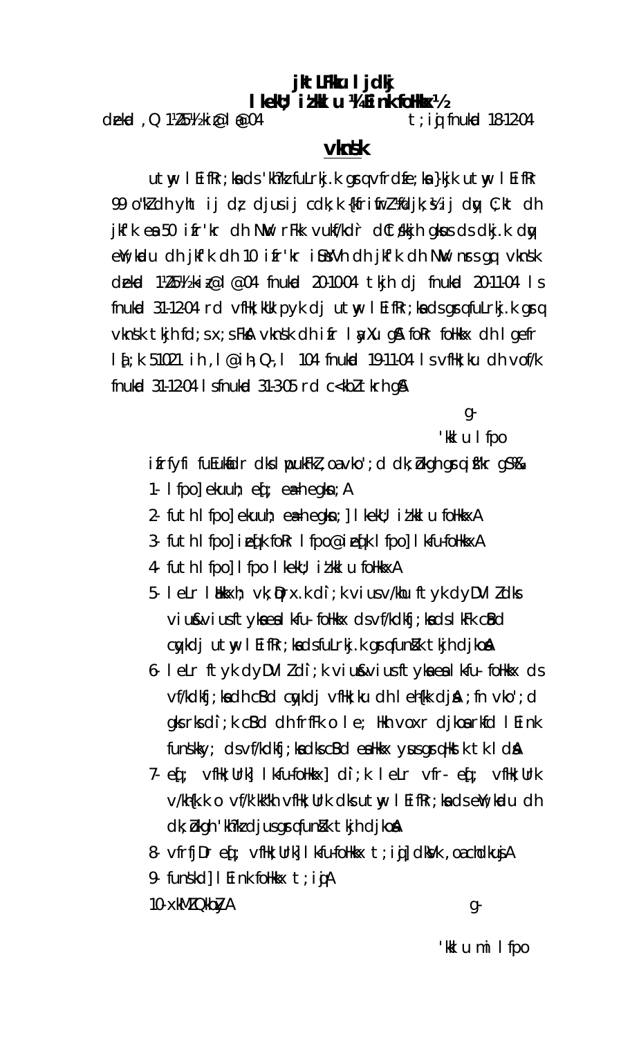**jktLFkku ljdkj**
**lkekU; iz'kklu ¼Ei.k foHkkx½**

dzekad ,Q 1¼25½ki@l@04 t;iqj fnukad 18-12-04

## vkns'k

utwy lEifRr;ksa ds 'kh?kz fuLrkj.k gsrq vfrdze.kksa }kjk utwy lEifRr 99 o"kZ dh yht ij dz; djus ij cdk;k {kfriwfrZ ¼fdjk;s½ ij dqy C;kt dh jkf'k esa 50 izfr'kr dh NwV rFkk vukf/kdr̀ dCtk/kkjh gksus ds dkj.k dqy eW;kadu dh jkf'k dh 10 izfr'kr isuYVh dh jkf'k dh NwV nsrs gq, vkns'k dzekad 1¼25½ki@l@04 fnukad 20-10-04 tkjh dj fnukad 20-11-04 ls fnukad 31-12-04 rd vfHk;ku pyk dj utwy lEifRr;ksa ds gsrq fuLrkj.k gsrq vkns'k tkjh fd;s x;s FksA vkns'k dh izfr layXu gSA foRr foHkkx dh lgefr la[;k 51021 ih,l@ih;Q,l 104 fnukad 19-11-04 ls vfHk;ku dh vof/k fnukad 31-12-04 ls fnukad 31-3-05 rd c<k;h tkrh gSA

g-
'kklu lfpo

izfrfyfi fuEukafdr dks lwpukFkZ ,oa vko';d dk;Zokgh gsrq izsf"kr gS%&

1. lfpo] ekuuh; eq[; ea=h egksn;A
2. futh lfpo] ekuuh; ea=h egksn;] lkekU; iz'kklu foHkkxA
3. futh lfpo] iz[k foRr lfpo@iz[k lfpo] Lok;Rr 'kklu foHkkxA
4. futh lfpo] lfpo lkekU; iz'kklu foHkkxA
5. leLr laHkkxh; vk;qDr x.k dì;k vius v/khu ftyk dyDVlZ dks vius&vius ftykssa esa LokÙk 'kklu foHkkx ds vf/kdkfj;ksa ds lkFk cSBd cqykdj utwy lEifRr;ksa ds fuLrkj.k gsrq funsZ'k tkjh djkosaA
6. leLr ftyk dyDVlZ dì;k vius&vius ftyksa esa LokÙk 'kklu foHkkx ds vf/kdkfj;ksa dh cSBd cqykdj vfHk;ku dh leh{kk djsaA ;fn vko';d gks rks dì;k cSBd dh frfFk o le; Hkh voxr djkosa rkfd lEHkkx funs'kky; ds vf/kdkfj;ksa dks cSBd esa Hkkx ysus gsrq Hkstk tk ldsA
7. eq[; vfHk;Urk] LkÙk 'kklu foHkkx] dì;k leLr vfr- eq[; vfHk;Urk v/kh{k.k o vf/k'kk"kh vfHk;Urk dks utwy lEifRr;ksa ds eW;kadu dh dk;Zokgh 'kh?kz djus gsrq funsZ'k tkjh djkosaA
8. vfrfjDr eq[; vfHk;Urk] LkÙk 'kklu foHkkx t;iqj] dksVk ,oa chdkusjA
9. funs'kd] lEHkkx foHkkx t;iqjA
10. xkMZ QkbZyA

g-
'kklu mi lfpo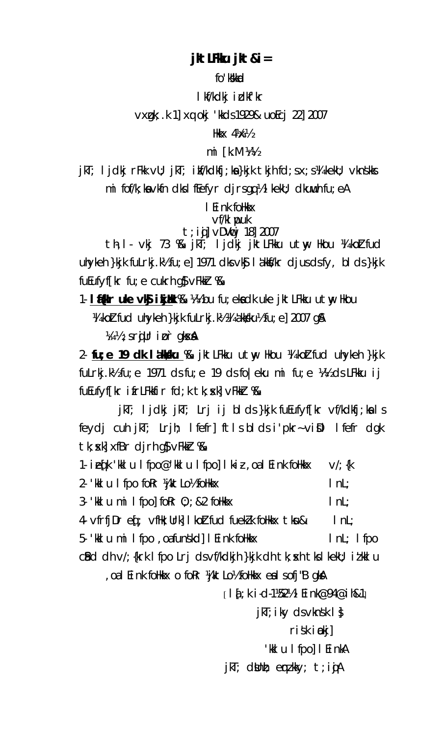**jktLFkku jkt&i=**

fo'ks"kkad

lkf/kdkj izdkf'kr

vxzgk;.k 1] xq:okj 'kkds 1929& uoEcj 22] 2007

Hkkx 4¼x½

mi [k.M ¼1½

jkT; ljdkj rFkk vU; jkT; izkf/kdkfj;ksa }kjk tkjh fd;sx;s¼ekeku;½ vkns'kks mi fof/k;ksa vkfn dks lfEefyr djrs gq;s¼ lkekU; dkuwuh fu;e½A

lEink foHkkx

vf/klwpuk

t;iqj] vDVwcj 18] 2007

th;l-vkj 73 %& jkT; ljdkj jktLFkku utyw Hkou ¼ko"kZ fud uhykeh }kjk fuLrkj.k½ fu;e] 1971 dks vkxs la'kksf/kr djus ds fy, blds }kjk fuEufyf[kr fu;e cukrh gS] vFkkZr %&

1- **laf{kIr uke vkSj izkjaHk** %& ¼1½ bu fu;eksa dk uke jktLFkku utyw Hkou ¼ko"kZ fud uhykeh }kjk fuLrkj.k½ ¼la'kks/ku½ fu;e] 2007 gSA

¼2½ ;s rqjUr izo`Rr gksaxsA

2- **fu;e 19 dk la'kks/ku** %& jktLFkku utyw Hkou ¼ko"kZ fud uhykeh }kjk fuLrkj.k½ fu;e 1971 ds fu;e 19 ds fo|eku mi fu;e ¼1½ ds LFkku ij fuEufyf[kr izfrLFkkfir fd;k tk;sxk] vFkkZr %&

jkT; ljdkj jkT; Lrj ij blds }kjk fuEufyf[kr vf/kdkfj;ksa ls feydj cuh jkT; Lrjh; lfefr] ftls blds i'pkr~ vi[kaM lfefr dgk tk;sxk xfBr djrh gS] vFkkZr %&

1- izeq[k 'kklu lfpo@'kklu lfpo] lkoZ ,oa lEink foHkkx — v/;{k
2- 'kklu lfpo foRr ¼jkt Lo½ foHkkx — lnL;
3- 'kklu mi lfpo] foRr ¼O;&2½ foHkkx — lnL;
4- vfrfjDr eq[; vfHk;Urk] lkoZ fud fuekZ.k foHkkx tksu& — lnL;
5- 'kklu mi lfpo ,oa funs'kd] lEink foHkkx — lnL; lfpo

cSBd dh v/;{krk lfpo Lrj ds vf/kdkjh }kjk dh tk;sxh tks lkekU;r% iz'kklu ,oa lEink foHkkx o foRr ¼jkt Lo½ foHkkx esa lsofjr gksA

[la[;k i-d-1¼52½ lEink@94@ikV&1]

jkT;iky ds vkns'k ls]

ri'sk iwuk]

'kklu lfpo] lEinkA

jkT; dsUnz; eqnzky;] t;iqjA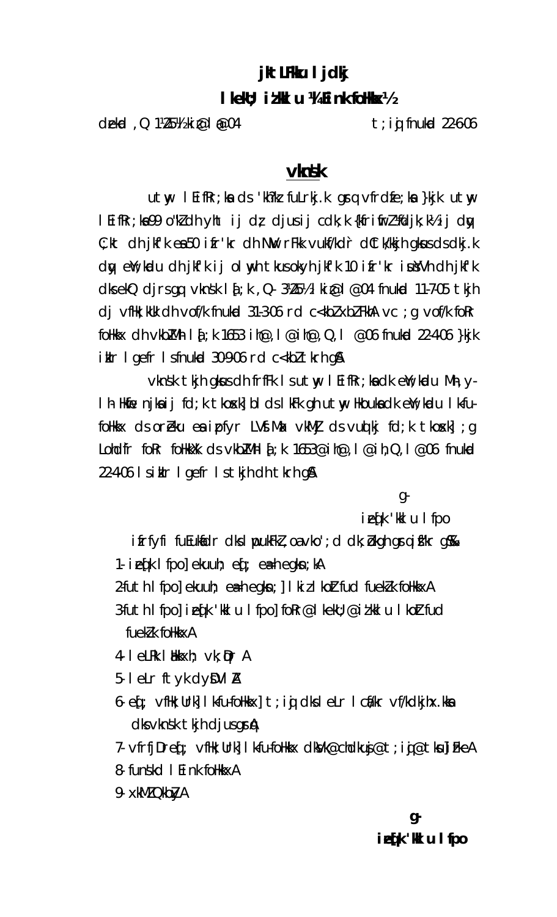**jktLFkku ljdkj**

**lkekU; iz'kklu ¼lEink foHkkx½**

dzekad ,Q 1¼5½ iz@l@04 t;iqj fnukad 22-6-06

## vkns'k

utwy lEifRr;ksa ds 'kh?kz fuLrkj.k gsrq vfrdfe;ksa }kjk utwy lEifRr;ksa 99 o"kZ dh yht ij dj djus ij cdk;k {kfriwfrZ ¼fdjk;k½ ij dqy C;kt dh jkf'k esa 50 izfr'kr dh NwV rFkk vukf/kd`r dCtk/kkjh gksus ds dkj.k dqy ewY;kadu dh jkf'k ij olwyh tkus okyh jkf'k 10 izfr'kr iusYVh dh jkf'k dks eekQ djrs gq, vkns'k la[;k ,Q-3¼5½ iz@l@04 fnukad 11-7-05 tkjh dj vfHk;kuk dh vof/k fnukad 31-3-06 rd c<kbZ xbZ FkhA vc ;g vof/k foRr foHkkx dh vkbZ-Mh la[;k 1653 ih@,l@ih@,Q,l@06 fnukad 22-4-06 }kjk izkIr lgefr ls fnukad 30-9-06 rd c<kbZ tkrh gSA

vkns'k tkjh gksus dh frfFk ls utwy lEifRr;ksa dk ewY;kadu Mh,y-lh Hkwfe njksa ij fd;k tkosxk] blds lkFk gh utwy Hkouksa dk ewY;kadu lkfu-foHkkx ds orZeku esa izpfyr LVs.MMZ vkMZj ds vuqlkj fd;k tkosxk] ;g Lohd`fr foRr foHkkx ds vkbZ-Mh la[;k 1653@ih@,l@ih,Q,l@06 fnukad 22-4-06 ls izkIr lgefr ls tkjh dh tkrh gSA

g-

izeq[k 'kklu lfpo

izfrfyfi fuEufyf[kr dks lwpukFkZ ,oa vko';d dk;Zokgh gsrq izsf"kr gS%&

1- izeq[k lfpo] ekuuh; eq[; ea=h egksn;kA
2- futh lfpo] ekuuh; ea=h egksn;] lkoZtfud fuekZ.k foHkkxA
3- futh lfpo] izeq[k 'kklu lfpo] foRr@lkekU;@iz'kklu lkoZtfud fuekZ.k foHkkxA
4- lEkLr laHkkxh; vk;qDr A
5- lEkLr ftyk dysDVlZA
6- eq[; vfHk;Urk] lkfu-foHkkx] t;iqj dks lEkLr lEcfU/kr vf/kdkjhx.kksa dks vkns'k tkjh djus gsrqA
7- vfrfjDr eq[; vfHk;Urk] lkfu-foHkkx dksVk@chdkusj@t;iqj@tks/kiqjA
8- funs'kd lEink foHkkxA
9- xkMZ QkbyA

g-

**izeq[k 'kklu lfpo**